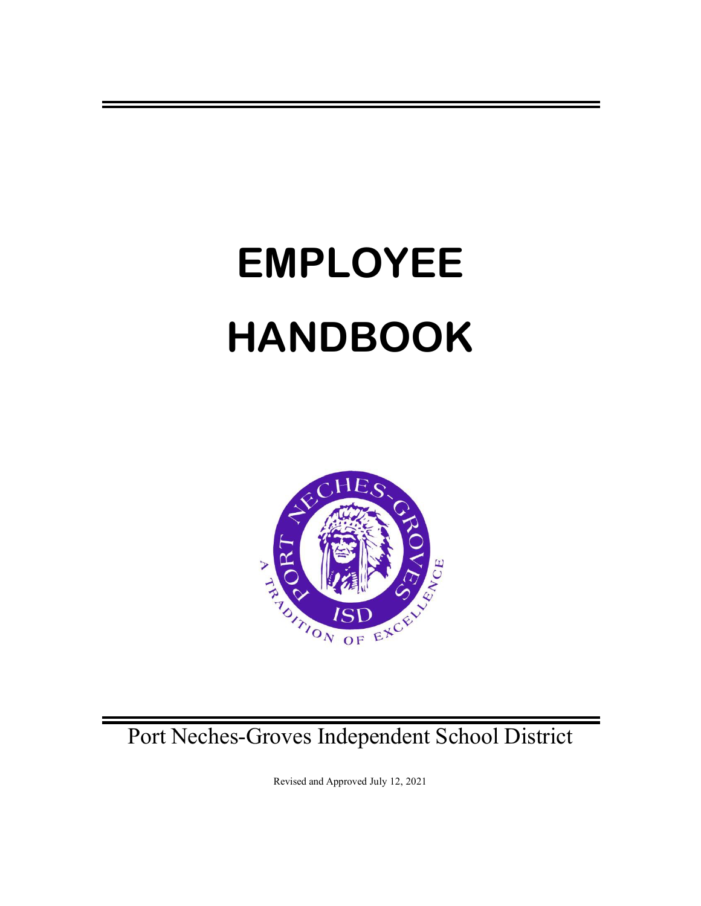# EMPLOYEE HANDBOOK

Port Neches-Groves Independent School District

Revised and Approved July 12, 2021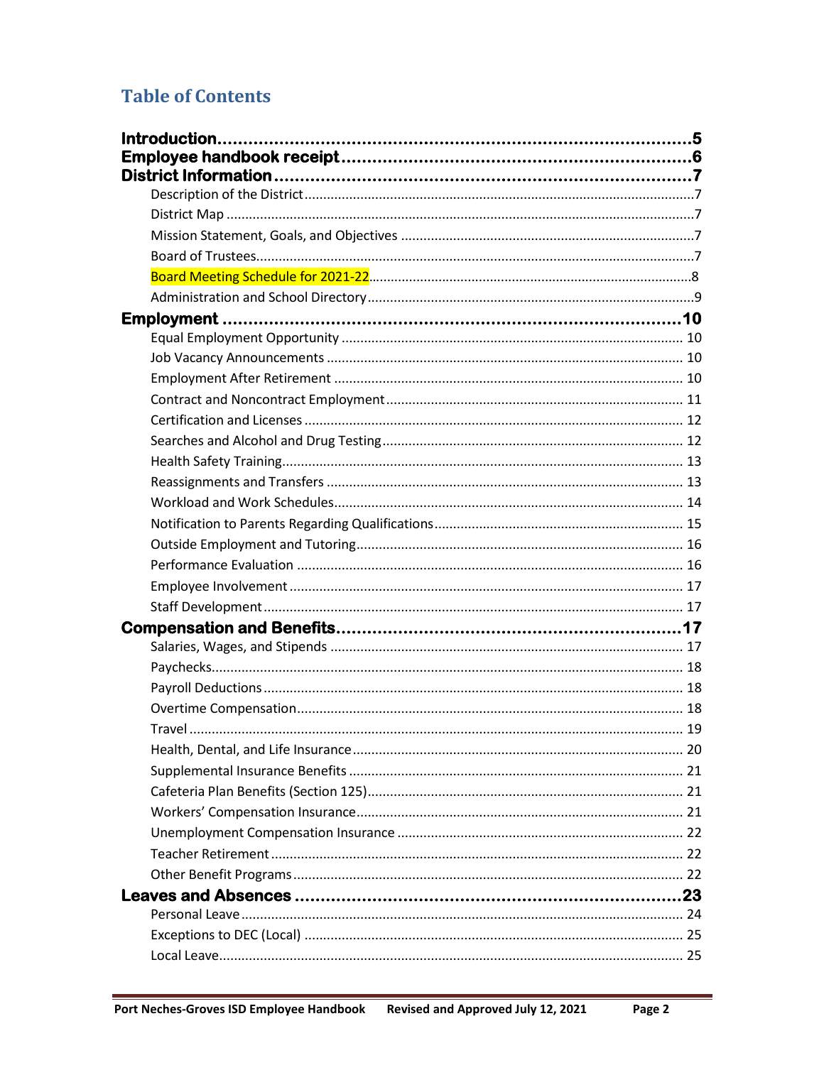# Table of Contents

**Introduction** ........ **5**

**Employee handbook receipt** ........ **6**

**District Information** ........ **7**

- Description of the District ........ 7
- District Map ........ 7
- Mission Statement, Goals, and Objectives ........ 7
- Board of Trustees ........ 7
- Board Meeting Schedule for 2021-22 ........ 8
- Administration and School Directory ........ 9

**Employment** ........ **10**

- Equal Employment Opportunity ........ 10
- Job Vacancy Announcements ........ 10
- Employment After Retirement ........ 10
- Contract and Noncontract Employment ........ 11
- Certification and Licenses ........ 12
- Searches and Alcohol and Drug Testing ........ 12
- Health Safety Training ........ 13
- Reassignments and Transfers ........ 13
- Workload and Work Schedules ........ 14
- Notification to Parents Regarding Qualifications ........ 15
- Outside Employment and Tutoring ........ 16
- Performance Evaluation ........ 16
- Employee Involvement ........ 17
- Staff Development ........ 17

**Compensation and Benefits** ........ **17**

- Salaries, Wages, and Stipends ........ 17
- Paychecks ........ 18
- Payroll Deductions ........ 18
- Overtime Compensation ........ 18
- Travel ........ 19
- Health, Dental, and Life Insurance ........ 20
- Supplemental Insurance Benefits ........ 21
- Cafeteria Plan Benefits (Section 125) ........ 21
- Workers' Compensation Insurance ........ 21
- Unemployment Compensation Insurance ........ 22
- Teacher Retirement ........ 22
- Other Benefit Programs ........ 22

**Leaves and Absences** ........ **23**

- Personal Leave ........ 24
- Exceptions to DEC (Local) ........ 25
- Local Leave ........ 25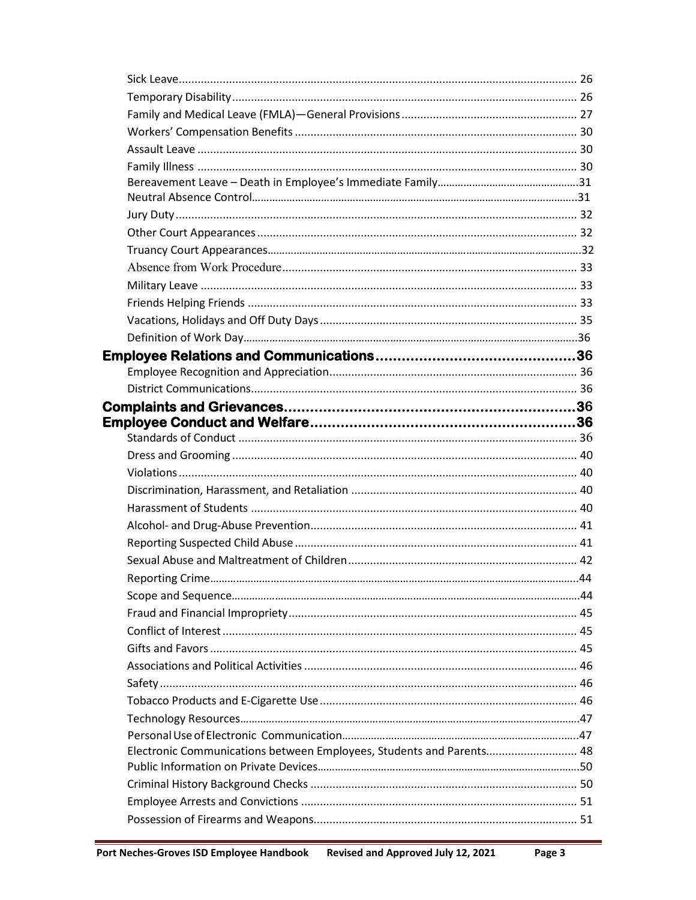Sick Leave........................................................................................................................ 26
Temporary Disability........................................................................................................ 26
Family and Medical Leave (FMLA)—General Provisions........................................................ 27
Workers' Compensation Benefits ......................................................................................... 30
Assault Leave .................................................................................................................. 30
Family Illness .................................................................................................................. 30
Bereavement Leave – Death in Employee's Immediate Family................................................31
Neutral Absence Control...................................................................................................31
Jury Duty......................................................................................................................... 32
Other Court Appearances.................................................................................................. 32
Truancy Court Appearances...............................................................................................32
Absence from Work Procedure........................................................................................... 33
Military Leave ................................................................................................................. 33
Friends Helping Friends ................................................................................................... 33
Vacations, Holidays and Off Duty Days ................................................................................ 35
Definition of Work Day......................................................................................................36

**Employee Relations and Communications..............................................36**

Employee Recognition and Appreciation.............................................................................. 36
District Communications................................................................................................... 36

**Complaints and Grievances...................................................................36**

**Employee Conduct and Welfare.............................................................36**

Standards of Conduct ....................................................................................................... 36
Dress and Grooming ........................................................................................................ 40
Violations........................................................................................................................ 40
Discrimination, Harassment, and Retaliation ....................................................................... 40
Harassment of Students ................................................................................................... 40
Alcohol- and Drug-Abuse Prevention.................................................................................. 41
Reporting Suspected Child Abuse ....................................................................................... 41
Sexual Abuse and Maltreatment of Children........................................................................ 42
Reporting Crime...............................................................................................................44
Scope and Sequence.........................................................................................................44
Fraud and Financial Impropriety......................................................................................... 45
Conflict of Interest ........................................................................................................... 45
Gifts and Favors .............................................................................................................. 45
Associations and Political Activities .................................................................................... 46
Safety ............................................................................................................................. 46
Tobacco Products and E-Cigarette Use ................................................................................ 46
Technology Resources.......................................................................................................47
Personal Use of Electronic Communication..........................................................................47
Electronic Communications between Employees, Students and Parents............................ 48
Public Information on Private Devices..................................................................................50
Criminal History Background Checks .................................................................................. 50
Employee Arrests and Convictions ...................................................................................... 51
Possession of Firearms and Weapons.................................................................................. 51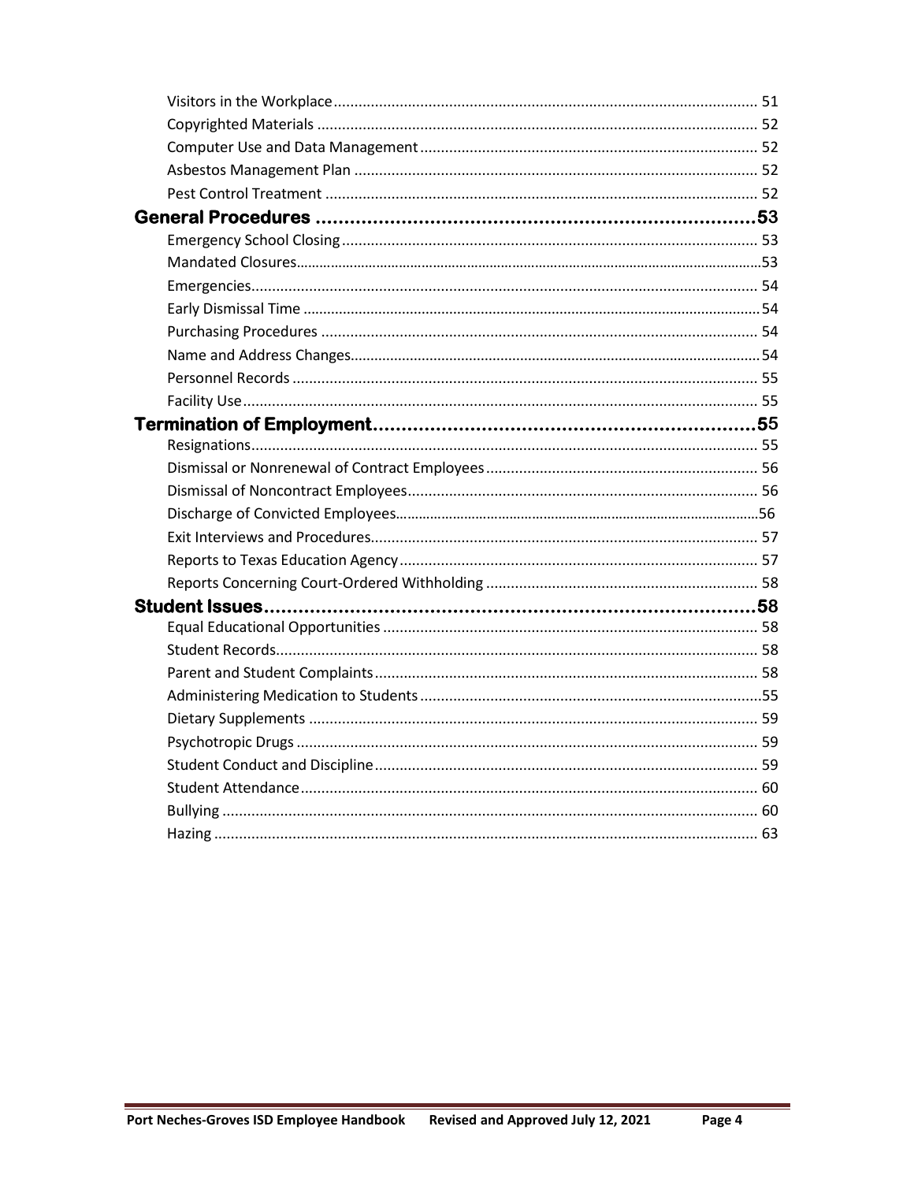Visitors in the Workplace ........................................................................................... 51
Copyrighted Materials ............................................................................................... 52
Computer Use and Data Management ....................................................................... 52
Asbestos Management Plan ...................................................................................... 52
Pest Control Treatment ............................................................................................. 52

**General Procedures ............................................................................ 53**

Emergency School Closing ......................................................................................... 53
Mandated Closures.................................................................................................... 53
Emergencies.............................................................................................................. 54
Early Dismissal Time .................................................................................................. 54
Purchasing Procedures .............................................................................................. 54
Name and Address Changes....................................................................................... 54
Personnel Records ..................................................................................................... 55
Facility Use ................................................................................................................ 55

**Termination of Employment................................................................. 55**

Resignations.............................................................................................................. 55
Dismissal or Nonrenewal of Contract Employees ....................................................... 56
Dismissal of Noncontract Employees.......................................................................... 56
Discharge of Convicted Employees.............................................................................. 56
Exit Interviews and Procedures................................................................................... 57
Reports to Texas Education Agency ............................................................................ 57
Reports Concerning Court-Ordered Withholding ......................................................... 58

**Student Issues..................................................................................... 58**

Equal Educational Opportunities ............................................................................... 58
Student Records......................................................................................................... 58
Parent and Student Complaints ................................................................................. 58
Administering Medication to Students ....................................................................... 55
Dietary Supplements ................................................................................................. 59
Psychotropic Drugs .................................................................................................... 59
Student Conduct and Discipline ................................................................................. 59
Student Attendance ................................................................................................... 60
Bullying ..................................................................................................................... 60
Hazing ....................................................................................................................... 63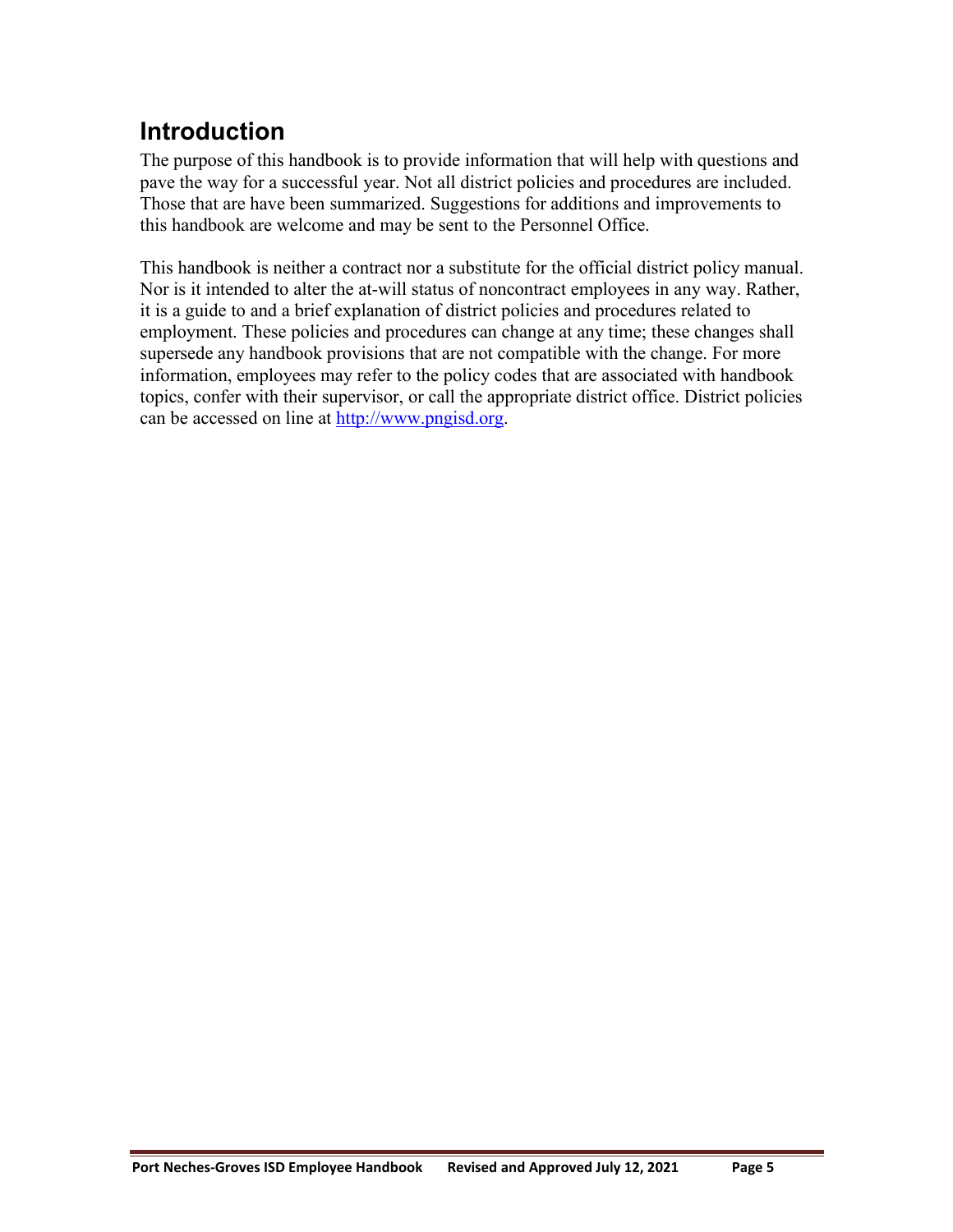## Introduction

The purpose of this handbook is to provide information that will help with questions and pave the way for a successful year. Not all district policies and procedures are included. Those that are have been summarized. Suggestions for additions and improvements to this handbook are welcome and may be sent to the Personnel Office.

This handbook is neither a contract nor a substitute for the official district policy manual. Nor is it intended to alter the at-will status of noncontract employees in any way. Rather, it is a guide to and a brief explanation of district policies and procedures related to employment. These policies and procedures can change at any time; these changes shall supersede any handbook provisions that are not compatible with the change. For more information, employees may refer to the policy codes that are associated with handbook topics, confer with their supervisor, or call the appropriate district office. District policies can be accessed on line at [http://www.pngisd.org](http://www.pngisd.org).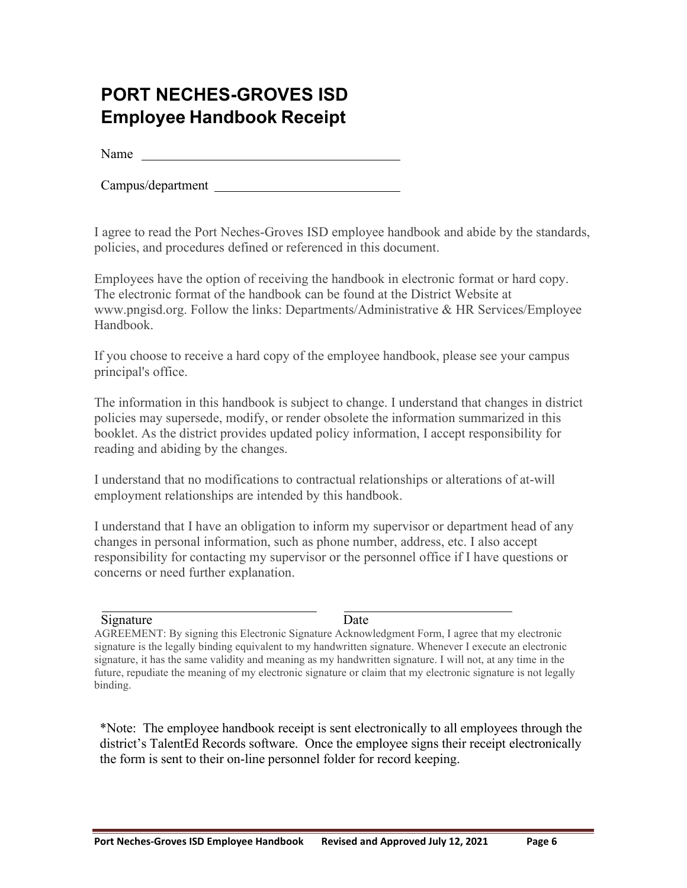# PORT NECHES-GROVES ISD
# Employee Handbook Receipt

Name ________________________________________

Campus/department ____________________________

I agree to read the Port Neches-Groves ISD employee handbook and abide by the standards, policies, and procedures defined or referenced in this document.

Employees have the option of receiving the handbook in electronic format or hard copy. The electronic format of the handbook can be found at the District Website at www.pngisd.org. Follow the links: Departments/Administrative & HR Services/Employee Handbook.

If you choose to receive a hard copy of the employee handbook, please see your campus principal's office.

The information in this handbook is subject to change. I understand that changes in district policies may supersede, modify, or render obsolete the information summarized in this booklet. As the district provides updated policy information, I accept responsibility for reading and abiding by the changes.

I understand that no modifications to contractual relationships or alterations of at-will employment relationships are intended by this handbook.

I understand that I have an obligation to inform my supervisor or department head of any changes in personal information, such as phone number, address, etc. I also accept responsibility for contacting my supervisor or the personnel office if I have questions or concerns or need further explanation.

________________________________ ________________________

Signature Date

AGREEMENT: By signing this Electronic Signature Acknowledgment Form, I agree that my electronic signature is the legally binding equivalent to my handwritten signature. Whenever I execute an electronic signature, it has the same validity and meaning as my handwritten signature. I will not, at any time in the future, repudiate the meaning of my electronic signature or claim that my electronic signature is not legally binding.

*Note: The employee handbook receipt is sent electronically to all employees through the district's TalentEd Records software. Once the employee signs their receipt electronically the form is sent to their on-line personnel folder for record keeping.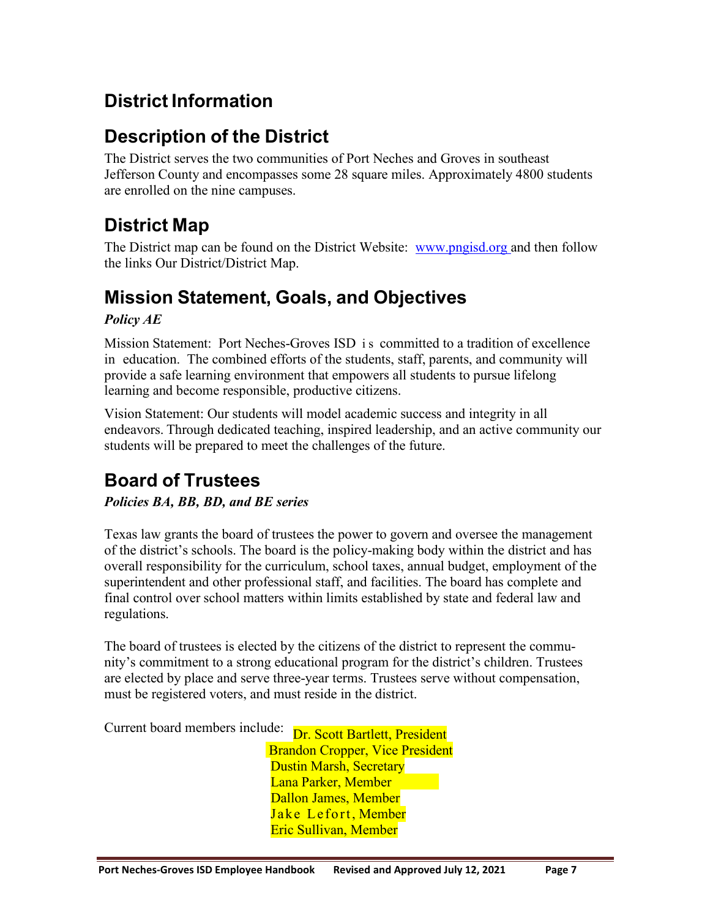# District Information

## Description of the District

The District serves the two communities of Port Neches and Groves in southeast Jefferson County and encompasses some 28 square miles. Approximately 4800 students are enrolled on the nine campuses.

## District Map

The District map can be found on the District Website: [www.pngisd.org](http://www.pngisd.org) and then follow the links Our District/District Map.

## Mission Statement, Goals, and Objectives

***Policy AE***

Mission Statement: Port Neches-Groves ISD is committed to a tradition of excellence in education. The combined efforts of the students, staff, parents, and community will provide a safe learning environment that empowers all students to pursue lifelong learning and become responsible, productive citizens.

Vision Statement: Our students will model academic success and integrity in all endeavors. Through dedicated teaching, inspired leadership, and an active community our students will be prepared to meet the challenges of the future.

## Board of Trustees

***Policies BA, BB, BD, and BE series***

Texas law grants the board of trustees the power to govern and oversee the management of the district's schools. The board is the policy-making body within the district and has overall responsibility for the curriculum, school taxes, annual budget, employment of the superintendent and other professional staff, and facilities. The board has complete and final control over school matters within limits established by state and federal law and regulations.

The board of trustees is elected by the citizens of the district to represent the community's commitment to a strong educational program for the district's children. Trustees are elected by place and serve three-year terms. Trustees serve without compensation, must be registered voters, and must reside in the district.

Current board members include:

- Dr. Scott Bartlett, President
- Brandon Cropper, Vice President
- Dustin Marsh, Secretary
- Lana Parker, Member
- Dallon James, Member
- Jake Lefort, Member
- Eric Sullivan, Member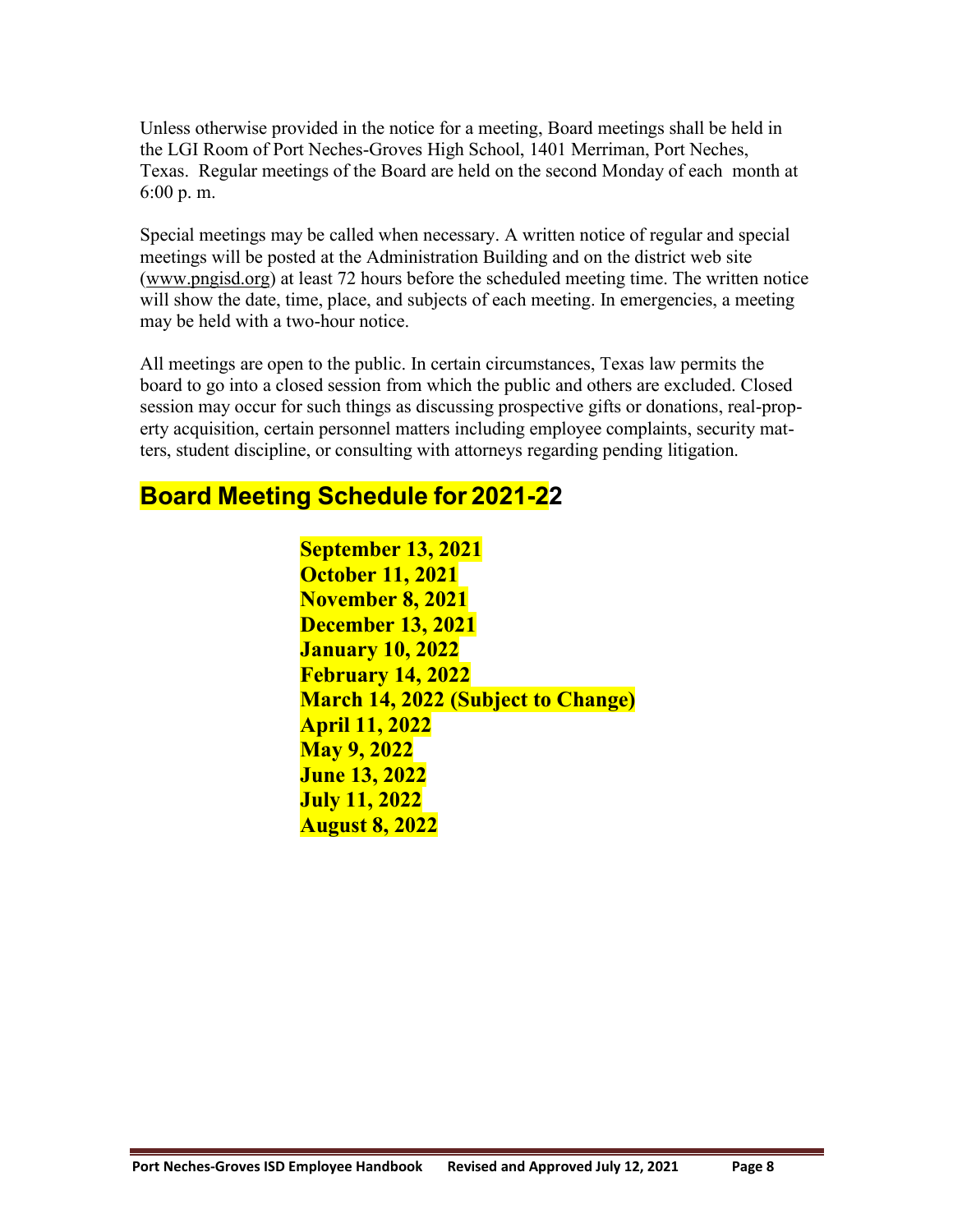Unless otherwise provided in the notice for a meeting, Board meetings shall be held in the LGI Room of Port Neches-Groves High School, 1401 Merriman, Port Neches, Texas. Regular meetings of the Board are held on the second Monday of each month at 6:00 p. m.

Special meetings may be called when necessary. A written notice of regular and special meetings will be posted at the Administration Building and on the district web site (www.pngisd.org) at least 72 hours before the scheduled meeting time. The written notice will show the date, time, place, and subjects of each meeting. In emergencies, a meeting may be held with a two-hour notice.

All meetings are open to the public. In certain circumstances, Texas law permits the board to go into a closed session from which the public and others are excluded. Closed session may occur for such things as discussing prospective gifts or donations, real-property acquisition, certain personnel matters including employee complaints, security matters, student discipline, or consulting with attorneys regarding pending litigation.

## Board Meeting Schedule for 2021-22

**September 13, 2021**
**October 11, 2021**
**November 8, 2021**
**December 13, 2021**
**January 10, 2022**
**February 14, 2022**
**March 14, 2022 (Subject to Change)**
**April 11, 2022**
**May 9, 2022**
**June 13, 2022**
**July 11, 2022**
**August 8, 2022**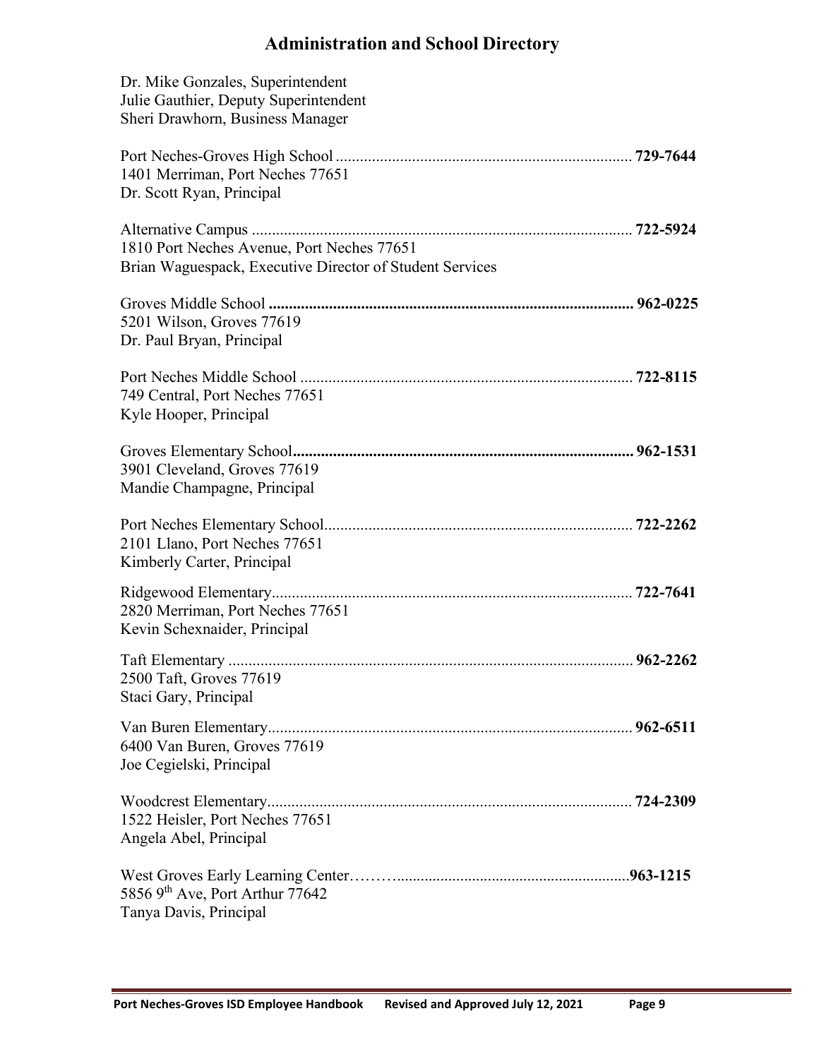# Administration and School Directory

Dr. Mike Gonzales, Superintendent
Julie Gauthier, Deputy Superintendent
Sheri Drawhorn, Business Manager

Port Neches-Groves High School .......... **729-7644**
1401 Merriman, Port Neches 77651
Dr. Scott Ryan, Principal

Alternative Campus .......... **722-5924**
1810 Port Neches Avenue, Port Neches 77651
Brian Waguespack, Executive Director of Student Services

Groves Middle School .......... **962-0225**
5201 Wilson, Groves 77619
Dr. Paul Bryan, Principal

Port Neches Middle School .......... **722-8115**
749 Central, Port Neches 77651
Kyle Hooper, Principal

Groves Elementary School .......... **962-1531**
3901 Cleveland, Groves 77619
Mandie Champagne, Principal

Port Neches Elementary School .......... **722-2262**
2101 Llano, Port Neches 77651
Kimberly Carter, Principal

Ridgewood Elementary .......... **722-7641**
2820 Merriman, Port Neches 77651
Kevin Schexnaider, Principal

Taft Elementary .......... **962-2262**
2500 Taft, Groves 77619
Staci Gary, Principal

Van Buren Elementary .......... **962-6511**
6400 Van Buren, Groves 77619
Joe Cegielski, Principal

Woodcrest Elementary .......... **724-2309**
1522 Heisler, Port Neches 77651
Angela Abel, Principal

West Groves Early Learning Center .......... **963-1215**
5856 9th Ave, Port Arthur 77642
Tanya Davis, Principal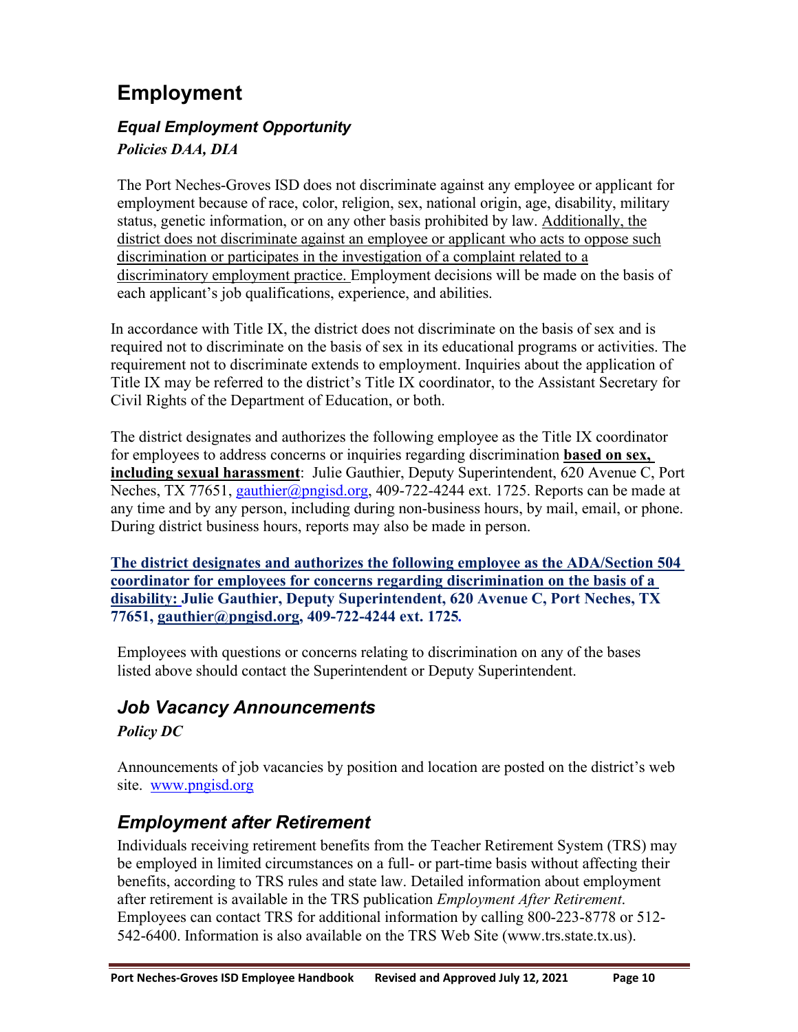# Employment

## *Equal Employment Opportunity*

***Policies DAA, DIA***

The Port Neches-Groves ISD does not discriminate against any employee or applicant for employment because of race, color, religion, sex, national origin, age, disability, military status, genetic information, or on any other basis prohibited by law. Additionally, the district does not discriminate against an employee or applicant who acts to oppose such discrimination or participates in the investigation of a complaint related to a discriminatory employment practice. Employment decisions will be made on the basis of each applicant's job qualifications, experience, and abilities.

In accordance with Title IX, the district does not discriminate on the basis of sex and is required not to discriminate on the basis of sex in its educational programs or activities. The requirement not to discriminate extends to employment. Inquiries about the application of Title IX may be referred to the district's Title IX coordinator, to the Assistant Secretary for Civil Rights of the Department of Education, or both.

The district designates and authorizes the following employee as the Title IX coordinator for employees to address concerns or inquiries regarding discrimination **based on sex, including sexual harassment**: Julie Gauthier, Deputy Superintendent, 620 Avenue C, Port Neches, TX 77651, gauthier@pngisd.org, 409-722-4244 ext. 1725. Reports can be made at any time and by any person, including during non-business hours, by mail, email, or phone. During district business hours, reports may also be made in person.

**The district designates and authorizes the following employee as the ADA/Section 504 coordinator for employees for concerns regarding discrimination on the basis of a disability: Julie Gauthier, Deputy Superintendent, 620 Avenue C, Port Neches, TX 77651, gauthier@pngisd.org, 409-722-4244 ext. 1725.**

Employees with questions or concerns relating to discrimination on any of the bases listed above should contact the Superintendent or Deputy Superintendent.

## *Job Vacancy Announcements*

***Policy DC***

Announcements of job vacancies by position and location are posted on the district's web site. www.pngisd.org

## *Employment after Retirement*

Individuals receiving retirement benefits from the Teacher Retirement System (TRS) may be employed in limited circumstances on a full- or part-time basis without affecting their benefits, according to TRS rules and state law. Detailed information about employment after retirement is available in the TRS publication *Employment After Retirement*. Employees can contact TRS for additional information by calling 800-223-8778 or 512-542-6400. Information is also available on the TRS Web Site (www.trs.state.tx.us).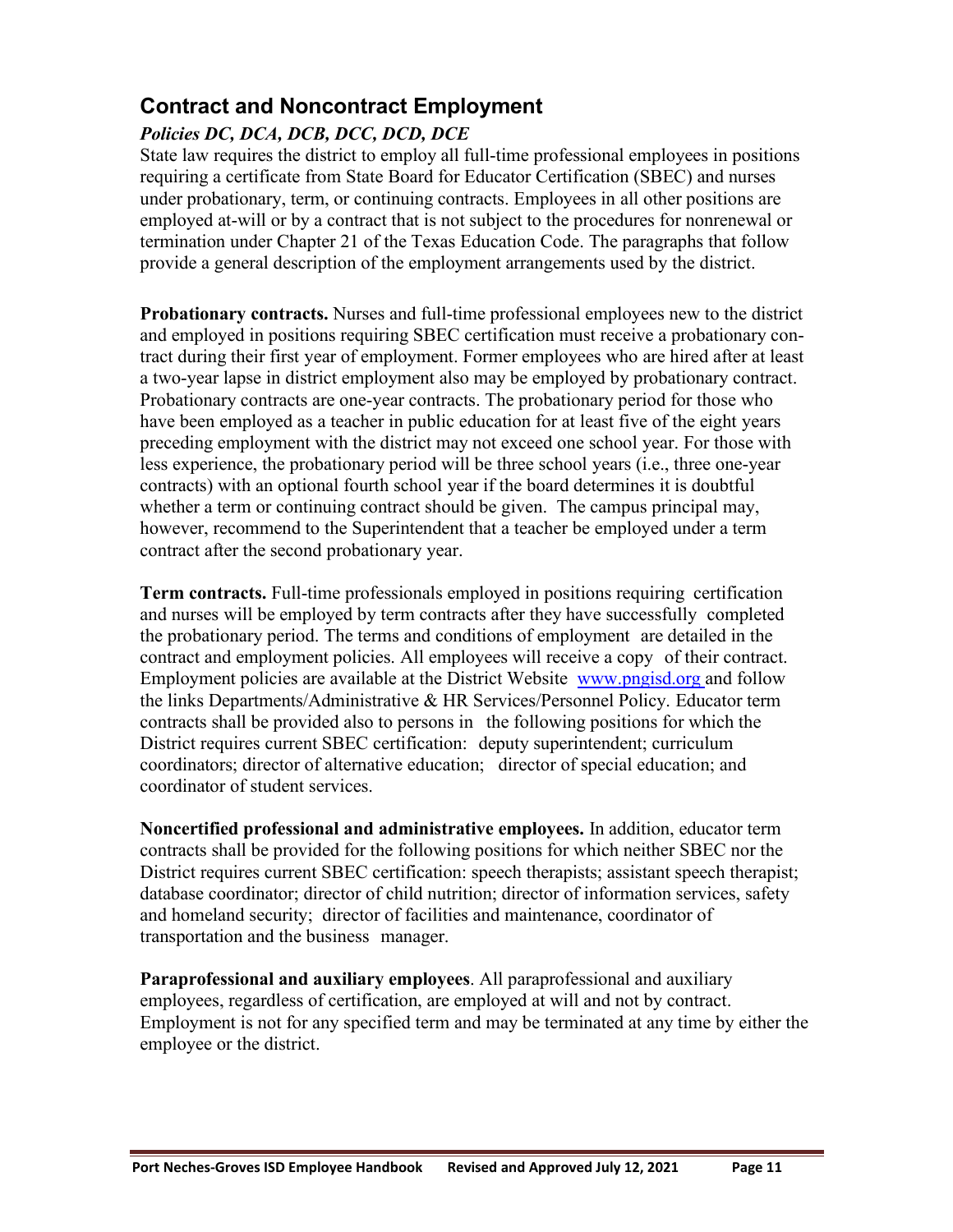## Contract and Noncontract Employment

### *Policies DC, DCA, DCB, DCC, DCD, DCE*

State law requires the district to employ all full-time professional employees in positions requiring a certificate from State Board for Educator Certification (SBEC) and nurses under probationary, term, or continuing contracts. Employees in all other positions are employed at-will or by a contract that is not subject to the procedures for nonrenewal or termination under Chapter 21 of the Texas Education Code. The paragraphs that follow provide a general description of the employment arrangements used by the district.

**Probationary contracts.** Nurses and full-time professional employees new to the district and employed in positions requiring SBEC certification must receive a probationary contract during their first year of employment. Former employees who are hired after at least a two-year lapse in district employment also may be employed by probationary contract. Probationary contracts are one-year contracts. The probationary period for those who have been employed as a teacher in public education for at least five of the eight years preceding employment with the district may not exceed one school year. For those with less experience, the probationary period will be three school years (i.e., three one-year contracts) with an optional fourth school year if the board determines it is doubtful whether a term or continuing contract should be given. The campus principal may, however, recommend to the Superintendent that a teacher be employed under a term contract after the second probationary year.

**Term contracts.** Full-time professionals employed in positions requiring certification and nurses will be employed by term contracts after they have successfully completed the probationary period. The terms and conditions of employment are detailed in the contract and employment policies. All employees will receive a copy of their contract. Employment policies are available at the District Website [www.pngisd.org](http://www.pngisd.org) and follow the links Departments/Administrative & HR Services/Personnel Policy. Educator term contracts shall be provided also to persons in the following positions for which the District requires current SBEC certification: deputy superintendent; curriculum coordinators; director of alternative education; director of special education; and coordinator of student services.

**Noncertified professional and administrative employees.** In addition, educator term contracts shall be provided for the following positions for which neither SBEC nor the District requires current SBEC certification: speech therapists; assistant speech therapist; database coordinator; director of child nutrition; director of information services, safety and homeland security; director of facilities and maintenance, coordinator of transportation and the business manager.

**Paraprofessional and auxiliary employees**. All paraprofessional and auxiliary employees, regardless of certification, are employed at will and not by contract. Employment is not for any specified term and may be terminated at any time by either the employee or the district.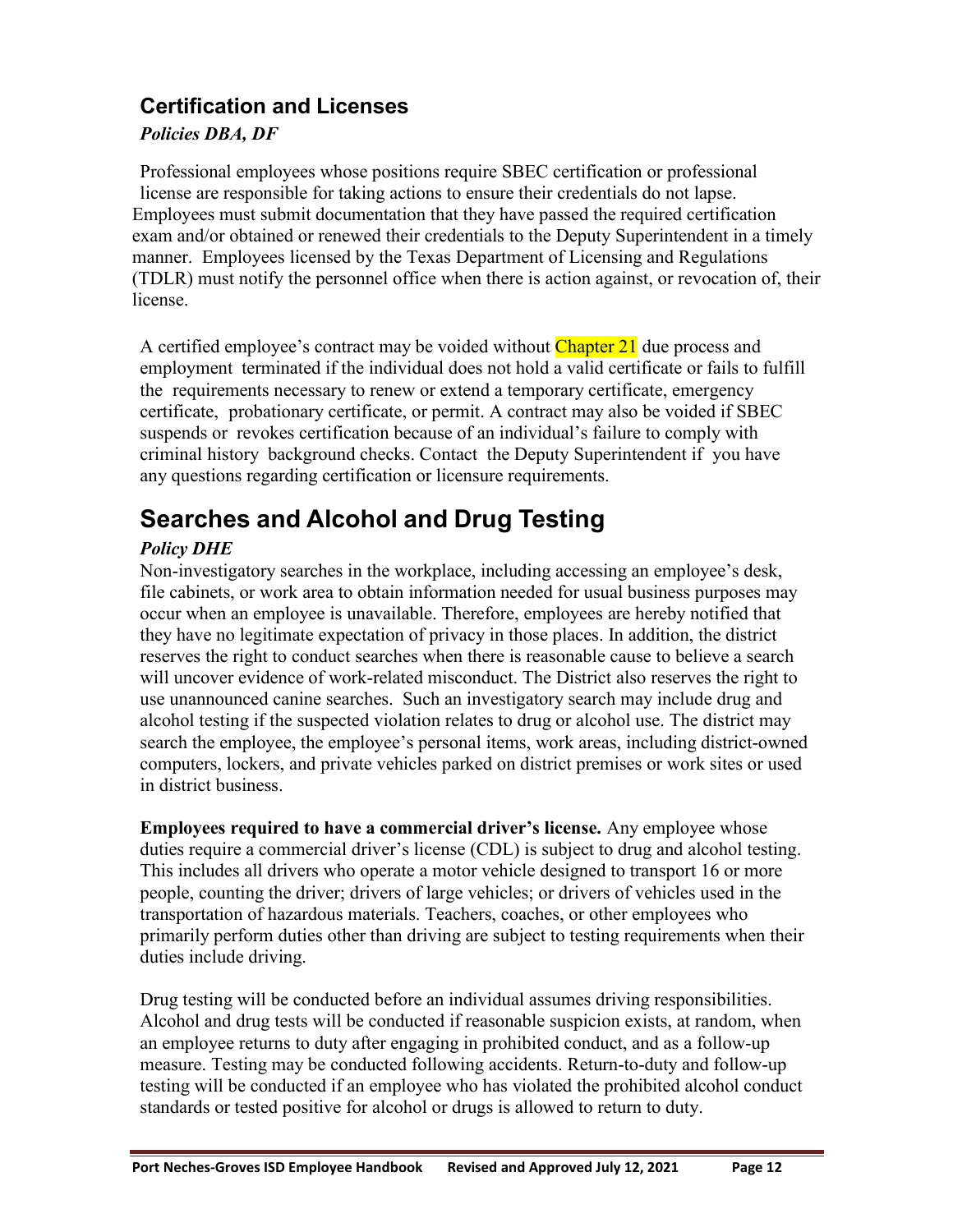## Certification and Licenses

***Policies DBA, DF***

Professional employees whose positions require SBEC certification or professional license are responsible for taking actions to ensure their credentials do not lapse. Employees must submit documentation that they have passed the required certification exam and/or obtained or renewed their credentials to the Deputy Superintendent in a timely manner. Employees licensed by the Texas Department of Licensing and Regulations (TDLR) must notify the personnel office when there is action against, or revocation of, their license.

A certified employee's contract may be voided without Chapter 21 due process and employment terminated if the individual does not hold a valid certificate or fails to fulfill the requirements necessary to renew or extend a temporary certificate, emergency certificate, probationary certificate, or permit. A contract may also be voided if SBEC suspends or revokes certification because of an individual's failure to comply with criminal history background checks. Contact the Deputy Superintendent if you have any questions regarding certification or licensure requirements.

# Searches and Alcohol and Drug Testing

***Policy DHE***

Non-investigatory searches in the workplace, including accessing an employee's desk, file cabinets, or work area to obtain information needed for usual business purposes may occur when an employee is unavailable. Therefore, employees are hereby notified that they have no legitimate expectation of privacy in those places. In addition, the district reserves the right to conduct searches when there is reasonable cause to believe a search will uncover evidence of work-related misconduct. The District also reserves the right to use unannounced canine searches. Such an investigatory search may include drug and alcohol testing if the suspected violation relates to drug or alcohol use. The district may search the employee, the employee's personal items, work areas, including district-owned computers, lockers, and private vehicles parked on district premises or work sites or used in district business.

**Employees required to have a commercial driver's license.** Any employee whose duties require a commercial driver's license (CDL) is subject to drug and alcohol testing. This includes all drivers who operate a motor vehicle designed to transport 16 or more people, counting the driver; drivers of large vehicles; or drivers of vehicles used in the transportation of hazardous materials. Teachers, coaches, or other employees who primarily perform duties other than driving are subject to testing requirements when their duties include driving.

Drug testing will be conducted before an individual assumes driving responsibilities. Alcohol and drug tests will be conducted if reasonable suspicion exists, at random, when an employee returns to duty after engaging in prohibited conduct, and as a follow-up measure. Testing may be conducted following accidents. Return-to-duty and follow-up testing will be conducted if an employee who has violated the prohibited alcohol conduct standards or tested positive for alcohol or drugs is allowed to return to duty.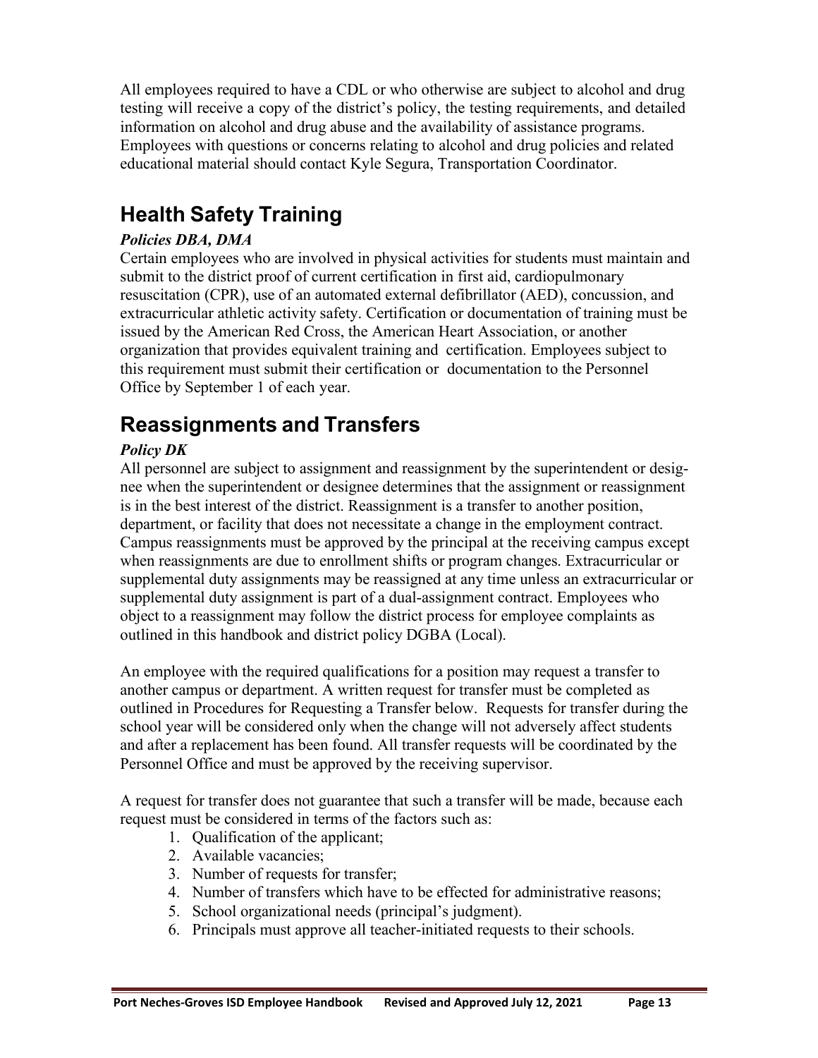All employees required to have a CDL or who otherwise are subject to alcohol and drug testing will receive a copy of the district's policy, the testing requirements, and detailed information on alcohol and drug abuse and the availability of assistance programs. Employees with questions or concerns relating to alcohol and drug policies and related educational material should contact Kyle Segura, Transportation Coordinator.

## Health Safety Training

***Policies DBA, DMA***

Certain employees who are involved in physical activities for students must maintain and submit to the district proof of current certification in first aid, cardiopulmonary resuscitation (CPR), use of an automated external defibrillator (AED), concussion, and extracurricular athletic activity safety. Certification or documentation of training must be issued by the American Red Cross, the American Heart Association, or another organization that provides equivalent training and certification. Employees subject to this requirement must submit their certification or documentation to the Personnel Office by September 1 of each year.

## Reassignments and Transfers

***Policy DK***

All personnel are subject to assignment and reassignment by the superintendent or designee when the superintendent or designee determines that the assignment or reassignment is in the best interest of the district. Reassignment is a transfer to another position, department, or facility that does not necessitate a change in the employment contract. Campus reassignments must be approved by the principal at the receiving campus except when reassignments are due to enrollment shifts or program changes. Extracurricular or supplemental duty assignments may be reassigned at any time unless an extracurricular or supplemental duty assignment is part of a dual-assignment contract. Employees who object to a reassignment may follow the district process for employee complaints as outlined in this handbook and district policy DGBA (Local).

An employee with the required qualifications for a position may request a transfer to another campus or department. A written request for transfer must be completed as outlined in Procedures for Requesting a Transfer below. Requests for transfer during the school year will be considered only when the change will not adversely affect students and after a replacement has been found. All transfer requests will be coordinated by the Personnel Office and must be approved by the receiving supervisor.

A request for transfer does not guarantee that such a transfer will be made, because each request must be considered in terms of the factors such as:

1. Qualification of the applicant;
2. Available vacancies;
3. Number of requests for transfer;
4. Number of transfers which have to be effected for administrative reasons;
5. School organizational needs (principal's judgment).
6. Principals must approve all teacher-initiated requests to their schools.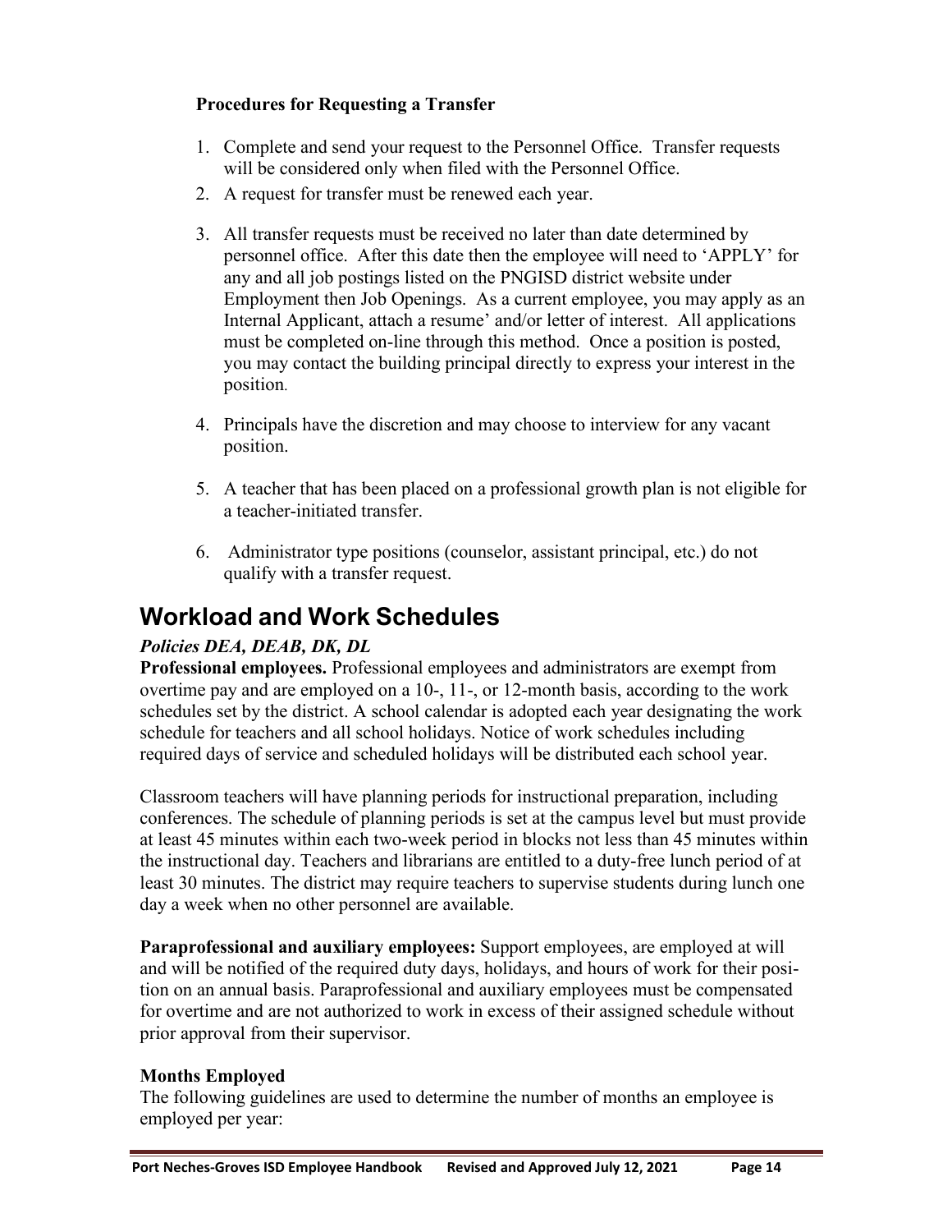**Procedures for Requesting a Transfer**

1. Complete and send your request to the Personnel Office. Transfer requests will be considered only when filed with the Personnel Office.
2. A request for transfer must be renewed each year.
3. All transfer requests must be received no later than date determined by personnel office. After this date then the employee will need to 'APPLY' for any and all job postings listed on the PNGISD district website under Employment then Job Openings. As a current employee, you may apply as an Internal Applicant, attach a resume' and/or letter of interest. All applications must be completed on-line through this method. Once a position is posted, you may contact the building principal directly to express your interest in the position.
4. Principals have the discretion and may choose to interview for any vacant position.
5. A teacher that has been placed on a professional growth plan is not eligible for a teacher-initiated transfer.
6. Administrator type positions (counselor, assistant principal, etc.) do not qualify with a transfer request.

# Workload and Work Schedules

***Policies DEA, DEAB, DK, DL***

**Professional employees.** Professional employees and administrators are exempt from overtime pay and are employed on a 10-, 11-, or 12-month basis, according to the work schedules set by the district. A school calendar is adopted each year designating the work schedule for teachers and all school holidays. Notice of work schedules including required days of service and scheduled holidays will be distributed each school year.

Classroom teachers will have planning periods for instructional preparation, including conferences. The schedule of planning periods is set at the campus level but must provide at least 45 minutes within each two-week period in blocks not less than 45 minutes within the instructional day. Teachers and librarians are entitled to a duty-free lunch period of at least 30 minutes. The district may require teachers to supervise students during lunch one day a week when no other personnel are available.

**Paraprofessional and auxiliary employees:** Support employees, are employed at will and will be notified of the required duty days, holidays, and hours of work for their position on an annual basis. Paraprofessional and auxiliary employees must be compensated for overtime and are not authorized to work in excess of their assigned schedule without prior approval from their supervisor.

**Months Employed**

The following guidelines are used to determine the number of months an employee is employed per year: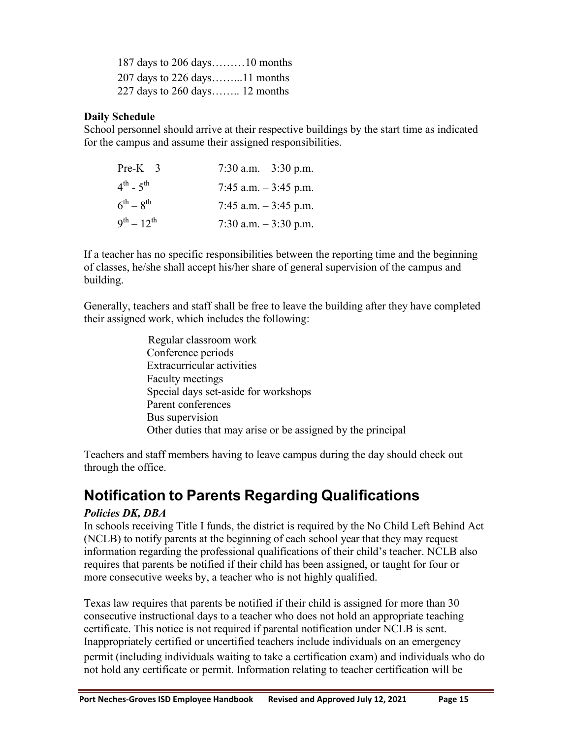187 days to 206 days………10 months
207 days to 226 days……...11 months
227 days to 260 days…….. 12 months

**Daily Schedule**
School personnel should arrive at their respective buildings by the start time as indicated for the campus and assume their assigned responsibilities.

| | |
|---|---|
| Pre-K – 3 | 7:30 a.m. – 3:30 p.m. |
| 4th - 5th | 7:45 a.m. – 3:45 p.m. |
| 6th – 8th | 7:45 a.m. – 3:45 p.m. |
| 9th – 12th | 7:30 a.m. – 3:30 p.m. |

If a teacher has no specific responsibilities between the reporting time and the beginning of classes, he/she shall accept his/her share of general supervision of the campus and building.

Generally, teachers and staff shall be free to leave the building after they have completed their assigned work, which includes the following:

- Regular classroom work
- Conference periods
- Extracurricular activities
- Faculty meetings
- Special days set-aside for workshops
- Parent conferences
- Bus supervision
- Other duties that may arise or be assigned by the principal

Teachers and staff members having to leave campus during the day should check out through the office.

# Notification to Parents Regarding Qualifications

***Policies DK, DBA***

In schools receiving Title I funds, the district is required by the No Child Left Behind Act (NCLB) to notify parents at the beginning of each school year that they may request information regarding the professional qualifications of their child's teacher. NCLB also requires that parents be notified if their child has been assigned, or taught for four or more consecutive weeks by, a teacher who is not highly qualified.

Texas law requires that parents be notified if their child is assigned for more than 30 consecutive instructional days to a teacher who does not hold an appropriate teaching certificate. This notice is not required if parental notification under NCLB is sent. Inappropriately certified or uncertified teachers include individuals on an emergency permit (including individuals waiting to take a certification exam) and individuals who do not hold any certificate or permit. Information relating to teacher certification will be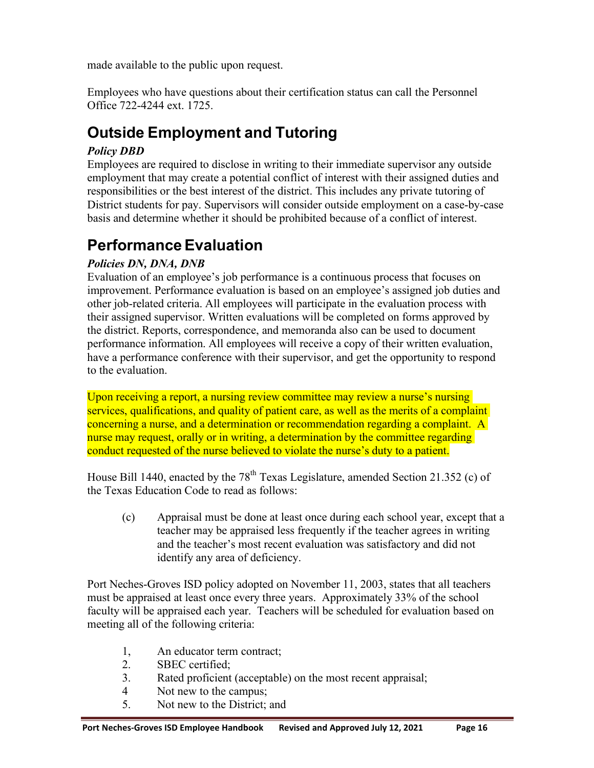made available to the public upon request.

Employees who have questions about their certification status can call the Personnel Office 722-4244 ext. 1725.

## Outside Employment and Tutoring

***Policy DBD***

Employees are required to disclose in writing to their immediate supervisor any outside employment that may create a potential conflict of interest with their assigned duties and responsibilities or the best interest of the district. This includes any private tutoring of District students for pay. Supervisors will consider outside employment on a case-by-case basis and determine whether it should be prohibited because of a conflict of interest.

## Performance Evaluation

***Policies DN, DNA, DNB***

Evaluation of an employee's job performance is a continuous process that focuses on improvement. Performance evaluation is based on an employee's assigned job duties and other job-related criteria. All employees will participate in the evaluation process with their assigned supervisor. Written evaluations will be completed on forms approved by the district. Reports, correspondence, and memoranda also can be used to document performance information. All employees will receive a copy of their written evaluation, have a performance conference with their supervisor, and get the opportunity to respond to the evaluation.

Upon receiving a report, a nursing review committee may review a nurse's nursing services, qualifications, and quality of patient care, as well as the merits of a complaint concerning a nurse, and a determination or recommendation regarding a complaint. A nurse may request, orally or in writing, a determination by the committee regarding conduct requested of the nurse believed to violate the nurse's duty to a patient.

House Bill 1440, enacted by the 78th Texas Legislature, amended Section 21.352 (c) of the Texas Education Code to read as follows:

> (c) Appraisal must be done at least once during each school year, except that a teacher may be appraised less frequently if the teacher agrees in writing and the teacher's most recent evaluation was satisfactory and did not identify any area of deficiency.

Port Neches-Groves ISD policy adopted on November 11, 2003, states that all teachers must be appraised at least once every three years. Approximately 33% of the school faculty will be appraised each year. Teachers will be scheduled for evaluation based on meeting all of the following criteria:

1, An educator term contract;
2. SBEC certified;
3. Rated proficient (acceptable) on the most recent appraisal;
4 Not new to the campus;
5. Not new to the District; and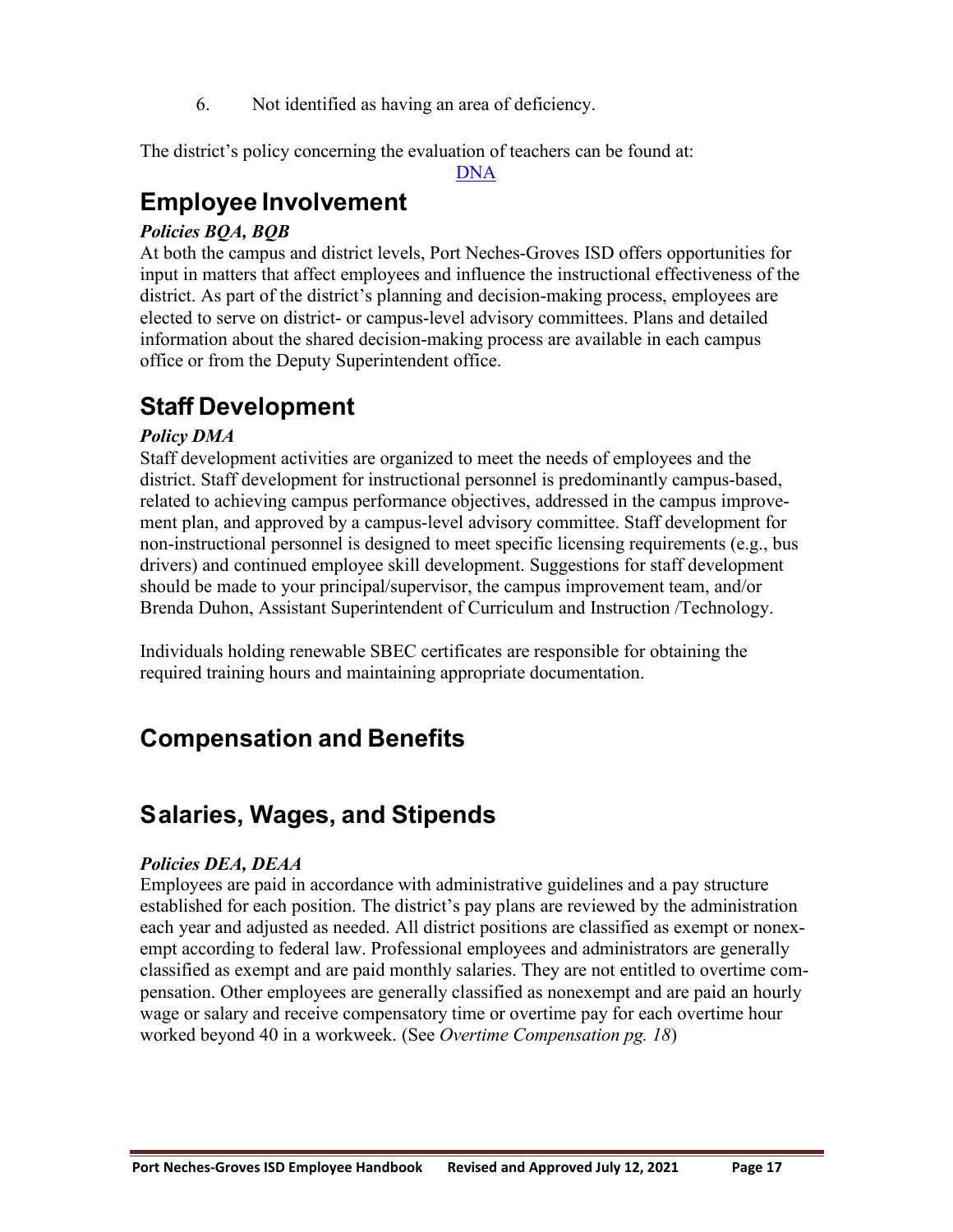6. Not identified as having an area of deficiency.

The district's policy concerning the evaluation of teachers can be found at:

[DNA]

## Employee Involvement

***Policies BQA, BQB***

At both the campus and district levels, Port Neches-Groves ISD offers opportunities for input in matters that affect employees and influence the instructional effectiveness of the district. As part of the district's planning and decision-making process, employees are elected to serve on district- or campus-level advisory committees. Plans and detailed information about the shared decision-making process are available in each campus office or from the Deputy Superintendent office.

## Staff Development

***Policy DMA***

Staff development activities are organized to meet the needs of employees and the district. Staff development for instructional personnel is predominantly campus-based, related to achieving campus performance objectives, addressed in the campus improvement plan, and approved by a campus-level advisory committee. Staff development for non-instructional personnel is designed to meet specific licensing requirements (e.g., bus drivers) and continued employee skill development. Suggestions for staff development should be made to your principal/supervisor, the campus improvement team, and/or Brenda Duhon, Assistant Superintendent of Curriculum and Instruction /Technology.

Individuals holding renewable SBEC certificates are responsible for obtaining the required training hours and maintaining appropriate documentation.

## Compensation and Benefits

## Salaries, Wages, and Stipends

***Policies DEA, DEAA***

Employees are paid in accordance with administrative guidelines and a pay structure established for each position. The district's pay plans are reviewed by the administration each year and adjusted as needed. All district positions are classified as exempt or nonexempt according to federal law. Professional employees and administrators are generally classified as exempt and are paid monthly salaries. They are not entitled to overtime compensation. Other employees are generally classified as nonexempt and are paid an hourly wage or salary and receive compensatory time or overtime pay for each overtime hour worked beyond 40 in a workweek. (See *Overtime Compensation pg. 18*)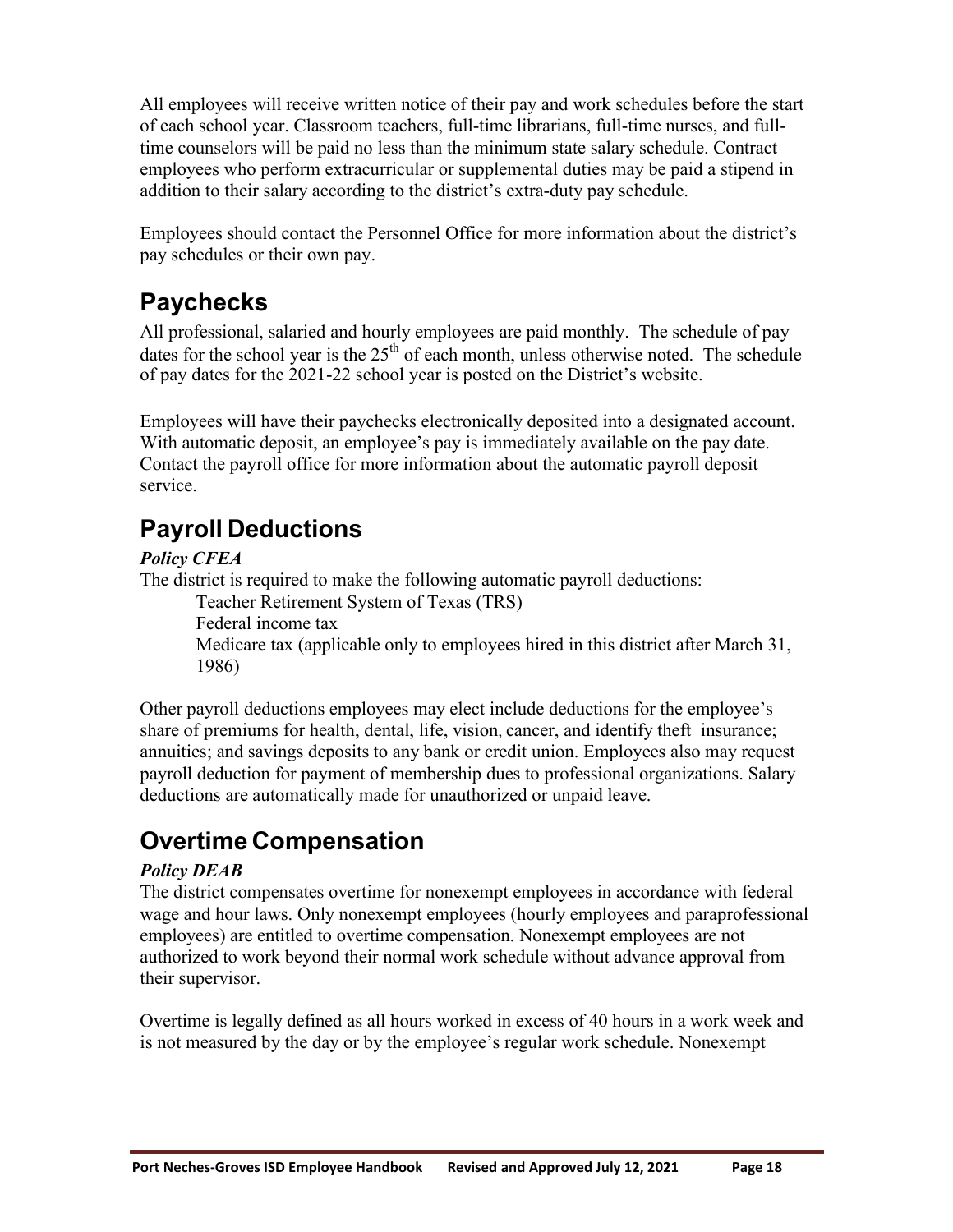All employees will receive written notice of their pay and work schedules before the start of each school year. Classroom teachers, full-time librarians, full-time nurses, and full-time counselors will be paid no less than the minimum state salary schedule. Contract employees who perform extracurricular or supplemental duties may be paid a stipend in addition to their salary according to the district's extra-duty pay schedule.

Employees should contact the Personnel Office for more information about the district's pay schedules or their own pay.

## Paychecks

All professional, salaried and hourly employees are paid monthly. The schedule of pay dates for the school year is the 25th of each month, unless otherwise noted. The schedule of pay dates for the 2021-22 school year is posted on the District's website.

Employees will have their paychecks electronically deposited into a designated account. With automatic deposit, an employee's pay is immediately available on the pay date. Contact the payroll office for more information about the automatic payroll deposit service.

## Payroll Deductions

***Policy CFEA***

The district is required to make the following automatic payroll deductions:

- Teacher Retirement System of Texas (TRS)
- Federal income tax
- Medicare tax (applicable only to employees hired in this district after March 31, 1986)

Other payroll deductions employees may elect include deductions for the employee's share of premiums for health, dental, life, vision, cancer, and identify theft insurance; annuities; and savings deposits to any bank or credit union. Employees also may request payroll deduction for payment of membership dues to professional organizations. Salary deductions are automatically made for unauthorized or unpaid leave.

## Overtime Compensation

***Policy DEAB***

The district compensates overtime for nonexempt employees in accordance with federal wage and hour laws. Only nonexempt employees (hourly employees and paraprofessional employees) are entitled to overtime compensation. Nonexempt employees are not authorized to work beyond their normal work schedule without advance approval from their supervisor.

Overtime is legally defined as all hours worked in excess of 40 hours in a work week and is not measured by the day or by the employee's regular work schedule. Nonexempt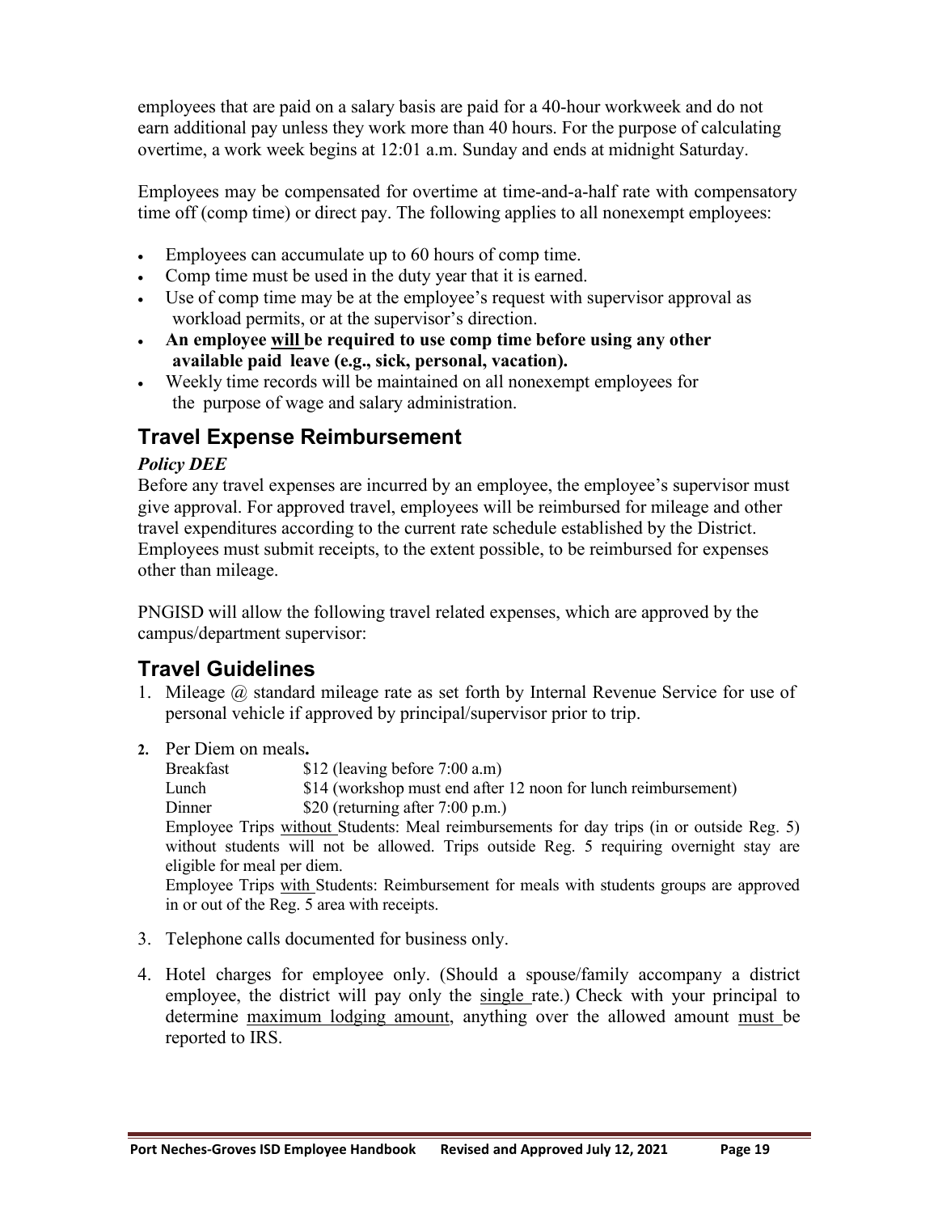employees that are paid on a salary basis are paid for a 40-hour workweek and do not earn additional pay unless they work more than 40 hours. For the purpose of calculating overtime, a work week begins at 12:01 a.m. Sunday and ends at midnight Saturday.

Employees may be compensated for overtime at time-and-a-half rate with compensatory time off (comp time) or direct pay. The following applies to all nonexempt employees:

- Employees can accumulate up to 60 hours of comp time.
- Comp time must be used in the duty year that it is earned.
- Use of comp time may be at the employee's request with supervisor approval as workload permits, or at the supervisor's direction.
- **An employee <u>will</u> be required to use comp time before using any other available paid leave (e.g., sick, personal, vacation).**
- Weekly time records will be maintained on all nonexempt employees for the purpose of wage and salary administration.

## Travel Expense Reimbursement

***Policy DEE***

Before any travel expenses are incurred by an employee, the employee's supervisor must give approval. For approved travel, employees will be reimbursed for mileage and other travel expenditures according to the current rate schedule established by the District. Employees must submit receipts, to the extent possible, to be reimbursed for expenses other than mileage.

PNGISD will allow the following travel related expenses, which are approved by the campus/department supervisor:

## Travel Guidelines

1. Mileage @ standard mileage rate as set forth by Internal Revenue Service for use of personal vehicle if approved by principal/supervisor prior to trip.

2. Per Diem on meals**.**

   Breakfast $12 (leaving before 7:00 a.m)
   Lunch $14 (workshop must end after 12 noon for lunch reimbursement)
   Dinner $20 (returning after 7:00 p.m.)

   Employee Trips <u>without</u> Students: Meal reimbursements for day trips (in or outside Reg. 5) without students will not be allowed. Trips outside Reg. 5 requiring overnight stay are eligible for meal per diem.

   Employee Trips <u>with</u> Students: Reimbursement for meals with students groups are approved in or out of the Reg. 5 area with receipts.

3. Telephone calls documented for business only.

4. Hotel charges for employee only. (Should a spouse/family accompany a district employee, the district will pay only the <u>single</u> rate.) Check with your principal to determine <u>maximum lodging amount</u>, anything over the allowed amount <u>must</u> be reported to IRS.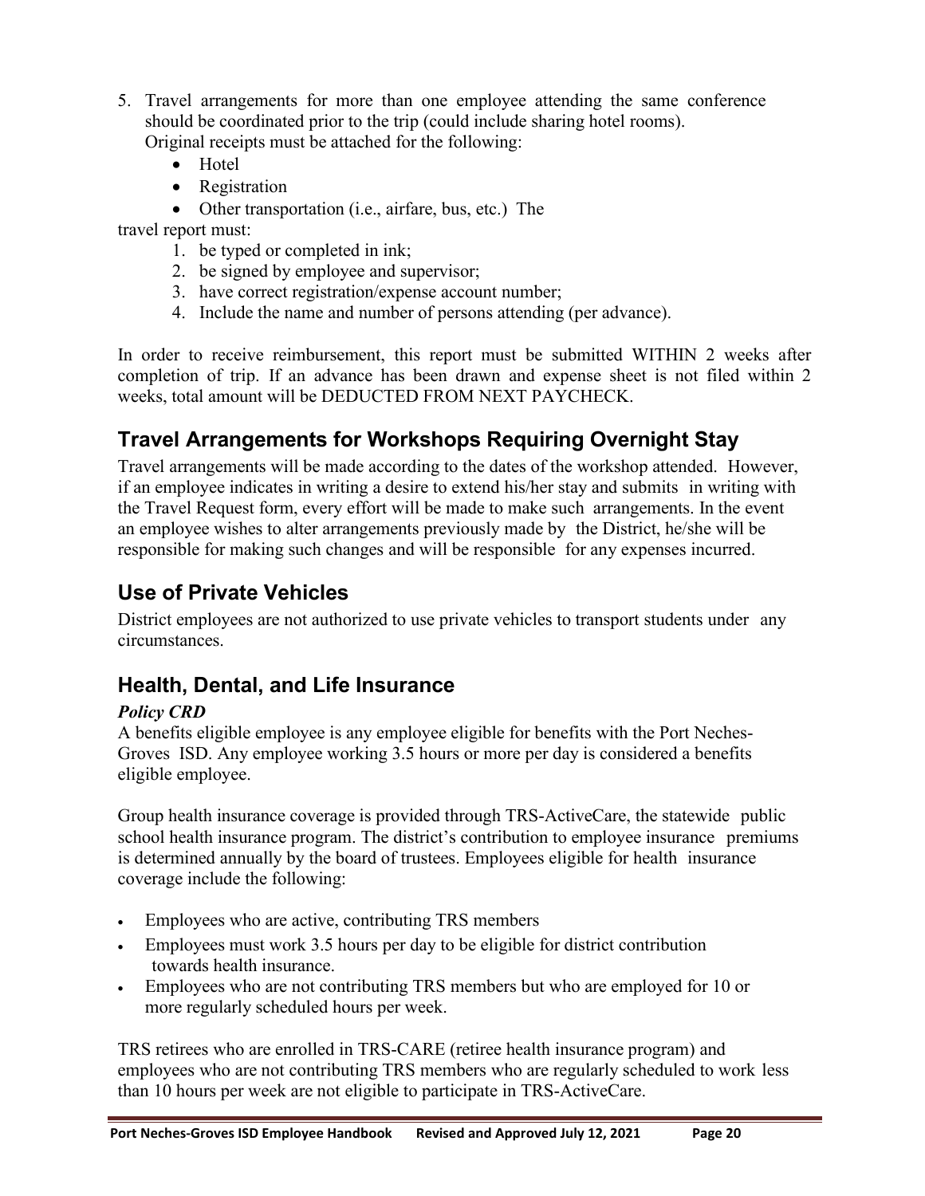5. Travel arrangements for more than one employee attending the same conference should be coordinated prior to the trip (could include sharing hotel rooms). Original receipts must be attached for the following:
   - Hotel
   - Registration
   - Other transportation (i.e., airfare, bus, etc.) The

travel report must:

1. be typed or completed in ink;
2. be signed by employee and supervisor;
3. have correct registration/expense account number;
4. Include the name and number of persons attending (per advance).

In order to receive reimbursement, this report must be submitted WITHIN 2 weeks after completion of trip. If an advance has been drawn and expense sheet is not filed within 2 weeks, total amount will be DEDUCTED FROM NEXT PAYCHECK.

## Travel Arrangements for Workshops Requiring Overnight Stay

Travel arrangements will be made according to the dates of the workshop attended. However, if an employee indicates in writing a desire to extend his/her stay and submits in writing with the Travel Request form, every effort will be made to make such arrangements. In the event an employee wishes to alter arrangements previously made by the District, he/she will be responsible for making such changes and will be responsible for any expenses incurred.

## Use of Private Vehicles

District employees are not authorized to use private vehicles to transport students under any circumstances.

## Health, Dental, and Life Insurance

***Policy CRD***

A benefits eligible employee is any employee eligible for benefits with the Port Neches-Groves ISD. Any employee working 3.5 hours or more per day is considered a benefits eligible employee.

Group health insurance coverage is provided through TRS-ActiveCare, the statewide public school health insurance program. The district's contribution to employee insurance premiums is determined annually by the board of trustees. Employees eligible for health insurance coverage include the following:

- Employees who are active, contributing TRS members
- Employees must work 3.5 hours per day to be eligible for district contribution towards health insurance.
- Employees who are not contributing TRS members but who are employed for 10 or more regularly scheduled hours per week.

TRS retirees who are enrolled in TRS-CARE (retiree health insurance program) and employees who are not contributing TRS members who are regularly scheduled to work less than 10 hours per week are not eligible to participate in TRS-ActiveCare.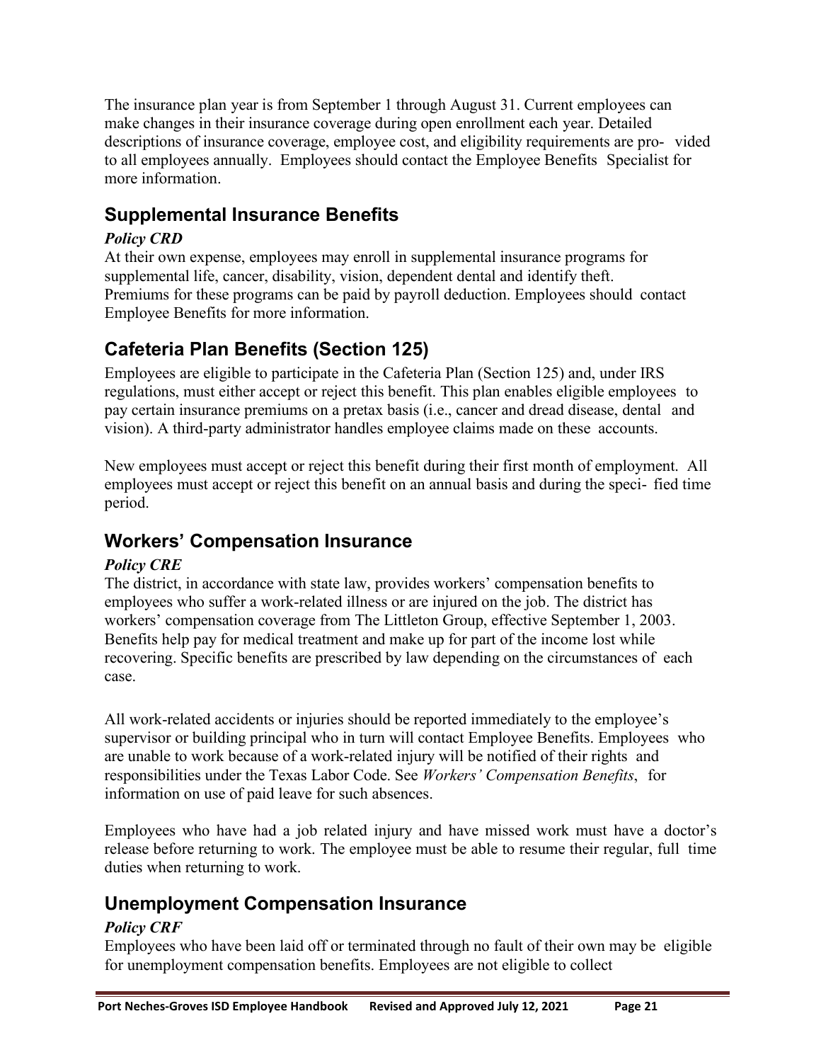The insurance plan year is from September 1 through August 31. Current employees can make changes in their insurance coverage during open enrollment each year. Detailed descriptions of insurance coverage, employee cost, and eligibility requirements are provided to all employees annually. Employees should contact the Employee Benefits Specialist for more information.

## Supplemental Insurance Benefits

***Policy CRD***

At their own expense, employees may enroll in supplemental insurance programs for supplemental life, cancer, disability, vision, dependent dental and identify theft. Premiums for these programs can be paid by payroll deduction. Employees should contact Employee Benefits for more information.

## Cafeteria Plan Benefits (Section 125)

Employees are eligible to participate in the Cafeteria Plan (Section 125) and, under IRS regulations, must either accept or reject this benefit. This plan enables eligible employees to pay certain insurance premiums on a pretax basis (i.e., cancer and dread disease, dental and vision). A third-party administrator handles employee claims made on these accounts.

New employees must accept or reject this benefit during their first month of employment. All employees must accept or reject this benefit on an annual basis and during the specified time period.

## Workers' Compensation Insurance

***Policy CRE***

The district, in accordance with state law, provides workers' compensation benefits to employees who suffer a work-related illness or are injured on the job. The district has workers' compensation coverage from The Littleton Group, effective September 1, 2003. Benefits help pay for medical treatment and make up for part of the income lost while recovering. Specific benefits are prescribed by law depending on the circumstances of each case.

All work-related accidents or injuries should be reported immediately to the employee's supervisor or building principal who in turn will contact Employee Benefits. Employees who are unable to work because of a work-related injury will be notified of their rights and responsibilities under the Texas Labor Code. See *Workers' Compensation Benefits*, for information on use of paid leave for such absences.

Employees who have had a job related injury and have missed work must have a doctor's release before returning to work. The employee must be able to resume their regular, full time duties when returning to work.

## Unemployment Compensation Insurance

***Policy CRF***

Employees who have been laid off or terminated through no fault of their own may be eligible for unemployment compensation benefits. Employees are not eligible to collect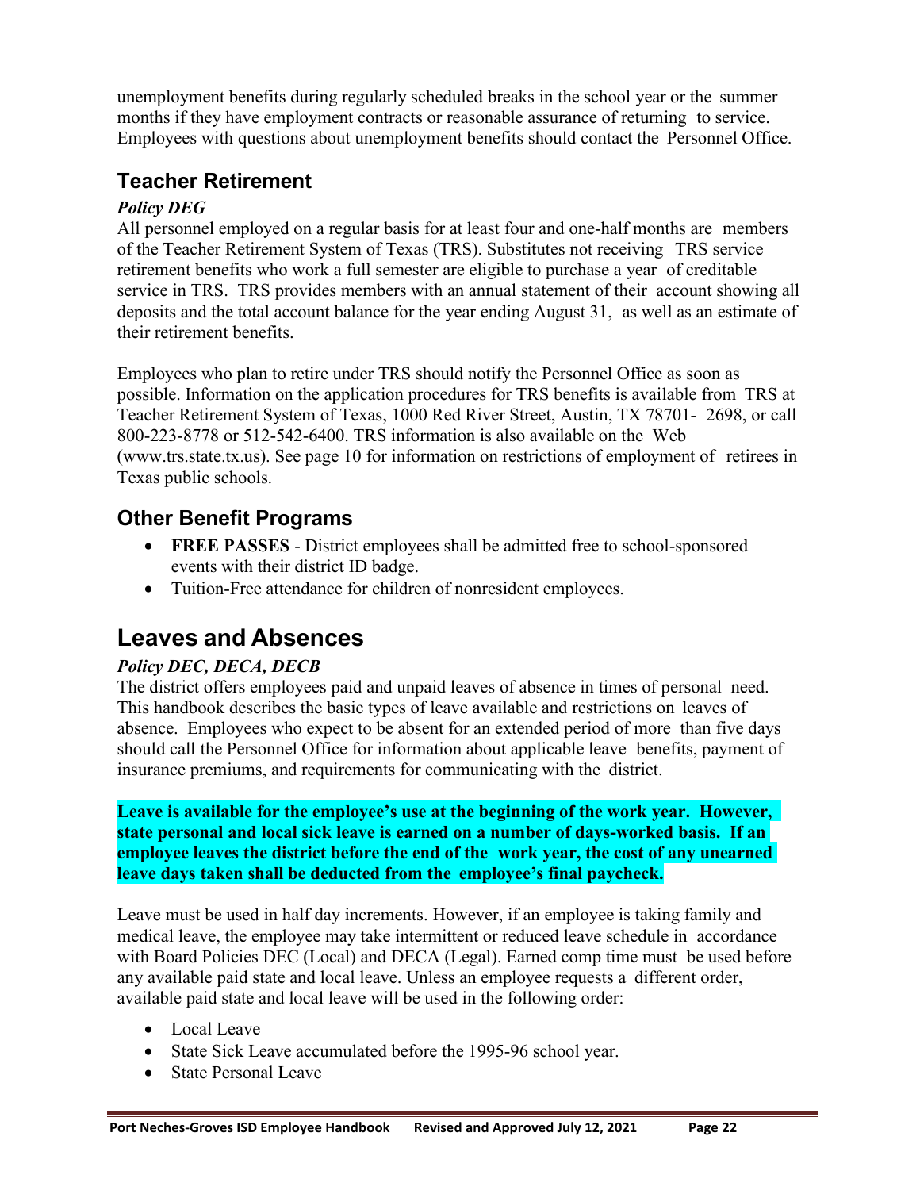unemployment benefits during regularly scheduled breaks in the school year or the summer months if they have employment contracts or reasonable assurance of returning to service. Employees with questions about unemployment benefits should contact the Personnel Office.

## Teacher Retirement

***Policy DEG***

All personnel employed on a regular basis for at least four and one-half months are members of the Teacher Retirement System of Texas (TRS). Substitutes not receiving TRS service retirement benefits who work a full semester are eligible to purchase a year of creditable service in TRS. TRS provides members with an annual statement of their account showing all deposits and the total account balance for the year ending August 31, as well as an estimate of their retirement benefits.

Employees who plan to retire under TRS should notify the Personnel Office as soon as possible. Information on the application procedures for TRS benefits is available from TRS at Teacher Retirement System of Texas, 1000 Red River Street, Austin, TX 78701- 2698, or call 800-223-8778 or 512-542-6400. TRS information is also available on the Web (www.trs.state.tx.us). See page 10 for information on restrictions of employment of retirees in Texas public schools.

## Other Benefit Programs

- **FREE PASSES** - District employees shall be admitted free to school-sponsored events with their district ID badge.
- Tuition-Free attendance for children of nonresident employees.

# Leaves and Absences

***Policy DEC, DECA, DECB***

The district offers employees paid and unpaid leaves of absence in times of personal need. This handbook describes the basic types of leave available and restrictions on leaves of absence. Employees who expect to be absent for an extended period of more than five days should call the Personnel Office for information about applicable leave benefits, payment of insurance premiums, and requirements for communicating with the district.

**Leave is available for the employee's use at the beginning of the work year. However, state personal and local sick leave is earned on a number of days-worked basis. If an employee leaves the district before the end of the work year, the cost of any unearned leave days taken shall be deducted from the employee's final paycheck.**

Leave must be used in half day increments. However, if an employee is taking family and medical leave, the employee may take intermittent or reduced leave schedule in accordance with Board Policies DEC (Local) and DECA (Legal). Earned comp time must be used before any available paid state and local leave. Unless an employee requests a different order, available paid state and local leave will be used in the following order:

- Local Leave
- State Sick Leave accumulated before the 1995-96 school year.
- State Personal Leave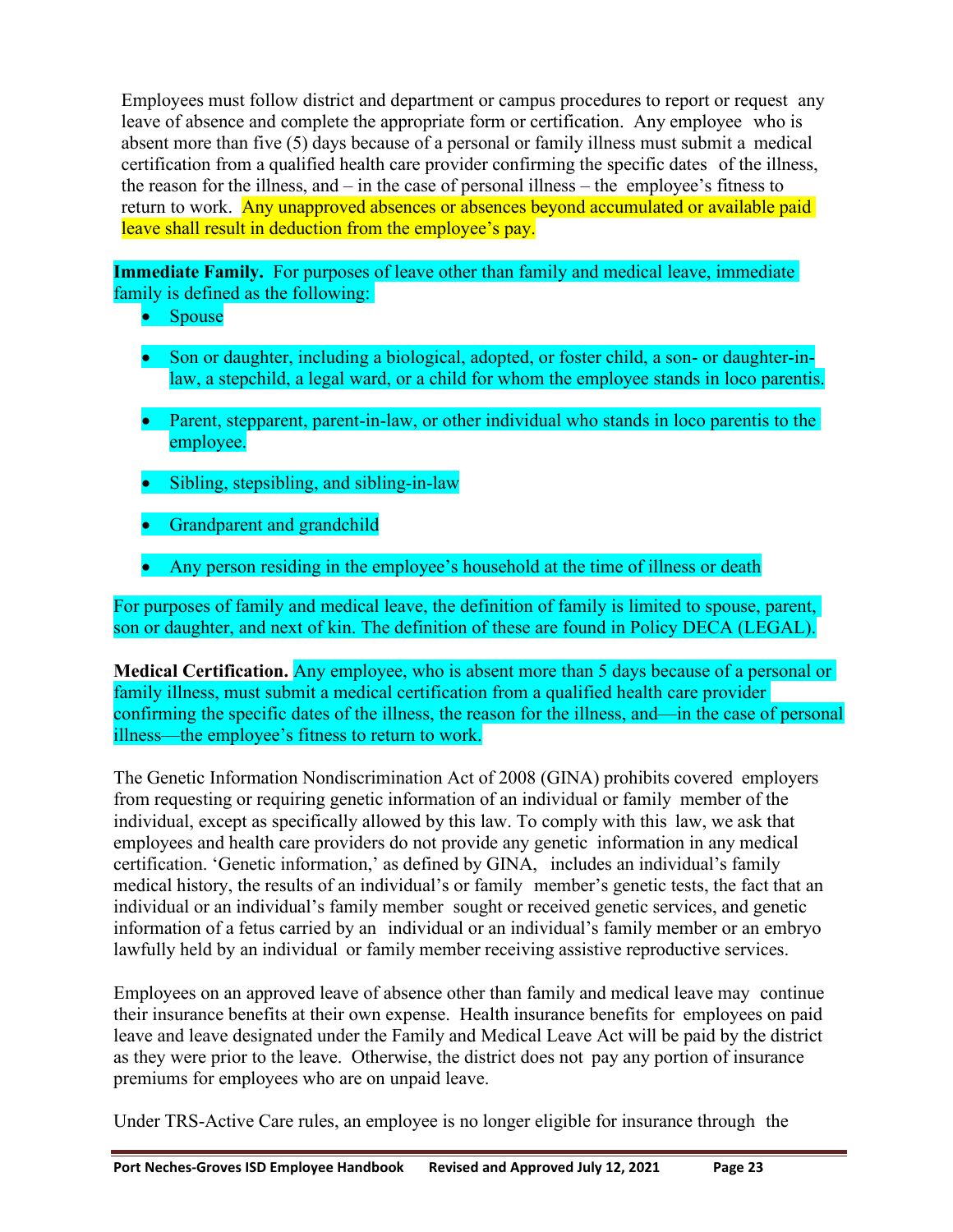Employees must follow district and department or campus procedures to report or request any leave of absence and complete the appropriate form or certification. Any employee who is absent more than five (5) days because of a personal or family illness must submit a medical certification from a qualified health care provider confirming the specific dates of the illness, the reason for the illness, and – in the case of personal illness – the employee's fitness to return to work. Any unapproved absences or absences beyond accumulated or available paid leave shall result in deduction from the employee's pay.

**Immediate Family.** For purposes of leave other than family and medical leave, immediate family is defined as the following:

- Spouse
- Son or daughter, including a biological, adopted, or foster child, a son- or daughter-in-law, a stepchild, a legal ward, or a child for whom the employee stands in loco parentis.
- Parent, stepparent, parent-in-law, or other individual who stands in loco parentis to the employee.
- Sibling, stepsibling, and sibling-in-law
- Grandparent and grandchild
- Any person residing in the employee's household at the time of illness or death

For purposes of family and medical leave, the definition of family is limited to spouse, parent, son or daughter, and next of kin. The definition of these are found in Policy DECA (LEGAL).

**Medical Certification.** Any employee, who is absent more than 5 days because of a personal or family illness, must submit a medical certification from a qualified health care provider confirming the specific dates of the illness, the reason for the illness, and—in the case of personal illness—the employee's fitness to return to work.

The Genetic Information Nondiscrimination Act of 2008 (GINA) prohibits covered employers from requesting or requiring genetic information of an individual or family member of the individual, except as specifically allowed by this law. To comply with this law, we ask that employees and health care providers do not provide any genetic information in any medical certification. 'Genetic information,' as defined by GINA, includes an individual's family medical history, the results of an individual's or family member's genetic tests, the fact that an individual or an individual's family member sought or received genetic services, and genetic information of a fetus carried by an individual or an individual's family member or an embryo lawfully held by an individual or family member receiving assistive reproductive services.

Employees on an approved leave of absence other than family and medical leave may continue their insurance benefits at their own expense. Health insurance benefits for employees on paid leave and leave designated under the Family and Medical Leave Act will be paid by the district as they were prior to the leave. Otherwise, the district does not pay any portion of insurance premiums for employees who are on unpaid leave.

Under TRS-Active Care rules, an employee is no longer eligible for insurance through the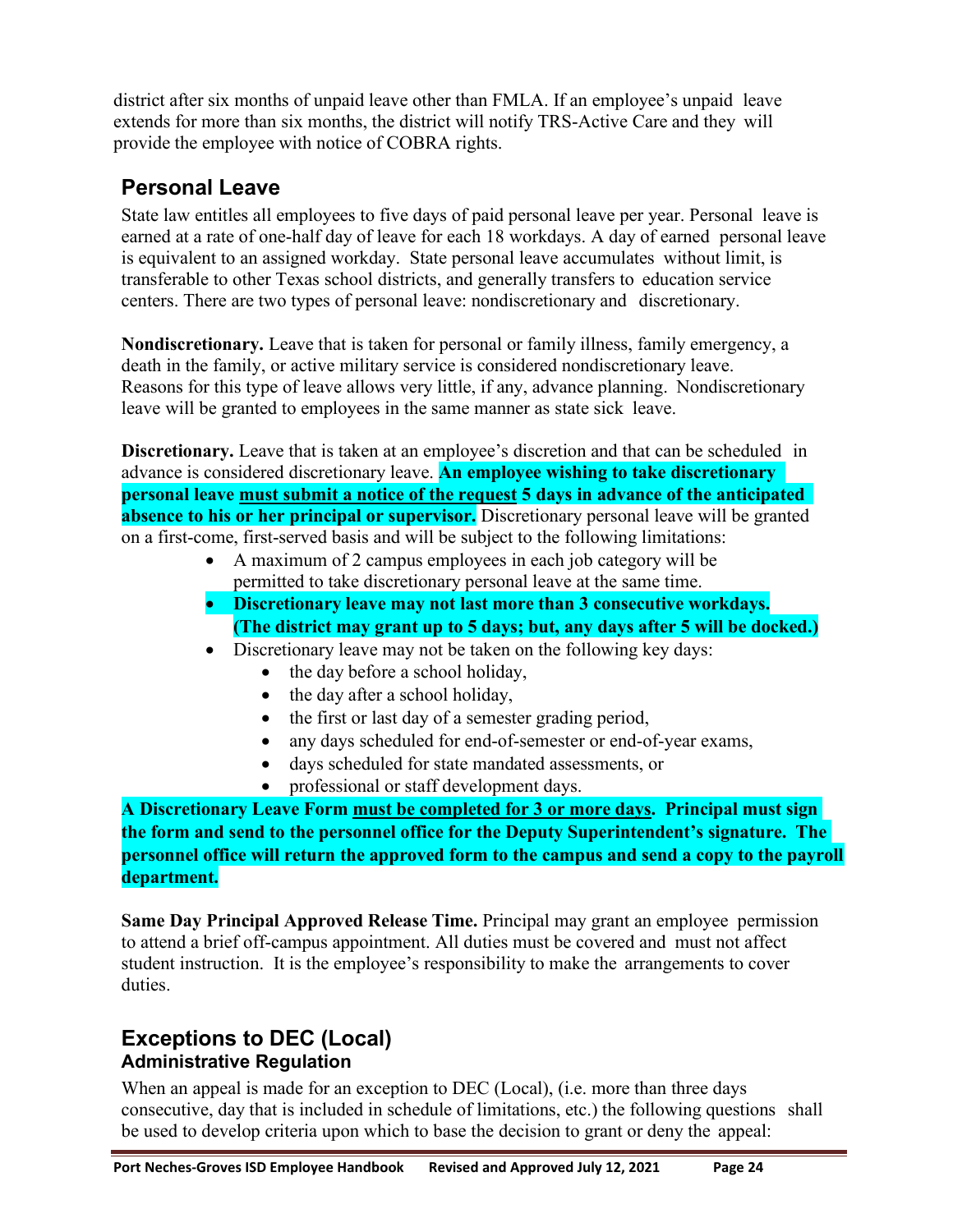district after six months of unpaid leave other than FMLA. If an employee's unpaid leave extends for more than six months, the district will notify TRS-Active Care and they will provide the employee with notice of COBRA rights.

## Personal Leave

State law entitles all employees to five days of paid personal leave per year. Personal leave is earned at a rate of one-half day of leave for each 18 workdays. A day of earned personal leave is equivalent to an assigned workday. State personal leave accumulates without limit, is transferable to other Texas school districts, and generally transfers to education service centers. There are two types of personal leave: nondiscretionary and discretionary.

**Nondiscretionary.** Leave that is taken for personal or family illness, family emergency, a death in the family, or active military service is considered nondiscretionary leave. Reasons for this type of leave allows very little, if any, advance planning. Nondiscretionary leave will be granted to employees in the same manner as state sick leave.

**Discretionary.** Leave that is taken at an employee's discretion and that can be scheduled in advance is considered discretionary leave. **An employee wishing to take discretionary personal leave <u>must submit a notice of the request</u> 5 days in advance of the anticipated absence to his or her principal or supervisor.** Discretionary personal leave will be granted on a first-come, first-served basis and will be subject to the following limitations:

- A maximum of 2 campus employees in each job category will be permitted to take discretionary personal leave at the same time.
- **Discretionary leave may not last more than 3 consecutive workdays. (The district may grant up to 5 days; but, any days after 5 will be docked.)**
- Discretionary leave may not be taken on the following key days:
  - the day before a school holiday,
  - the day after a school holiday,
  - the first or last day of a semester grading period,
  - any days scheduled for end-of-semester or end-of-year exams,
  - days scheduled for state mandated assessments, or
  - professional or staff development days.

**A Discretionary Leave Form <u>must be completed for 3 or more days</u>. Principal must sign the form and send to the personnel office for the Deputy Superintendent's signature. The personnel office will return the approved form to the campus and send a copy to the payroll department.**

**Same Day Principal Approved Release Time.** Principal may grant an employee permission to attend a brief off-campus appointment. All duties must be covered and must not affect student instruction. It is the employee's responsibility to make the arrangements to cover duties.

## Exceptions to DEC (Local)
### Administrative Regulation

When an appeal is made for an exception to DEC (Local), (i.e. more than three days consecutive, day that is included in schedule of limitations, etc.) the following questions shall be used to develop criteria upon which to base the decision to grant or deny the appeal: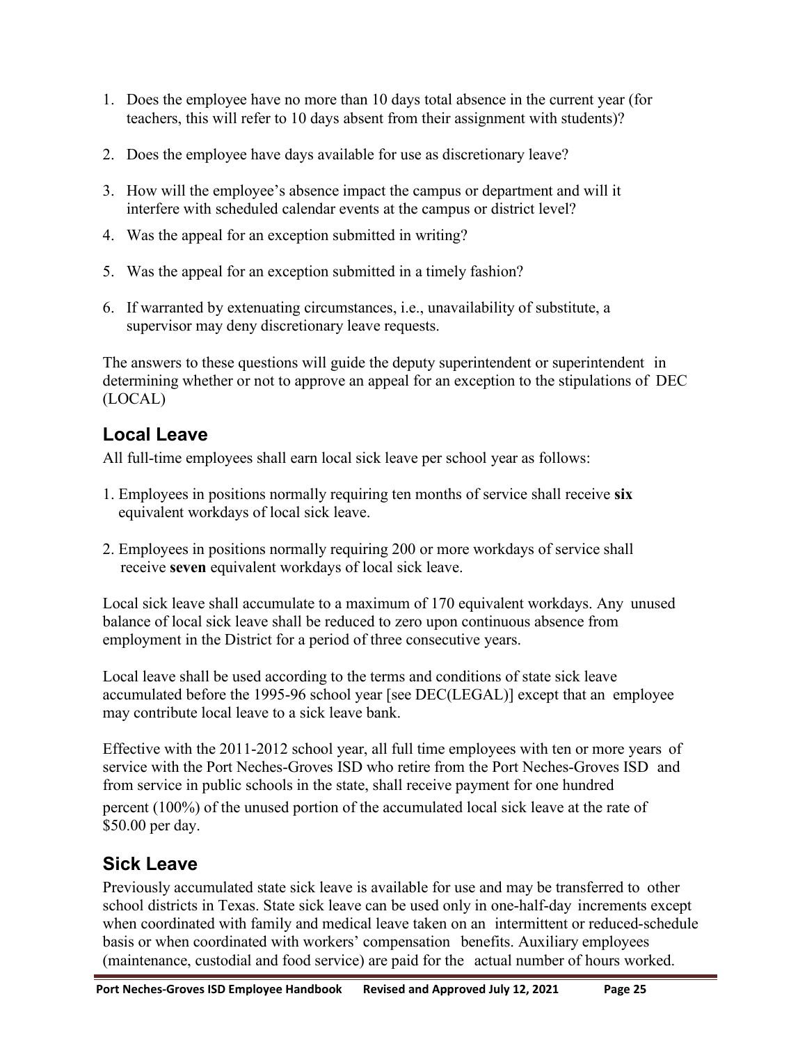1. Does the employee have no more than 10 days total absence in the current year (for teachers, this will refer to 10 days absent from their assignment with students)?
2. Does the employee have days available for use as discretionary leave?
3. How will the employee's absence impact the campus or department and will it interfere with scheduled calendar events at the campus or district level?
4. Was the appeal for an exception submitted in writing?
5. Was the appeal for an exception submitted in a timely fashion?
6. If warranted by extenuating circumstances, i.e., unavailability of substitute, a supervisor may deny discretionary leave requests.

The answers to these questions will guide the deputy superintendent or superintendent in determining whether or not to approve an appeal for an exception to the stipulations of DEC (LOCAL)

## Local Leave

All full-time employees shall earn local sick leave per school year as follows:

1. Employees in positions normally requiring ten months of service shall receive **six** equivalent workdays of local sick leave.
2. Employees in positions normally requiring 200 or more workdays of service shall receive **seven** equivalent workdays of local sick leave.

Local sick leave shall accumulate to a maximum of 170 equivalent workdays. Any unused balance of local sick leave shall be reduced to zero upon continuous absence from employment in the District for a period of three consecutive years.

Local leave shall be used according to the terms and conditions of state sick leave accumulated before the 1995-96 school year [see DEC(LEGAL)] except that an employee may contribute local leave to a sick leave bank.

Effective with the 2011-2012 school year, all full time employees with ten or more years of service with the Port Neches-Groves ISD who retire from the Port Neches-Groves ISD and from service in public schools in the state, shall receive payment for one hundred percent (100%) of the unused portion of the accumulated local sick leave at the rate of $50.00 per day.

## Sick Leave

Previously accumulated state sick leave is available for use and may be transferred to other school districts in Texas. State sick leave can be used only in one-half-day increments except when coordinated with family and medical leave taken on an intermittent or reduced-schedule basis or when coordinated with workers' compensation benefits. Auxiliary employees (maintenance, custodial and food service) are paid for the actual number of hours worked.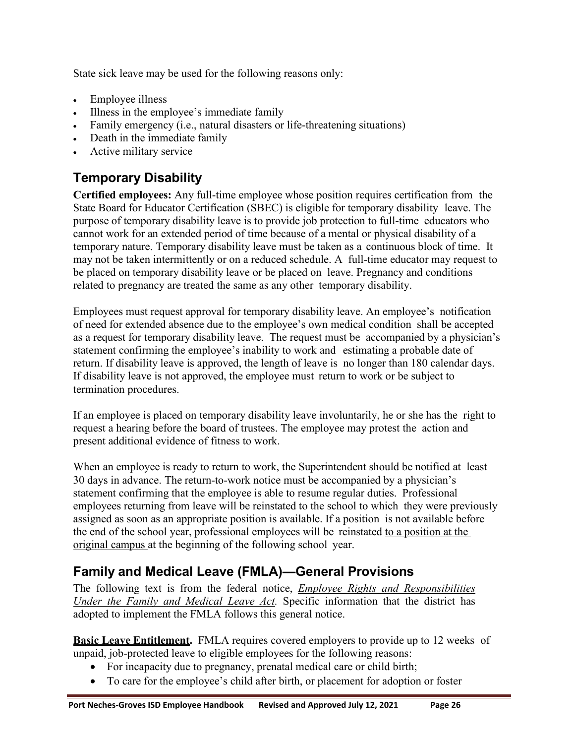State sick leave may be used for the following reasons only:

- Employee illness
- Illness in the employee's immediate family
- Family emergency (i.e., natural disasters or life-threatening situations)
- Death in the immediate family
- Active military service

## Temporary Disability

**Certified employees:** Any full-time employee whose position requires certification from the State Board for Educator Certification (SBEC) is eligible for temporary disability leave. The purpose of temporary disability leave is to provide job protection to full-time educators who cannot work for an extended period of time because of a mental or physical disability of a temporary nature. Temporary disability leave must be taken as a continuous block of time. It may not be taken intermittently or on a reduced schedule. A full-time educator may request to be placed on temporary disability leave or be placed on leave. Pregnancy and conditions related to pregnancy are treated the same as any other temporary disability.

Employees must request approval for temporary disability leave. An employee's notification of need for extended absence due to the employee's own medical condition shall be accepted as a request for temporary disability leave. The request must be accompanied by a physician's statement confirming the employee's inability to work and estimating a probable date of return. If disability leave is approved, the length of leave is no longer than 180 calendar days. If disability leave is not approved, the employee must return to work or be subject to termination procedures.

If an employee is placed on temporary disability leave involuntarily, he or she has the right to request a hearing before the board of trustees. The employee may protest the action and present additional evidence of fitness to work.

When an employee is ready to return to work, the Superintendent should be notified at least 30 days in advance. The return-to-work notice must be accompanied by a physician's statement confirming that the employee is able to resume regular duties. Professional employees returning from leave will be reinstated to the school to which they were previously assigned as soon as an appropriate position is available. If a position is not available before the end of the school year, professional employees will be reinstated to a position at the original campus at the beginning of the following school year.

## Family and Medical Leave (FMLA)—General Provisions

The following text is from the federal notice, *Employee Rights and Responsibilities Under the Family and Medical Leave Act.* Specific information that the district has adopted to implement the FMLA follows this general notice.

**Basic Leave Entitlement.** FMLA requires covered employers to provide up to 12 weeks of unpaid, job-protected leave to eligible employees for the following reasons:

- For incapacity due to pregnancy, prenatal medical care or child birth;
- To care for the employee's child after birth, or placement for adoption or foster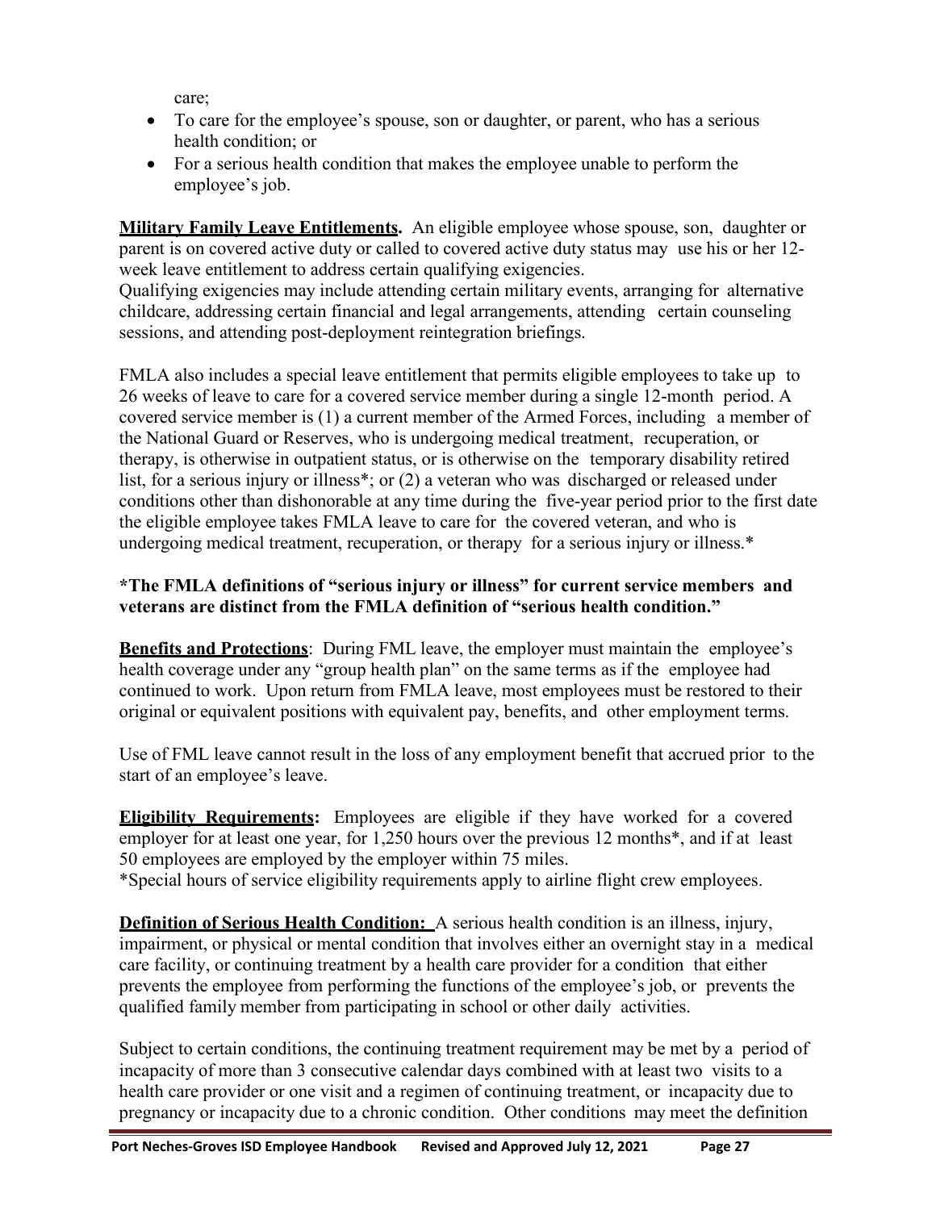care;

- To care for the employee's spouse, son or daughter, or parent, who has a serious health condition; or
- For a serious health condition that makes the employee unable to perform the employee's job.

**Military Family Leave Entitlements.** An eligible employee whose spouse, son, daughter or parent is on covered active duty or called to covered active duty status may use his or her 12-week leave entitlement to address certain qualifying exigencies.
Qualifying exigencies may include attending certain military events, arranging for alternative childcare, addressing certain financial and legal arrangements, attending certain counseling sessions, and attending post-deployment reintegration briefings.

FMLA also includes a special leave entitlement that permits eligible employees to take up to 26 weeks of leave to care for a covered service member during a single 12-month period. A covered service member is (1) a current member of the Armed Forces, including a member of the National Guard or Reserves, who is undergoing medical treatment, recuperation, or therapy, is otherwise in outpatient status, or is otherwise on the temporary disability retired list, for a serious injury or illness*; or (2) a veteran who was discharged or released under conditions other than dishonorable at any time during the five-year period prior to the first date the eligible employee takes FMLA leave to care for the covered veteran, and who is undergoing medical treatment, recuperation, or therapy for a serious injury or illness.*

**\*The FMLA definitions of "serious injury or illness" for current service members and veterans are distinct from the FMLA definition of "serious health condition."**

**Benefits and Protections**: During FML leave, the employer must maintain the employee's health coverage under any "group health plan" on the same terms as if the employee had continued to work. Upon return from FMLA leave, most employees must be restored to their original or equivalent positions with equivalent pay, benefits, and other employment terms.

Use of FML leave cannot result in the loss of any employment benefit that accrued prior to the start of an employee's leave.

**Eligibility Requirements:** Employees are eligible if they have worked for a covered employer for at least one year, for 1,250 hours over the previous 12 months*, and if at least 50 employees are employed by the employer within 75 miles.
*Special hours of service eligibility requirements apply to airline flight crew employees.

**Definition of Serious Health Condition:** A serious health condition is an illness, injury, impairment, or physical or mental condition that involves either an overnight stay in a medical care facility, or continuing treatment by a health care provider for a condition that either prevents the employee from performing the functions of the employee's job, or prevents the qualified family member from participating in school or other daily activities.

Subject to certain conditions, the continuing treatment requirement may be met by a period of incapacity of more than 3 consecutive calendar days combined with at least two visits to a health care provider or one visit and a regimen of continuing treatment, or incapacity due to pregnancy or incapacity due to a chronic condition. Other conditions may meet the definition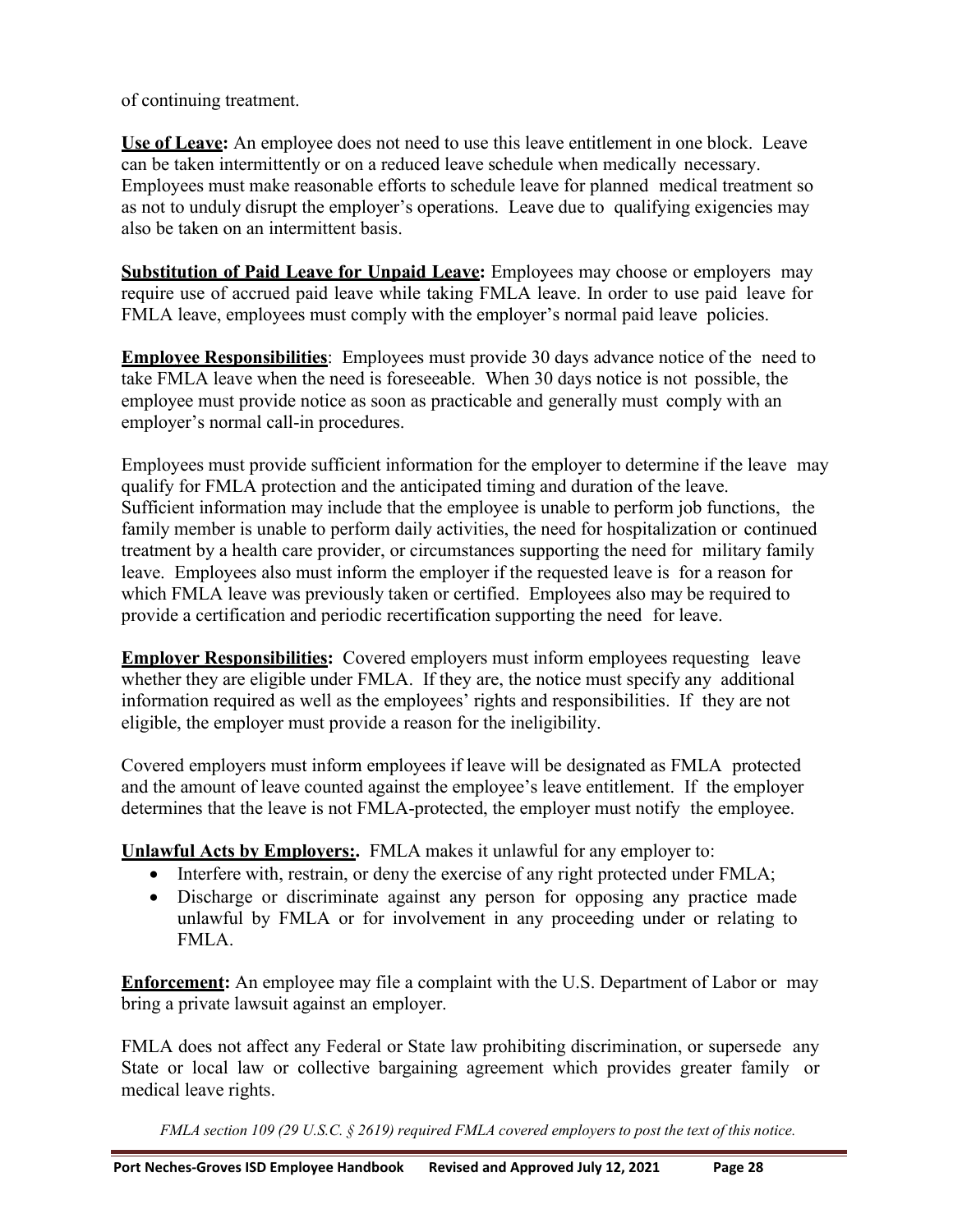of continuing treatment.

**Use of Leave:** An employee does not need to use this leave entitlement in one block. Leave can be taken intermittently or on a reduced leave schedule when medically necessary. Employees must make reasonable efforts to schedule leave for planned medical treatment so as not to unduly disrupt the employer's operations. Leave due to qualifying exigencies may also be taken on an intermittent basis.

**Substitution of Paid Leave for Unpaid Leave:** Employees may choose or employers may require use of accrued paid leave while taking FMLA leave. In order to use paid leave for FMLA leave, employees must comply with the employer's normal paid leave policies.

**Employee Responsibilities**: Employees must provide 30 days advance notice of the need to take FMLA leave when the need is foreseeable. When 30 days notice is not possible, the employee must provide notice as soon as practicable and generally must comply with an employer's normal call-in procedures.

Employees must provide sufficient information for the employer to determine if the leave may qualify for FMLA protection and the anticipated timing and duration of the leave. Sufficient information may include that the employee is unable to perform job functions, the family member is unable to perform daily activities, the need for hospitalization or continued treatment by a health care provider, or circumstances supporting the need for military family leave. Employees also must inform the employer if the requested leave is for a reason for which FMLA leave was previously taken or certified. Employees also may be required to provide a certification and periodic recertification supporting the need for leave.

**Employer Responsibilities:** Covered employers must inform employees requesting leave whether they are eligible under FMLA. If they are, the notice must specify any additional information required as well as the employees' rights and responsibilities. If they are not eligible, the employer must provide a reason for the ineligibility.

Covered employers must inform employees if leave will be designated as FMLA protected and the amount of leave counted against the employee's leave entitlement. If the employer determines that the leave is not FMLA-protected, the employer must notify the employee.

**Unlawful Acts by Employers:.** FMLA makes it unlawful for any employer to:

- Interfere with, restrain, or deny the exercise of any right protected under FMLA;
- Discharge or discriminate against any person for opposing any practice made unlawful by FMLA or for involvement in any proceeding under or relating to FMLA.

**Enforcement:** An employee may file a complaint with the U.S. Department of Labor or may bring a private lawsuit against an employer.

FMLA does not affect any Federal or State law prohibiting discrimination, or supersede any State or local law or collective bargaining agreement which provides greater family or medical leave rights.

*FMLA section 109 (29 U.S.C. § 2619) required FMLA covered employers to post the text of this notice.*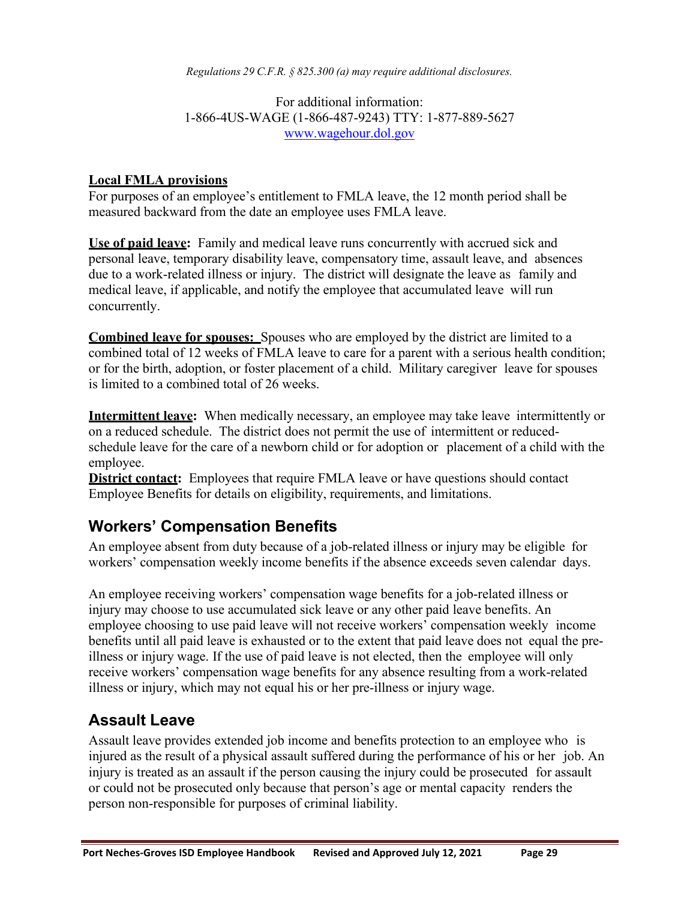*Regulations 29 C.F.R. § 825.300 (a) may require additional disclosures.*

For additional information:
1-866-4US-WAGE (1-866-487-9243) TTY: 1-877-889-5627
www.wagehour.dol.gov

**Local FMLA provisions**

For purposes of an employee's entitlement to FMLA leave, the 12 month period shall be measured backward from the date an employee uses FMLA leave.

**Use of paid leave:** Family and medical leave runs concurrently with accrued sick and personal leave, temporary disability leave, compensatory time, assault leave, and absences due to a work-related illness or injury. The district will designate the leave as family and medical leave, if applicable, and notify the employee that accumulated leave will run concurrently.

**Combined leave for spouses:** Spouses who are employed by the district are limited to a combined total of 12 weeks of FMLA leave to care for a parent with a serious health condition; or for the birth, adoption, or foster placement of a child. Military caregiver leave for spouses is limited to a combined total of 26 weeks.

**Intermittent leave:** When medically necessary, an employee may take leave intermittently or on a reduced schedule. The district does not permit the use of intermittent or reduced-schedule leave for the care of a newborn child or for adoption or placement of a child with the employee.

**District contact:** Employees that require FMLA leave or have questions should contact Employee Benefits for details on eligibility, requirements, and limitations.

## Workers' Compensation Benefits

An employee absent from duty because of a job-related illness or injury may be eligible for workers' compensation weekly income benefits if the absence exceeds seven calendar days.

An employee receiving workers' compensation wage benefits for a job-related illness or injury may choose to use accumulated sick leave or any other paid leave benefits. An employee choosing to use paid leave will not receive workers' compensation weekly income benefits until all paid leave is exhausted or to the extent that paid leave does not equal the pre-illness or injury wage. If the use of paid leave is not elected, then the employee will only receive workers' compensation wage benefits for any absence resulting from a work-related illness or injury, which may not equal his or her pre-illness or injury wage.

## Assault Leave

Assault leave provides extended job income and benefits protection to an employee who is injured as the result of a physical assault suffered during the performance of his or her job. An injury is treated as an assault if the person causing the injury could be prosecuted for assault or could not be prosecuted only because that person's age or mental capacity renders the person non-responsible for purposes of criminal liability.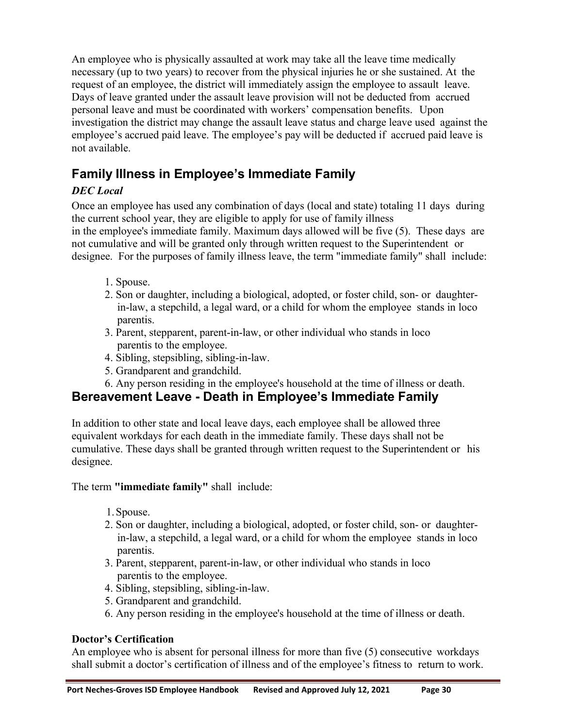An employee who is physically assaulted at work may take all the leave time medically necessary (up to two years) to recover from the physical injuries he or she sustained. At the request of an employee, the district will immediately assign the employee to assault leave. Days of leave granted under the assault leave provision will not be deducted from accrued personal leave and must be coordinated with workers' compensation benefits. Upon investigation the district may change the assault leave status and charge leave used against the employee's accrued paid leave. The employee's pay will be deducted if accrued paid leave is not available.

## Family Illness in Employee's Immediate Family

### *DEC Local*

Once an employee has used any combination of days (local and state) totaling 11 days during the current school year, they are eligible to apply for use of family illness in the employee's immediate family. Maximum days allowed will be five (5). These days are not cumulative and will be granted only through written request to the Superintendent or designee. For the purposes of family illness leave, the term "immediate family" shall include:

1. Spouse.
2. Son or daughter, including a biological, adopted, or foster child, son- or daughter-in-law, a stepchild, a legal ward, or a child for whom the employee stands in loco parentis.
3. Parent, stepparent, parent-in-law, or other individual who stands in loco parentis to the employee.
4. Sibling, stepsibling, sibling-in-law.
5. Grandparent and grandchild.
6. Any person residing in the employee's household at the time of illness or death.

## Bereavement Leave - Death in Employee's Immediate Family

In addition to other state and local leave days, each employee shall be allowed three equivalent workdays for each death in the immediate family. These days shall not be cumulative. These days shall be granted through written request to the Superintendent or his designee.

The term **"immediate family"** shall include:

1. Spouse.
2. Son or daughter, including a biological, adopted, or foster child, son- or daughter-in-law, a stepchild, a legal ward, or a child for whom the employee stands in loco parentis.
3. Parent, stepparent, parent-in-law, or other individual who stands in loco parentis to the employee.
4. Sibling, stepsibling, sibling-in-law.
5. Grandparent and grandchild.
6. Any person residing in the employee's household at the time of illness or death.

**Doctor's Certification**

An employee who is absent for personal illness for more than five (5) consecutive workdays shall submit a doctor's certification of illness and of the employee's fitness to return to work.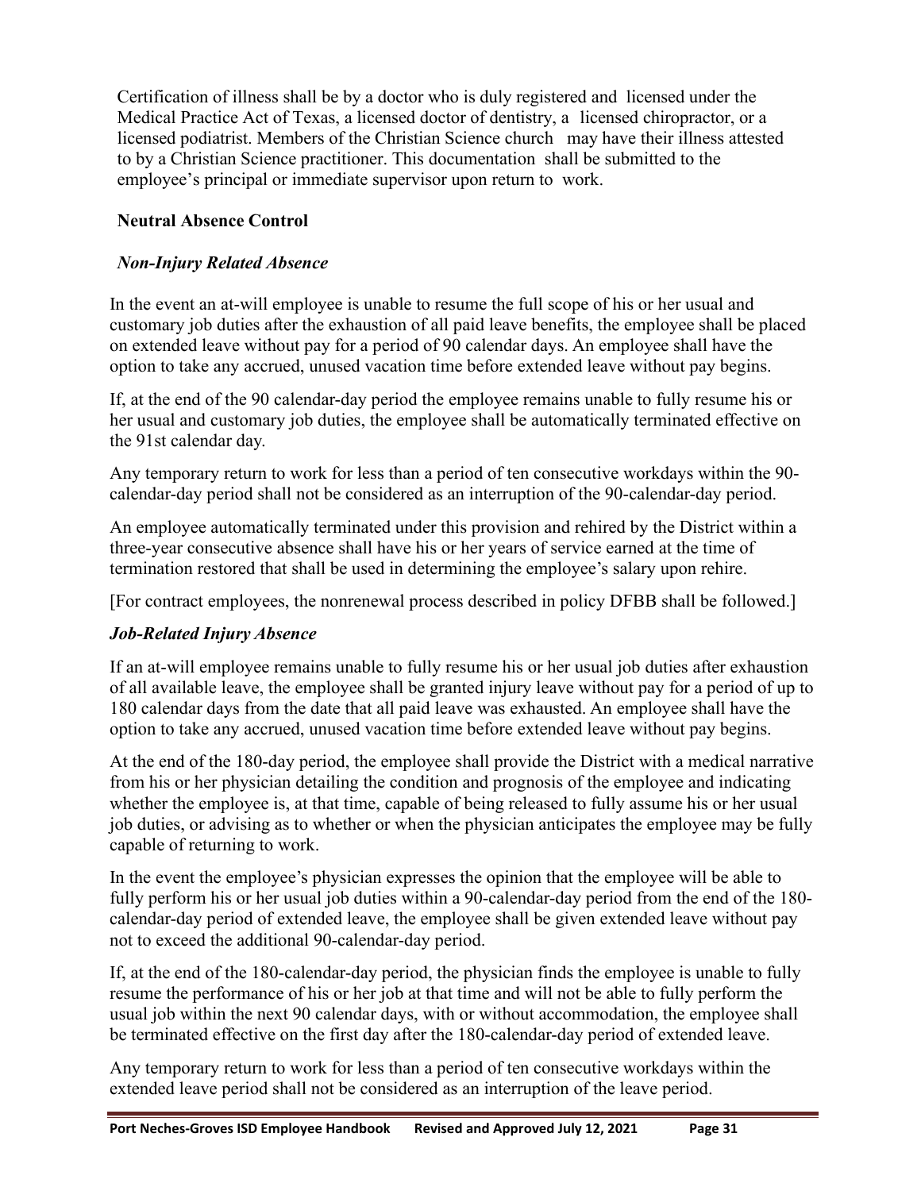Certification of illness shall be by a doctor who is duly registered and licensed under the Medical Practice Act of Texas, a licensed doctor of dentistry, a licensed chiropractor, or a licensed podiatrist. Members of the Christian Science church may have their illness attested to by a Christian Science practitioner. This documentation shall be submitted to the employee's principal or immediate supervisor upon return to work.

**Neutral Absence Control**

***Non-Injury Related Absence***

In the event an at-will employee is unable to resume the full scope of his or her usual and customary job duties after the exhaustion of all paid leave benefits, the employee shall be placed on extended leave without pay for a period of 90 calendar days. An employee shall have the option to take any accrued, unused vacation time before extended leave without pay begins.

If, at the end of the 90 calendar-day period the employee remains unable to fully resume his or her usual and customary job duties, the employee shall be automatically terminated effective on the 91st calendar day.

Any temporary return to work for less than a period of ten consecutive workdays within the 90-calendar-day period shall not be considered as an interruption of the 90-calendar-day period.

An employee automatically terminated under this provision and rehired by the District within a three-year consecutive absence shall have his or her years of service earned at the time of termination restored that shall be used in determining the employee's salary upon rehire.

[For contract employees, the nonrenewal process described in policy DFBB shall be followed.]

***Job-Related Injury Absence***

If an at-will employee remains unable to fully resume his or her usual job duties after exhaustion of all available leave, the employee shall be granted injury leave without pay for a period of up to 180 calendar days from the date that all paid leave was exhausted. An employee shall have the option to take any accrued, unused vacation time before extended leave without pay begins.

At the end of the 180-day period, the employee shall provide the District with a medical narrative from his or her physician detailing the condition and prognosis of the employee and indicating whether the employee is, at that time, capable of being released to fully assume his or her usual job duties, or advising as to whether or when the physician anticipates the employee may be fully capable of returning to work.

In the event the employee's physician expresses the opinion that the employee will be able to fully perform his or her usual job duties within a 90-calendar-day period from the end of the 180-calendar-day period of extended leave, the employee shall be given extended leave without pay not to exceed the additional 90-calendar-day period.

If, at the end of the 180-calendar-day period, the physician finds the employee is unable to fully resume the performance of his or her job at that time and will not be able to fully perform the usual job within the next 90 calendar days, with or without accommodation, the employee shall be terminated effective on the first day after the 180-calendar-day period of extended leave.

Any temporary return to work for less than a period of ten consecutive workdays within the extended leave period shall not be considered as an interruption of the leave period.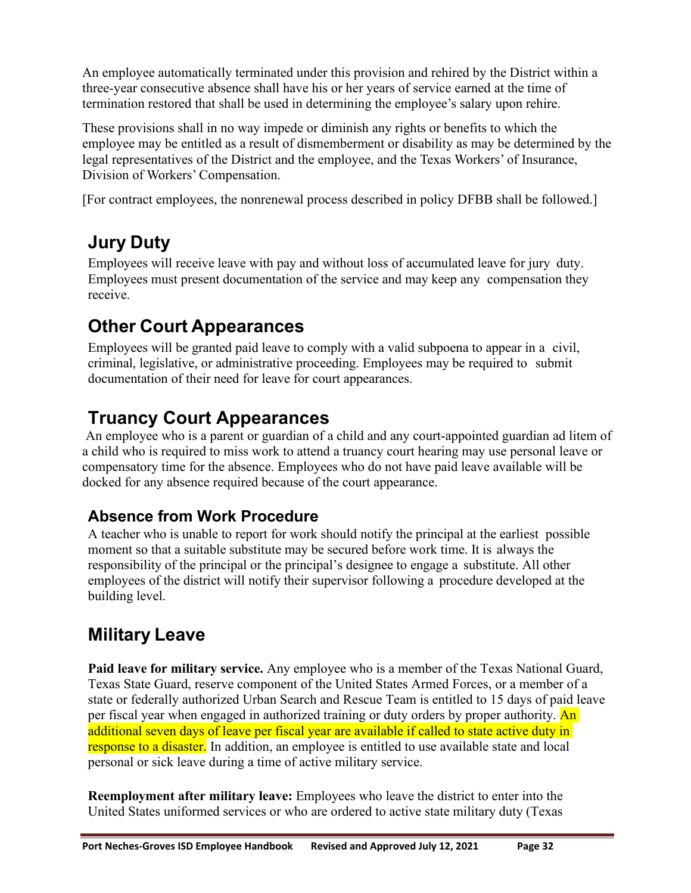An employee automatically terminated under this provision and rehired by the District within a three-year consecutive absence shall have his or her years of service earned at the time of termination restored that shall be used in determining the employee's salary upon rehire.

These provisions shall in no way impede or diminish any rights or benefits to which the employee may be entitled as a result of dismemberment or disability as may be determined by the legal representatives of the District and the employee, and the Texas Workers' of Insurance, Division of Workers' Compensation.

[For contract employees, the nonrenewal process described in policy DFBB shall be followed.]

## Jury Duty

Employees will receive leave with pay and without loss of accumulated leave for jury duty. Employees must present documentation of the service and may keep any compensation they receive.

## Other Court Appearances

Employees will be granted paid leave to comply with a valid subpoena to appear in a civil, criminal, legislative, or administrative proceeding. Employees may be required to submit documentation of their need for leave for court appearances.

## Truancy Court Appearances

An employee who is a parent or guardian of a child and any court-appointed guardian ad litem of a child who is required to miss work to attend a truancy court hearing may use personal leave or compensatory time for the absence. Employees who do not have paid leave available will be docked for any absence required because of the court appearance.

### Absence from Work Procedure

A teacher who is unable to report for work should notify the principal at the earliest possible moment so that a suitable substitute may be secured before work time. It is always the responsibility of the principal or the principal's designee to engage a substitute. All other employees of the district will notify their supervisor following a procedure developed at the building level.

## Military Leave

**Paid leave for military service.** Any employee who is a member of the Texas National Guard, Texas State Guard, reserve component of the United States Armed Forces, or a member of a state or federally authorized Urban Search and Rescue Team is entitled to 15 days of paid leave per fiscal year when engaged in authorized training or duty orders by proper authority. An additional seven days of leave per fiscal year are available if called to state active duty in response to a disaster. In addition, an employee is entitled to use available state and local personal or sick leave during a time of active military service.

**Reemployment after military leave:** Employees who leave the district to enter into the United States uniformed services or who are ordered to active state military duty (Texas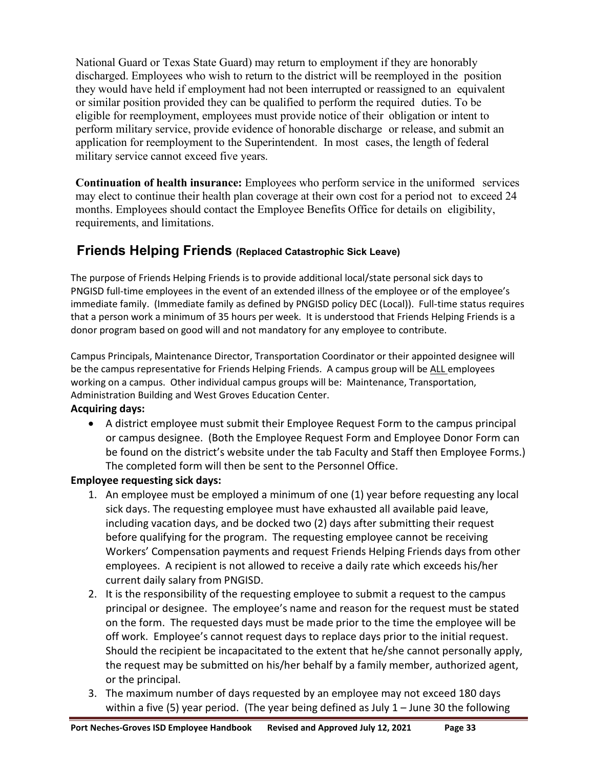National Guard or Texas State Guard) may return to employment if they are honorably discharged. Employees who wish to return to the district will be reemployed in the position they would have held if employment had not been interrupted or reassigned to an equivalent or similar position provided they can be qualified to perform the required duties. To be eligible for reemployment, employees must provide notice of their obligation or intent to perform military service, provide evidence of honorable discharge or release, and submit an application for reemployment to the Superintendent. In most cases, the length of federal military service cannot exceed five years.

**Continuation of health insurance:** Employees who perform service in the uniformed services may elect to continue their health plan coverage at their own cost for a period not to exceed 24 months. Employees should contact the Employee Benefits Office for details on eligibility, requirements, and limitations.

## Friends Helping Friends (Replaced Catastrophic Sick Leave)

The purpose of Friends Helping Friends is to provide additional local/state personal sick days to PNGISD full-time employees in the event of an extended illness of the employee or of the employee's immediate family. (Immediate family as defined by PNGISD policy DEC (Local)). Full-time status requires that a person work a minimum of 35 hours per week. It is understood that Friends Helping Friends is a donor program based on good will and not mandatory for any employee to contribute.

Campus Principals, Maintenance Director, Transportation Coordinator or their appointed designee will be the campus representative for Friends Helping Friends. A campus group will be ALL employees working on a campus. Other individual campus groups will be: Maintenance, Transportation, Administration Building and West Groves Education Center.

**Acquiring days:**

- A district employee must submit their Employee Request Form to the campus principal or campus designee. (Both the Employee Request Form and Employee Donor Form can be found on the district's website under the tab Faculty and Staff then Employee Forms.) The completed form will then be sent to the Personnel Office.

**Employee requesting sick days:**

1. An employee must be employed a minimum of one (1) year before requesting any local sick days. The requesting employee must have exhausted all available paid leave, including vacation days, and be docked two (2) days after submitting their request before qualifying for the program. The requesting employee cannot be receiving Workers' Compensation payments and request Friends Helping Friends days from other employees. A recipient is not allowed to receive a daily rate which exceeds his/her current daily salary from PNGISD.
2. It is the responsibility of the requesting employee to submit a request to the campus principal or designee. The employee's name and reason for the request must be stated on the form. The requested days must be made prior to the time the employee will be off work. Employee's cannot request days to replace days prior to the initial request. Should the recipient be incapacitated to the extent that he/she cannot personally apply, the request may be submitted on his/her behalf by a family member, authorized agent, or the principal.
3. The maximum number of days requested by an employee may not exceed 180 days within a five (5) year period. (The year being defined as July 1 – June 30 the following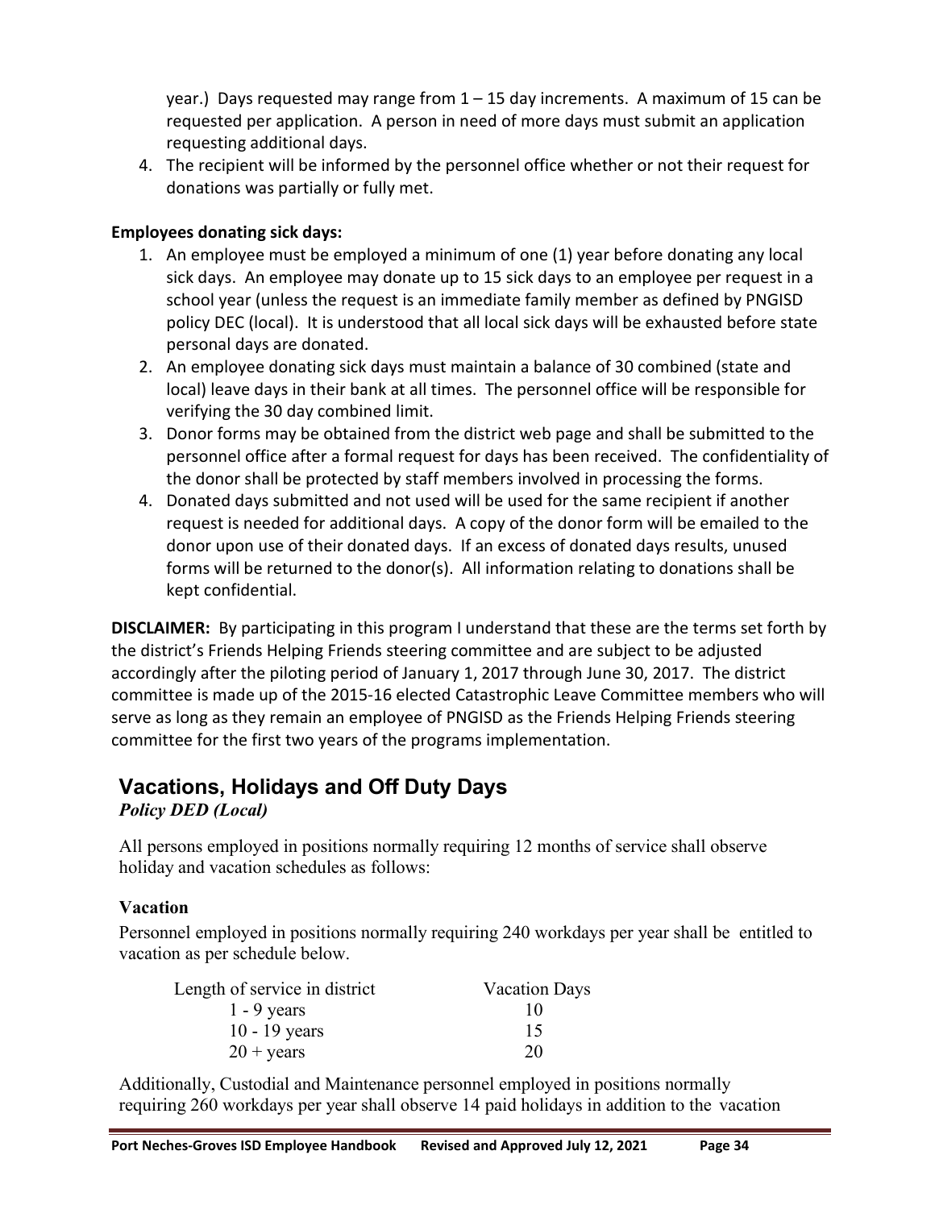year.) Days requested may range from 1 – 15 day increments. A maximum of 15 can be requested per application. A person in need of more days must submit an application requesting additional days.

4. The recipient will be informed by the personnel office whether or not their request for donations was partially or fully met.

**Employees donating sick days:**

1. An employee must be employed a minimum of one (1) year before donating any local sick days. An employee may donate up to 15 sick days to an employee per request in a school year (unless the request is an immediate family member as defined by PNGISD policy DEC (local). It is understood that all local sick days will be exhausted before state personal days are donated.
2. An employee donating sick days must maintain a balance of 30 combined (state and local) leave days in their bank at all times. The personnel office will be responsible for verifying the 30 day combined limit.
3. Donor forms may be obtained from the district web page and shall be submitted to the personnel office after a formal request for days has been received. The confidentiality of the donor shall be protected by staff members involved in processing the forms.
4. Donated days submitted and not used will be used for the same recipient if another request is needed for additional days. A copy of the donor form will be emailed to the donor upon use of their donated days. If an excess of donated days results, unused forms will be returned to the donor(s). All information relating to donations shall be kept confidential.

**DISCLAIMER:** By participating in this program I understand that these are the terms set forth by the district's Friends Helping Friends steering committee and are subject to be adjusted accordingly after the piloting period of January 1, 2017 through June 30, 2017. The district committee is made up of the 2015-16 elected Catastrophic Leave Committee members who will serve as long as they remain an employee of PNGISD as the Friends Helping Friends steering committee for the first two years of the programs implementation.

## Vacations, Holidays and Off Duty Days

*Policy DED (Local)*

All persons employed in positions normally requiring 12 months of service shall observe holiday and vacation schedules as follows:

### Vacation

Personnel employed in positions normally requiring 240 workdays per year shall be entitled to vacation as per schedule below.

| Length of service in district | Vacation Days |
|---|---|
| 1 - 9 years | 10 |
| 10 - 19 years | 15 |
| 20 + years | 20 |

Additionally, Custodial and Maintenance personnel employed in positions normally requiring 260 workdays per year shall observe 14 paid holidays in addition to the vacation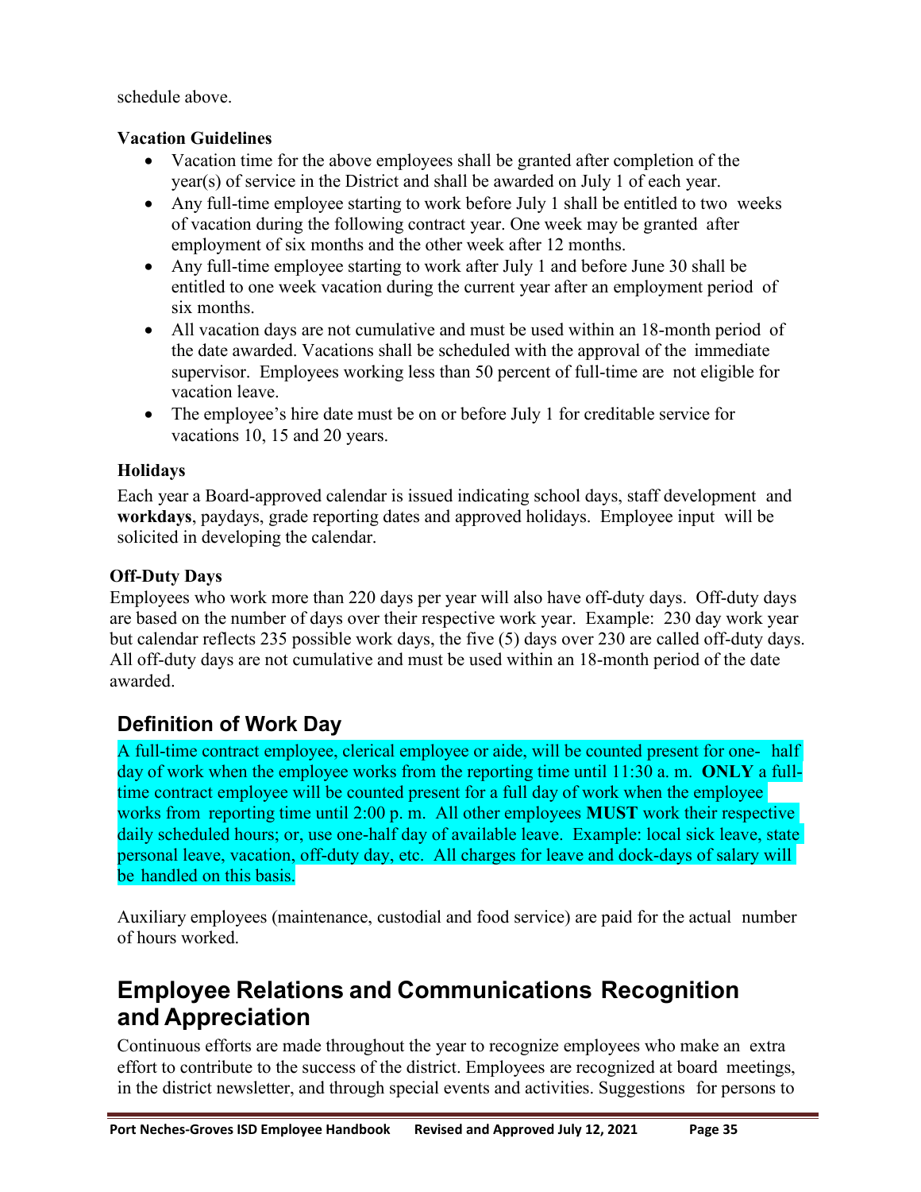schedule above.

### Vacation Guidelines

- Vacation time for the above employees shall be granted after completion of the year(s) of service in the District and shall be awarded on July 1 of each year.
- Any full-time employee starting to work before July 1 shall be entitled to two weeks of vacation during the following contract year. One week may be granted after employment of six months and the other week after 12 months.
- Any full-time employee starting to work after July 1 and before June 30 shall be entitled to one week vacation during the current year after an employment period of six months.
- All vacation days are not cumulative and must be used within an 18-month period of the date awarded. Vacations shall be scheduled with the approval of the immediate supervisor. Employees working less than 50 percent of full-time are not eligible for vacation leave.
- The employee's hire date must be on or before July 1 for creditable service for vacations 10, 15 and 20 years.

### Holidays

Each year a Board-approved calendar is issued indicating school days, staff development and **workdays**, paydays, grade reporting dates and approved holidays. Employee input will be solicited in developing the calendar.

### Off-Duty Days

Employees who work more than 220 days per year will also have off-duty days. Off-duty days are based on the number of days over their respective work year. Example: 230 day work year but calendar reflects 235 possible work days, the five (5) days over 230 are called off-duty days. All off-duty days are not cumulative and must be used within an 18-month period of the date awarded.

## Definition of Work Day

A full-time contract employee, clerical employee or aide, will be counted present for one-half day of work when the employee works from the reporting time until 11:30 a. m. **ONLY** a full-time contract employee will be counted present for a full day of work when the employee works from reporting time until 2:00 p. m. All other employees **MUST** work their respective daily scheduled hours; or, use one-half day of available leave. Example: local sick leave, state personal leave, vacation, off-duty day, etc. All charges for leave and dock-days of salary will be handled on this basis.

Auxiliary employees (maintenance, custodial and food service) are paid for the actual number of hours worked.

# Employee Relations and Communications Recognition and Appreciation

Continuous efforts are made throughout the year to recognize employees who make an extra effort to contribute to the success of the district. Employees are recognized at board meetings, in the district newsletter, and through special events and activities. Suggestions for persons to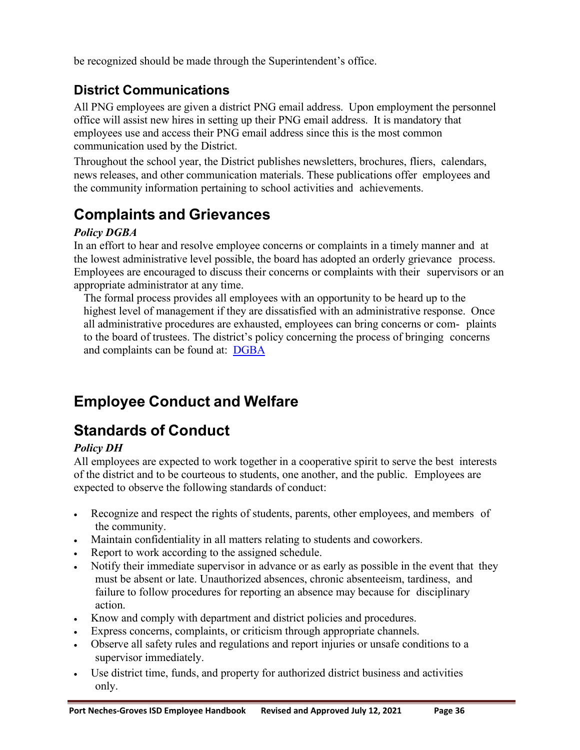be recognized should be made through the Superintendent's office.

## District Communications

All PNG employees are given a district PNG email address. Upon employment the personnel office will assist new hires in setting up their PNG email address. It is mandatory that employees use and access their PNG email address since this is the most common communication used by the District.

Throughout the school year, the District publishes newsletters, brochures, fliers, calendars, news releases, and other communication materials. These publications offer employees and the community information pertaining to school activities and achievements.

# Complaints and Grievances

***Policy DGBA***

In an effort to hear and resolve employee concerns or complaints in a timely manner and at the lowest administrative level possible, the board has adopted an orderly grievance process. Employees are encouraged to discuss their concerns or complaints with their supervisors or an appropriate administrator at any time.

The formal process provides all employees with an opportunity to be heard up to the highest level of management if they are dissatisfied with an administrative response. Once all administrative procedures are exhausted, employees can bring concerns or complaints to the board of trustees. The district's policy concerning the process of bringing concerns and complaints can be found at: DGBA

# Employee Conduct and Welfare

# Standards of Conduct

***Policy DH***

All employees are expected to work together in a cooperative spirit to serve the best interests of the district and to be courteous to students, one another, and the public. Employees are expected to observe the following standards of conduct:

- Recognize and respect the rights of students, parents, other employees, and members of the community.
- Maintain confidentiality in all matters relating to students and coworkers.
- Report to work according to the assigned schedule.
- Notify their immediate supervisor in advance or as early as possible in the event that they must be absent or late. Unauthorized absences, chronic absenteeism, tardiness, and failure to follow procedures for reporting an absence may because for disciplinary action.
- Know and comply with department and district policies and procedures.
- Express concerns, complaints, or criticism through appropriate channels.
- Observe all safety rules and regulations and report injuries or unsafe conditions to a supervisor immediately.
- Use district time, funds, and property for authorized district business and activities only.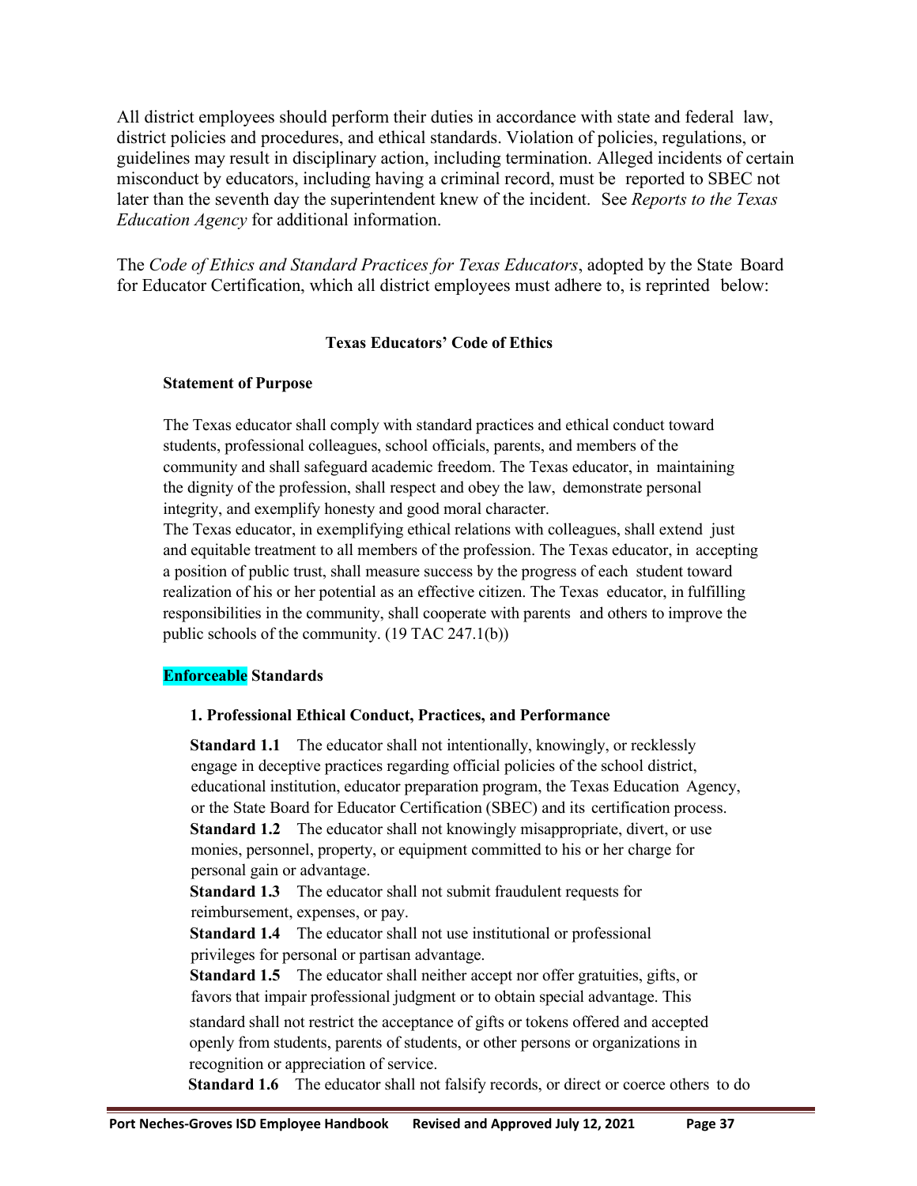All district employees should perform their duties in accordance with state and federal law, district policies and procedures, and ethical standards. Violation of policies, regulations, or guidelines may result in disciplinary action, including termination. Alleged incidents of certain misconduct by educators, including having a criminal record, must be reported to SBEC not later than the seventh day the superintendent knew of the incident. See *Reports to the Texas Education Agency* for additional information.

The *Code of Ethics and Standard Practices for Texas Educators*, adopted by the State Board for Educator Certification, which all district employees must adhere to, is reprinted below:

### Texas Educators' Code of Ethics

**Statement of Purpose**

The Texas educator shall comply with standard practices and ethical conduct toward students, professional colleagues, school officials, parents, and members of the community and shall safeguard academic freedom. The Texas educator, in maintaining the dignity of the profession, shall respect and obey the law, demonstrate personal integrity, and exemplify honesty and good moral character.
The Texas educator, in exemplifying ethical relations with colleagues, shall extend just and equitable treatment to all members of the profession. The Texas educator, in accepting a position of public trust, shall measure success by the progress of each student toward realization of his or her potential as an effective citizen. The Texas educator, in fulfilling responsibilities in the community, shall cooperate with parents and others to improve the public schools of the community. (19 TAC 247.1(b))

**Enforceable Standards**

**1. Professional Ethical Conduct, Practices, and Performance**

**Standard 1.1** The educator shall not intentionally, knowingly, or recklessly engage in deceptive practices regarding official policies of the school district, educational institution, educator preparation program, the Texas Education Agency, or the State Board for Educator Certification (SBEC) and its certification process.
**Standard 1.2** The educator shall not knowingly misappropriate, divert, or use monies, personnel, property, or equipment committed to his or her charge for personal gain or advantage.
**Standard 1.3** The educator shall not submit fraudulent requests for reimbursement, expenses, or pay.
**Standard 1.4** The educator shall not use institutional or professional privileges for personal or partisan advantage.
**Standard 1.5** The educator shall neither accept nor offer gratuities, gifts, or favors that impair professional judgment or to obtain special advantage. This standard shall not restrict the acceptance of gifts or tokens offered and accepted openly from students, parents of students, or other persons or organizations in recognition or appreciation of service.
**Standard 1.6** The educator shall not falsify records, or direct or coerce others to do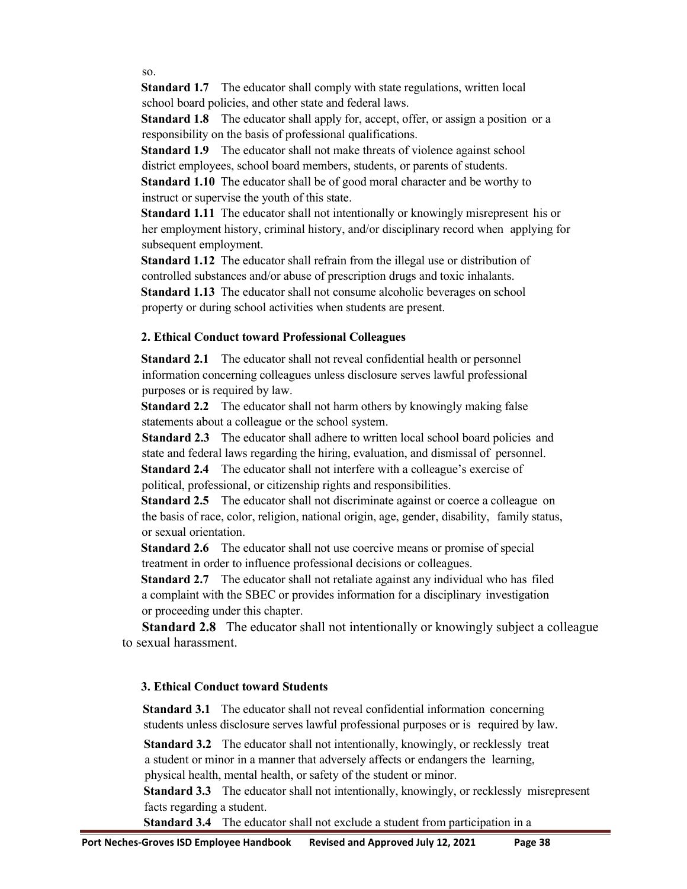so.

**Standard 1.7** The educator shall comply with state regulations, written local school board policies, and other state and federal laws.

**Standard 1.8** The educator shall apply for, accept, offer, or assign a position or a responsibility on the basis of professional qualifications.

**Standard 1.9** The educator shall not make threats of violence against school district employees, school board members, students, or parents of students.

**Standard 1.10** The educator shall be of good moral character and be worthy to instruct or supervise the youth of this state.

**Standard 1.11** The educator shall not intentionally or knowingly misrepresent his or her employment history, criminal history, and/or disciplinary record when applying for subsequent employment.

**Standard 1.12** The educator shall refrain from the illegal use or distribution of controlled substances and/or abuse of prescription drugs and toxic inhalants.

**Standard 1.13** The educator shall not consume alcoholic beverages on school property or during school activities when students are present.

**2. Ethical Conduct toward Professional Colleagues**

**Standard 2.1** The educator shall not reveal confidential health or personnel information concerning colleagues unless disclosure serves lawful professional purposes or is required by law.

**Standard 2.2** The educator shall not harm others by knowingly making false statements about a colleague or the school system.

**Standard 2.3** The educator shall adhere to written local school board policies and state and federal laws regarding the hiring, evaluation, and dismissal of personnel.

**Standard 2.4** The educator shall not interfere with a colleague's exercise of political, professional, or citizenship rights and responsibilities.

**Standard 2.5** The educator shall not discriminate against or coerce a colleague on the basis of race, color, religion, national origin, age, gender, disability, family status, or sexual orientation.

**Standard 2.6** The educator shall not use coercive means or promise of special treatment in order to influence professional decisions or colleagues.

**Standard 2.7** The educator shall not retaliate against any individual who has filed a complaint with the SBEC or provides information for a disciplinary investigation or proceeding under this chapter.

**Standard 2.8** The educator shall not intentionally or knowingly subject a colleague to sexual harassment.

**3. Ethical Conduct toward Students**

**Standard 3.1** The educator shall not reveal confidential information concerning students unless disclosure serves lawful professional purposes or is required by law.

**Standard 3.2** The educator shall not intentionally, knowingly, or recklessly treat a student or minor in a manner that adversely affects or endangers the learning, physical health, mental health, or safety of the student or minor.

**Standard 3.3** The educator shall not intentionally, knowingly, or recklessly misrepresent facts regarding a student.

**Standard 3.4** The educator shall not exclude a student from participation in a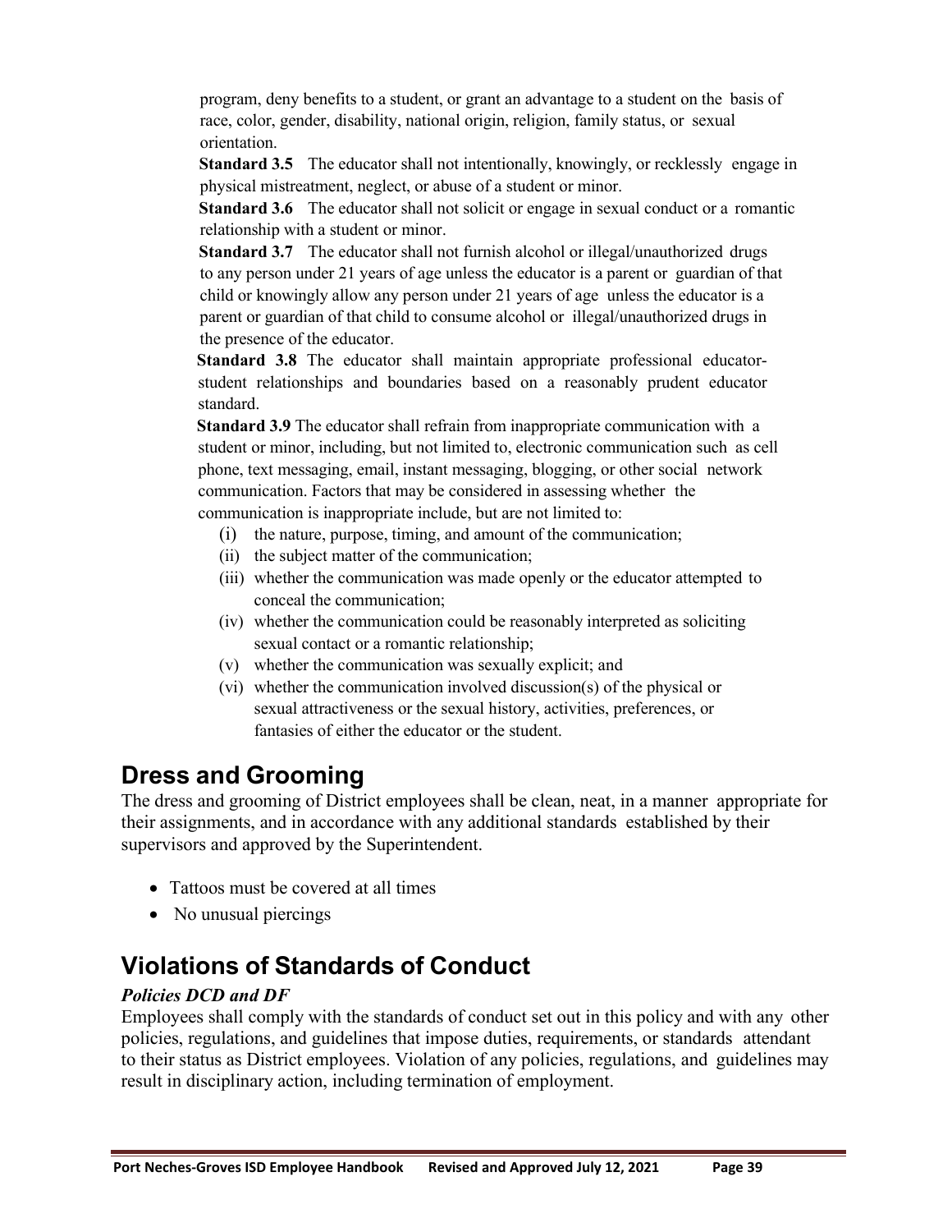program, deny benefits to a student, or grant an advantage to a student on the basis of race, color, gender, disability, national origin, religion, family status, or sexual orientation.

**Standard 3.5** The educator shall not intentionally, knowingly, or recklessly engage in physical mistreatment, neglect, or abuse of a student or minor.

**Standard 3.6** The educator shall not solicit or engage in sexual conduct or a romantic relationship with a student or minor.

**Standard 3.7** The educator shall not furnish alcohol or illegal/unauthorized drugs to any person under 21 years of age unless the educator is a parent or guardian of that child or knowingly allow any person under 21 years of age unless the educator is a parent or guardian of that child to consume alcohol or illegal/unauthorized drugs in the presence of the educator.

**Standard 3.8** The educator shall maintain appropriate professional educator-student relationships and boundaries based on a reasonably prudent educator standard.

**Standard 3.9** The educator shall refrain from inappropriate communication with a student or minor, including, but not limited to, electronic communication such as cell phone, text messaging, email, instant messaging, blogging, or other social network communication. Factors that may be considered in assessing whether the communication is inappropriate include, but are not limited to:

(i) the nature, purpose, timing, and amount of the communication;
(ii) the subject matter of the communication;
(iii) whether the communication was made openly or the educator attempted to conceal the communication;
(iv) whether the communication could be reasonably interpreted as soliciting sexual contact or a romantic relationship;
(v) whether the communication was sexually explicit; and
(vi) whether the communication involved discussion(s) of the physical or sexual attractiveness or the sexual history, activities, preferences, or fantasies of either the educator or the student.

## Dress and Grooming

The dress and grooming of District employees shall be clean, neat, in a manner appropriate for their assignments, and in accordance with any additional standards established by their supervisors and approved by the Superintendent.

- Tattoos must be covered at all times
- No unusual piercings

## Violations of Standards of Conduct

***Policies DCD and DF***

Employees shall comply with the standards of conduct set out in this policy and with any other policies, regulations, and guidelines that impose duties, requirements, or standards attendant to their status as District employees. Violation of any policies, regulations, and guidelines may result in disciplinary action, including termination of employment.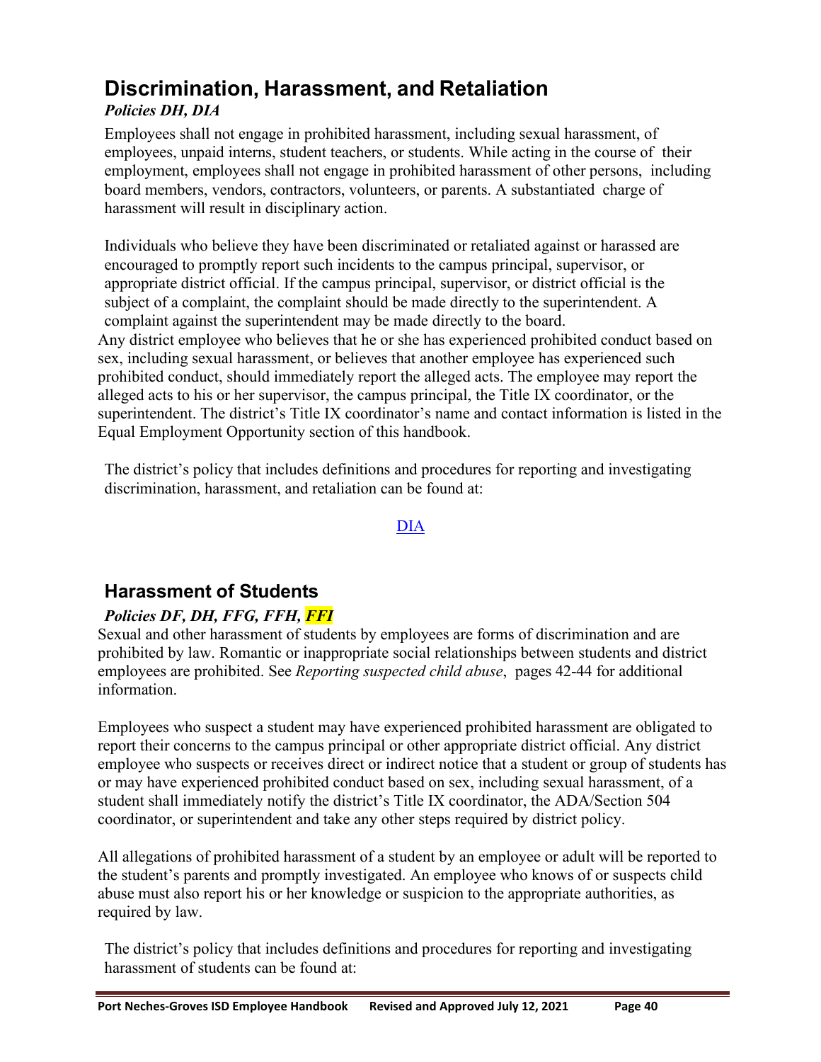## Discrimination, Harassment, and Retaliation

***Policies DH, DIA***

Employees shall not engage in prohibited harassment, including sexual harassment, of employees, unpaid interns, student teachers, or students. While acting in the course of their employment, employees shall not engage in prohibited harassment of other persons, including board members, vendors, contractors, volunteers, or parents. A substantiated charge of harassment will result in disciplinary action.

Individuals who believe they have been discriminated or retaliated against or harassed are encouraged to promptly report such incidents to the campus principal, supervisor, or appropriate district official. If the campus principal, supervisor, or district official is the subject of a complaint, the complaint should be made directly to the superintendent. A complaint against the superintendent may be made directly to the board.
Any district employee who believes that he or she has experienced prohibited conduct based on sex, including sexual harassment, or believes that another employee has experienced such prohibited conduct, should immediately report the alleged acts. The employee may report the alleged acts to his or her supervisor, the campus principal, the Title IX coordinator, or the superintendent. The district's Title IX coordinator's name and contact information is listed in the Equal Employment Opportunity section of this handbook.

The district's policy that includes definitions and procedures for reporting and investigating discrimination, harassment, and retaliation can be found at:

DIA

## Harassment of Students

***Policies DF, DH, FFG, FFH, FFI***

Sexual and other harassment of students by employees are forms of discrimination and are prohibited by law. Romantic or inappropriate social relationships between students and district employees are prohibited. See *Reporting suspected child abuse*, pages 42-44 for additional information.

Employees who suspect a student may have experienced prohibited harassment are obligated to report their concerns to the campus principal or other appropriate district official. Any district employee who suspects or receives direct or indirect notice that a student or group of students has or may have experienced prohibited conduct based on sex, including sexual harassment, of a student shall immediately notify the district's Title IX coordinator, the ADA/Section 504 coordinator, or superintendent and take any other steps required by district policy.

All allegations of prohibited harassment of a student by an employee or adult will be reported to the student's parents and promptly investigated. An employee who knows of or suspects child abuse must also report his or her knowledge or suspicion to the appropriate authorities, as required by law.

The district's policy that includes definitions and procedures for reporting and investigating harassment of students can be found at: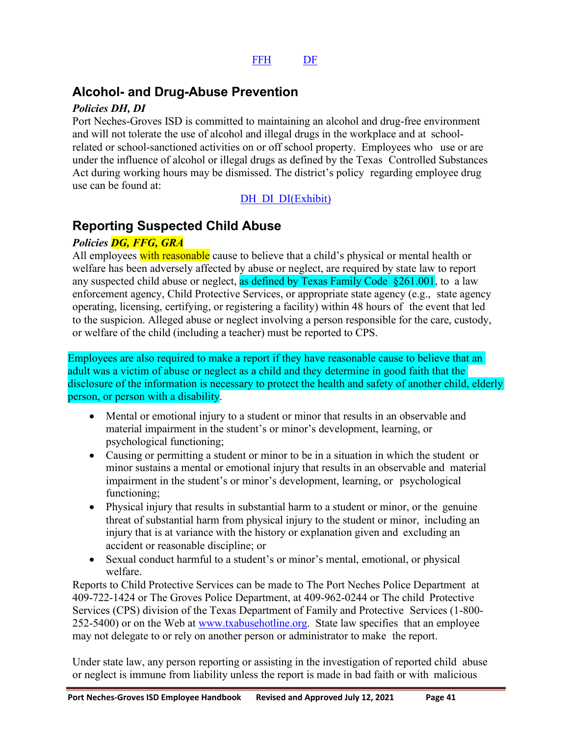FFH DF

## Alcohol- and Drug-Abuse Prevention

***Policies DH, DI***

Port Neches-Groves ISD is committed to maintaining an alcohol and drug-free environment and will not tolerate the use of alcohol and illegal drugs in the workplace and at school-related or school-sanctioned activities on or off school property. Employees who use or are under the influence of alcohol or illegal drugs as defined by the Texas Controlled Substances Act during working hours may be dismissed. The district's policy regarding employee drug use can be found at:

DH DI DI(Exhibit)

## Reporting Suspected Child Abuse

***Policies DG, FFG, GRA***

All employees with reasonable cause to believe that a child's physical or mental health or welfare has been adversely affected by abuse or neglect, are required by state law to report any suspected child abuse or neglect, as defined by Texas Family Code §261.001, to a law enforcement agency, Child Protective Services, or appropriate state agency (e.g., state agency operating, licensing, certifying, or registering a facility) within 48 hours of the event that led to the suspicion. Alleged abuse or neglect involving a person responsible for the care, custody, or welfare of the child (including a teacher) must be reported to CPS.

Employees are also required to make a report if they have reasonable cause to believe that an adult was a victim of abuse or neglect as a child and they determine in good faith that the disclosure of the information is necessary to protect the health and safety of another child, elderly person, or person with a disability.

- Mental or emotional injury to a student or minor that results in an observable and material impairment in the student's or minor's development, learning, or psychological functioning;
- Causing or permitting a student or minor to be in a situation in which the student or minor sustains a mental or emotional injury that results in an observable and material impairment in the student's or minor's development, learning, or psychological functioning;
- Physical injury that results in substantial harm to a student or minor, or the genuine threat of substantial harm from physical injury to the student or minor, including an injury that is at variance with the history or explanation given and excluding an accident or reasonable discipline; or
- Sexual conduct harmful to a student's or minor's mental, emotional, or physical welfare.

Reports to Child Protective Services can be made to The Port Neches Police Department at 409-722-1424 or The Groves Police Department, at 409-962-0244 or The child Protective Services (CPS) division of the Texas Department of Family and Protective Services (1-800-252-5400) or on the Web at www.txabusehotline.org. State law specifies that an employee may not delegate to or rely on another person or administrator to make the report.

Under state law, any person reporting or assisting in the investigation of reported child abuse or neglect is immune from liability unless the report is made in bad faith or with malicious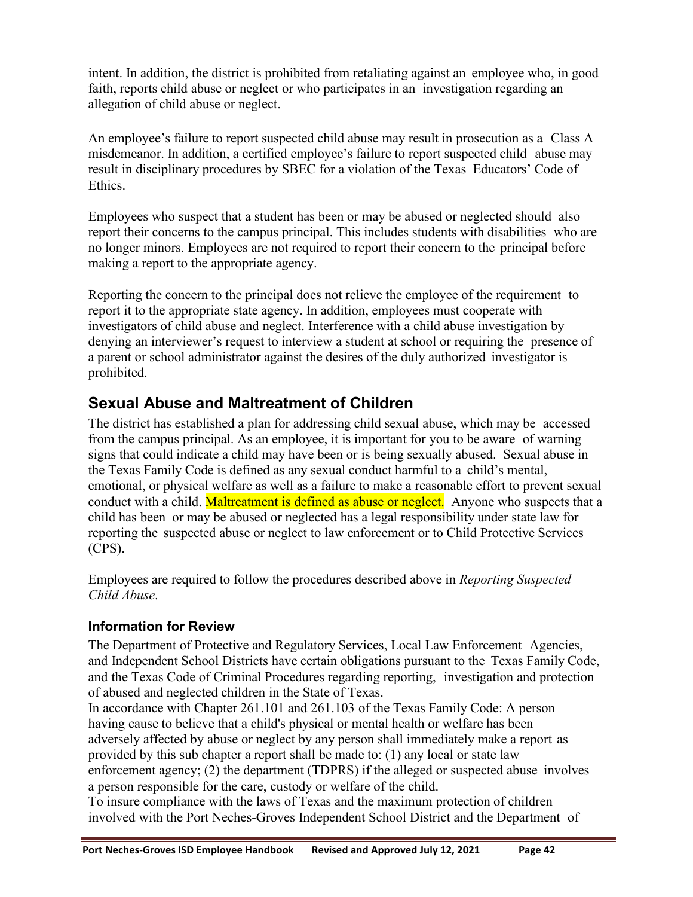intent. In addition, the district is prohibited from retaliating against an employee who, in good faith, reports child abuse or neglect or who participates in an investigation regarding an allegation of child abuse or neglect.

An employee's failure to report suspected child abuse may result in prosecution as a Class A misdemeanor. In addition, a certified employee's failure to report suspected child abuse may result in disciplinary procedures by SBEC for a violation of the Texas Educators' Code of Ethics.

Employees who suspect that a student has been or may be abused or neglected should also report their concerns to the campus principal. This includes students with disabilities who are no longer minors. Employees are not required to report their concern to the principal before making a report to the appropriate agency.

Reporting the concern to the principal does not relieve the employee of the requirement to report it to the appropriate state agency. In addition, employees must cooperate with investigators of child abuse and neglect. Interference with a child abuse investigation by denying an interviewer's request to interview a student at school or requiring the presence of a parent or school administrator against the desires of the duly authorized investigator is prohibited.

## Sexual Abuse and Maltreatment of Children

The district has established a plan for addressing child sexual abuse, which may be accessed from the campus principal. As an employee, it is important for you to be aware of warning signs that could indicate a child may have been or is being sexually abused. Sexual abuse in the Texas Family Code is defined as any sexual conduct harmful to a child's mental, emotional, or physical welfare as well as a failure to make a reasonable effort to prevent sexual conduct with a child. Maltreatment is defined as abuse or neglect. Anyone who suspects that a child has been or may be abused or neglected has a legal responsibility under state law for reporting the suspected abuse or neglect to law enforcement or to Child Protective Services (CPS).

Employees are required to follow the procedures described above in *Reporting Suspected Child Abuse*.

### Information for Review

The Department of Protective and Regulatory Services, Local Law Enforcement Agencies, and Independent School Districts have certain obligations pursuant to the Texas Family Code, and the Texas Code of Criminal Procedures regarding reporting, investigation and protection of abused and neglected children in the State of Texas.

In accordance with Chapter 261.101 and 261.103 of the Texas Family Code: A person having cause to believe that a child's physical or mental health or welfare has been adversely affected by abuse or neglect by any person shall immediately make a report as provided by this sub chapter a report shall be made to: (1) any local or state law enforcement agency; (2) the department (TDPRS) if the alleged or suspected abuse involves a person responsible for the care, custody or welfare of the child.

To insure compliance with the laws of Texas and the maximum protection of children involved with the Port Neches-Groves Independent School District and the Department of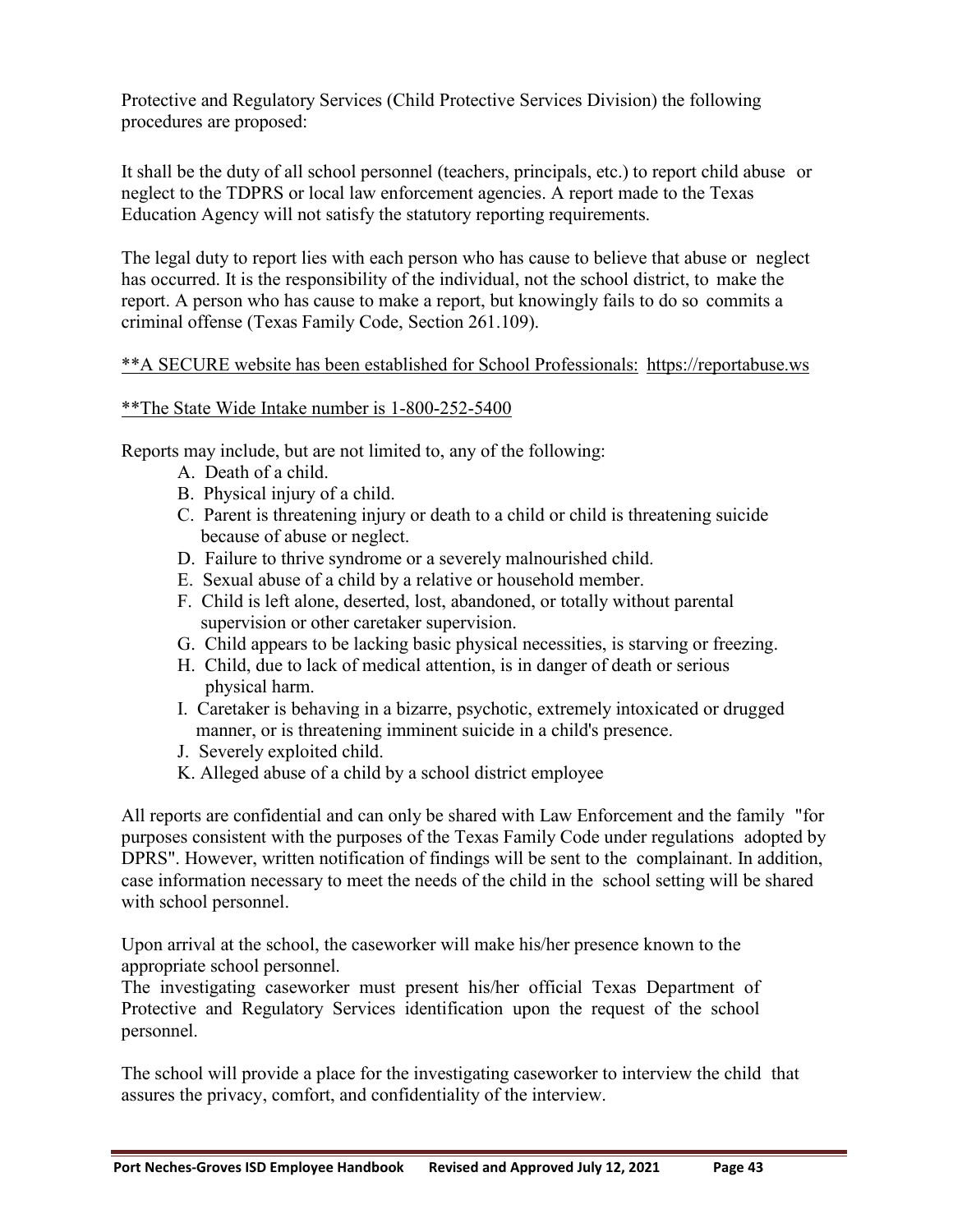Protective and Regulatory Services (Child Protective Services Division) the following procedures are proposed:

It shall be the duty of all school personnel (teachers, principals, etc.) to report child abuse or neglect to the TDPRS or local law enforcement agencies. A report made to the Texas Education Agency will not satisfy the statutory reporting requirements.

The legal duty to report lies with each person who has cause to believe that abuse or neglect has occurred. It is the responsibility of the individual, not the school district, to make the report. A person who has cause to make a report, but knowingly fails to do so commits a criminal offense (Texas Family Code, Section 261.109).

**A SECURE website has been established for School Professionals: https://reportabuse.ws

**The State Wide Intake number is 1-800-252-5400

Reports may include, but are not limited to, any of the following:

A. Death of a child.
B. Physical injury of a child.
C. Parent is threatening injury or death to a child or child is threatening suicide because of abuse or neglect.
D. Failure to thrive syndrome or a severely malnourished child.
E. Sexual abuse of a child by a relative or household member.
F. Child is left alone, deserted, lost, abandoned, or totally without parental supervision or other caretaker supervision.
G. Child appears to be lacking basic physical necessities, is starving or freezing.
H. Child, due to lack of medical attention, is in danger of death or serious physical harm.
I. Caretaker is behaving in a bizarre, psychotic, extremely intoxicated or drugged manner, or is threatening imminent suicide in a child's presence.
J. Severely exploited child.
K. Alleged abuse of a child by a school district employee

All reports are confidential and can only be shared with Law Enforcement and the family "for purposes consistent with the purposes of the Texas Family Code under regulations adopted by DPRS". However, written notification of findings will be sent to the complainant. In addition, case information necessary to meet the needs of the child in the school setting will be shared with school personnel.

Upon arrival at the school, the caseworker will make his/her presence known to the appropriate school personnel.
The investigating caseworker must present his/her official Texas Department of Protective and Regulatory Services identification upon the request of the school personnel.

The school will provide a place for the investigating caseworker to interview the child that assures the privacy, comfort, and confidentiality of the interview.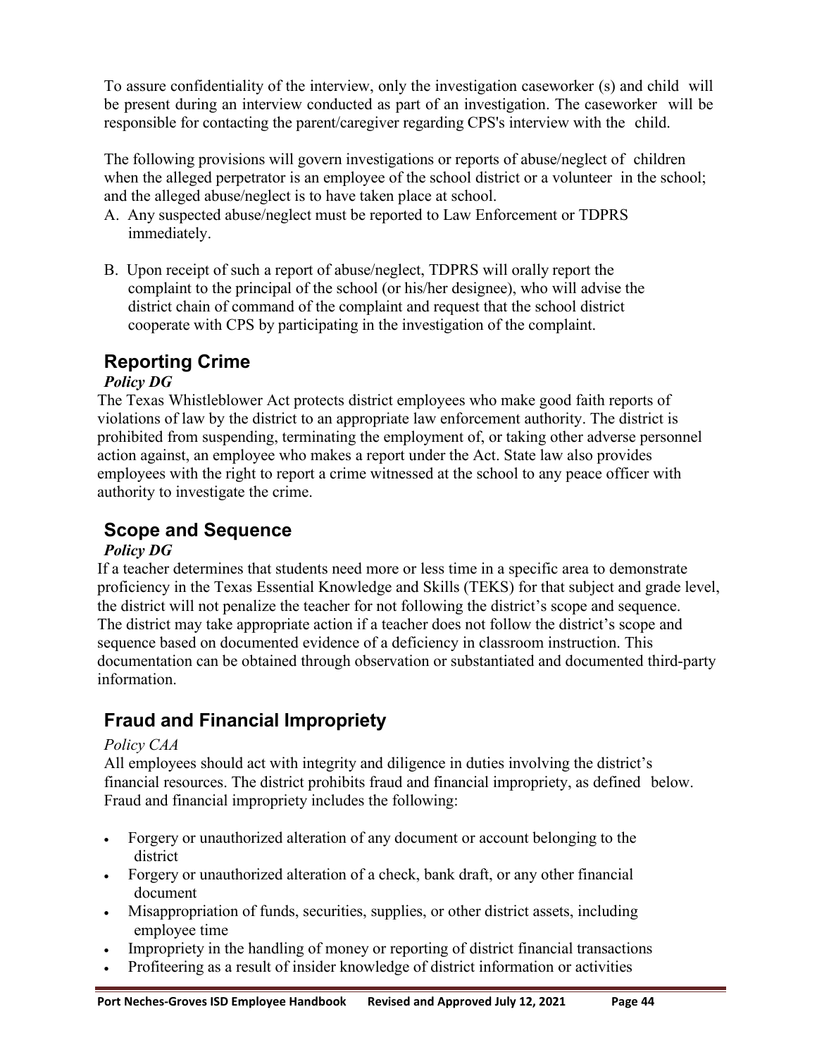To assure confidentiality of the interview, only the investigation caseworker (s) and child will be present during an interview conducted as part of an investigation. The caseworker will be responsible for contacting the parent/caregiver regarding CPS's interview with the child.

The following provisions will govern investigations or reports of abuse/neglect of children when the alleged perpetrator is an employee of the school district or a volunteer in the school; and the alleged abuse/neglect is to have taken place at school.

A. Any suspected abuse/neglect must be reported to Law Enforcement or TDPRS immediately.

B. Upon receipt of such a report of abuse/neglect, TDPRS will orally report the complaint to the principal of the school (or his/her designee), who will advise the district chain of command of the complaint and request that the school district cooperate with CPS by participating in the investigation of the complaint.

## Reporting Crime

***Policy DG***

The Texas Whistleblower Act protects district employees who make good faith reports of violations of law by the district to an appropriate law enforcement authority. The district is prohibited from suspending, terminating the employment of, or taking other adverse personnel action against, an employee who makes a report under the Act. State law also provides employees with the right to report a crime witnessed at the school to any peace officer with authority to investigate the crime.

## Scope and Sequence

***Policy DG***

If a teacher determines that students need more or less time in a specific area to demonstrate proficiency in the Texas Essential Knowledge and Skills (TEKS) for that subject and grade level, the district will not penalize the teacher for not following the district's scope and sequence. The district may take appropriate action if a teacher does not follow the district's scope and sequence based on documented evidence of a deficiency in classroom instruction. This documentation can be obtained through observation or substantiated and documented third-party information.

## Fraud and Financial Impropriety

*Policy CAA*

All employees should act with integrity and diligence in duties involving the district's financial resources. The district prohibits fraud and financial impropriety, as defined below. Fraud and financial impropriety includes the following:

- Forgery or unauthorized alteration of any document or account belonging to the district
- Forgery or unauthorized alteration of a check, bank draft, or any other financial document
- Misappropriation of funds, securities, supplies, or other district assets, including employee time
- Impropriety in the handling of money or reporting of district financial transactions
- Profiteering as a result of insider knowledge of district information or activities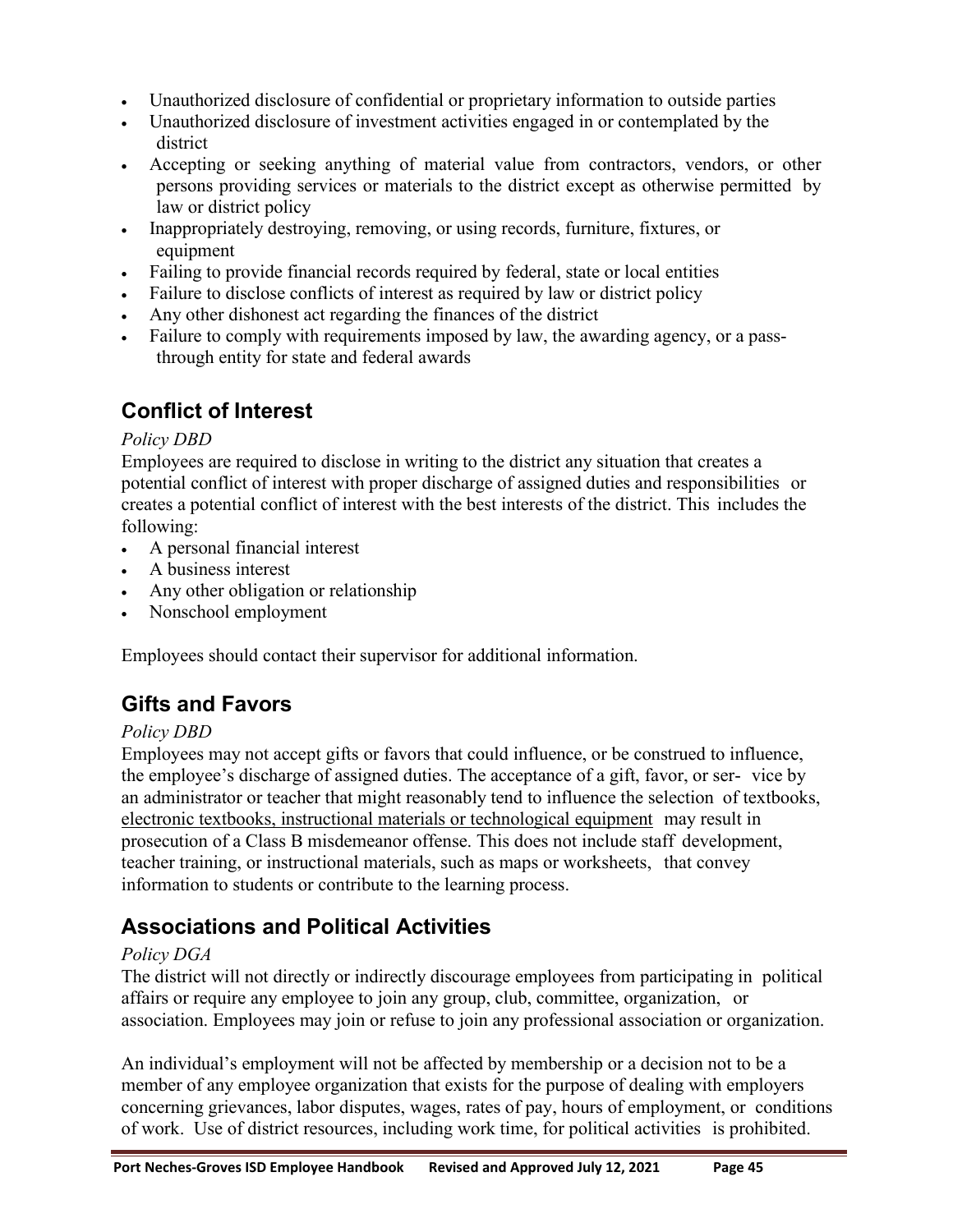- Unauthorized disclosure of confidential or proprietary information to outside parties
- Unauthorized disclosure of investment activities engaged in or contemplated by the district
- Accepting or seeking anything of material value from contractors, vendors, or other persons providing services or materials to the district except as otherwise permitted by law or district policy
- Inappropriately destroying, removing, or using records, furniture, fixtures, or equipment
- Failing to provide financial records required by federal, state or local entities
- Failure to disclose conflicts of interest as required by law or district policy
- Any other dishonest act regarding the finances of the district
- Failure to comply with requirements imposed by law, the awarding agency, or a pass-through entity for state and federal awards

## Conflict of Interest

*Policy DBD*

Employees are required to disclose in writing to the district any situation that creates a potential conflict of interest with proper discharge of assigned duties and responsibilities or creates a potential conflict of interest with the best interests of the district. This includes the following:

- A personal financial interest
- A business interest
- Any other obligation or relationship
- Nonschool employment

Employees should contact their supervisor for additional information.

## Gifts and Favors

*Policy DBD*

Employees may not accept gifts or favors that could influence, or be construed to influence, the employee's discharge of assigned duties. The acceptance of a gift, favor, or service by an administrator or teacher that might reasonably tend to influence the selection of textbooks, <u>electronic textbooks, instructional materials or technological equipment</u> may result in prosecution of a Class B misdemeanor offense. This does not include staff development, teacher training, or instructional materials, such as maps or worksheets, that convey information to students or contribute to the learning process.

## Associations and Political Activities

*Policy DGA*

The district will not directly or indirectly discourage employees from participating in political affairs or require any employee to join any group, club, committee, organization, or association. Employees may join or refuse to join any professional association or organization.

An individual's employment will not be affected by membership or a decision not to be a member of any employee organization that exists for the purpose of dealing with employers concerning grievances, labor disputes, wages, rates of pay, hours of employment, or conditions of work. Use of district resources, including work time, for political activities is prohibited.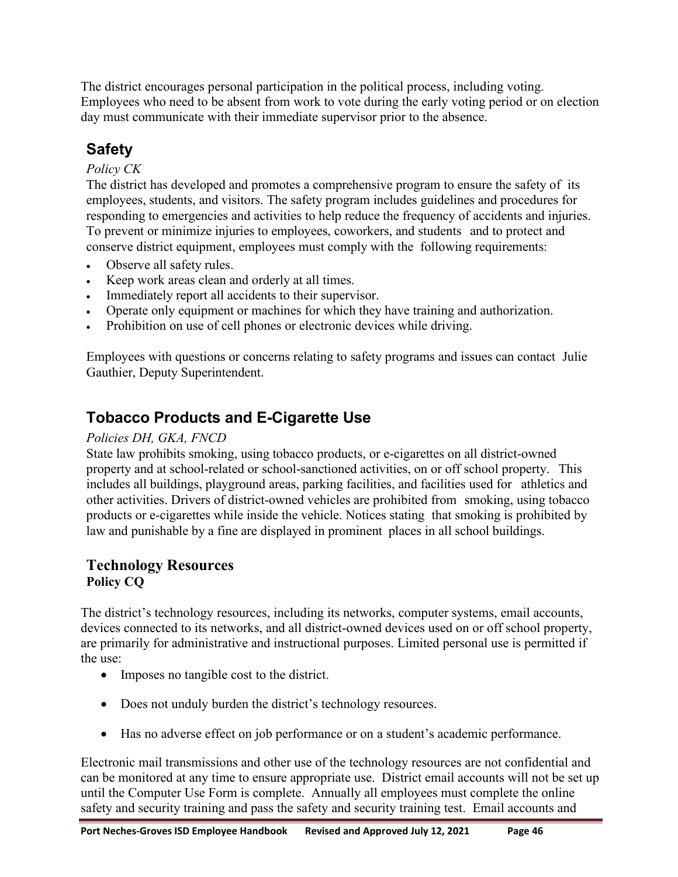The district encourages personal participation in the political process, including voting. Employees who need to be absent from work to vote during the early voting period or on election day must communicate with their immediate supervisor prior to the absence.

## Safety

*Policy CK*

The district has developed and promotes a comprehensive program to ensure the safety of its employees, students, and visitors. The safety program includes guidelines and procedures for responding to emergencies and activities to help reduce the frequency of accidents and injuries. To prevent or minimize injuries to employees, coworkers, and students and to protect and conserve district equipment, employees must comply with the following requirements:

- Observe all safety rules.
- Keep work areas clean and orderly at all times.
- Immediately report all accidents to their supervisor.
- Operate only equipment or machines for which they have training and authorization.
- Prohibition on use of cell phones or electronic devices while driving.

Employees with questions or concerns relating to safety programs and issues can contact Julie Gauthier, Deputy Superintendent.

## Tobacco Products and E-Cigarette Use

*Policies DH, GKA, FNCD*

State law prohibits smoking, using tobacco products, or e-cigarettes on all district-owned property and at school-related or school-sanctioned activities, on or off school property. This includes all buildings, playground areas, parking facilities, and facilities used for athletics and other activities. Drivers of district-owned vehicles are prohibited from smoking, using tobacco products or e-cigarettes while inside the vehicle. Notices stating that smoking is prohibited by law and punishable by a fine are displayed in prominent places in all school buildings.

## Technology Resources

**Policy CQ**

The district's technology resources, including its networks, computer systems, email accounts, devices connected to its networks, and all district-owned devices used on or off school property, are primarily for administrative and instructional purposes. Limited personal use is permitted if the use:

- Imposes no tangible cost to the district.
- Does not unduly burden the district's technology resources.
- Has no adverse effect on job performance or on a student's academic performance.

Electronic mail transmissions and other use of the technology resources are not confidential and can be monitored at any time to ensure appropriate use. District email accounts will not be set up until the Computer Use Form is complete. Annually all employees must complete the online safety and security training and pass the safety and security training test. Email accounts and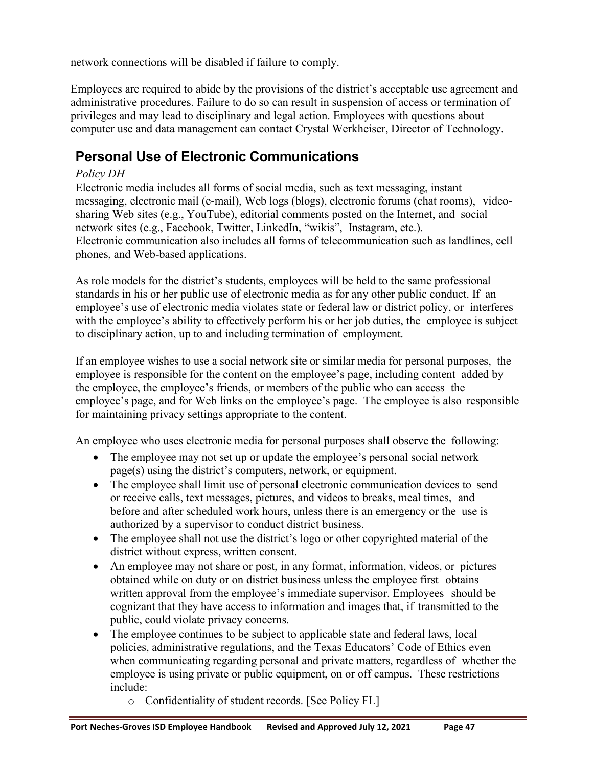network connections will be disabled if failure to comply.

Employees are required to abide by the provisions of the district's acceptable use agreement and administrative procedures. Failure to do so can result in suspension of access or termination of privileges and may lead to disciplinary and legal action. Employees with questions about computer use and data management can contact Crystal Werkheiser, Director of Technology.

## Personal Use of Electronic Communications

*Policy DH*

Electronic media includes all forms of social media, such as text messaging, instant messaging, electronic mail (e-mail), Web logs (blogs), electronic forums (chat rooms), video-sharing Web sites (e.g., YouTube), editorial comments posted on the Internet, and social network sites (e.g., Facebook, Twitter, LinkedIn, "wikis", Instagram, etc.). Electronic communication also includes all forms of telecommunication such as landlines, cell phones, and Web-based applications.

As role models for the district's students, employees will be held to the same professional standards in his or her public use of electronic media as for any other public conduct. If an employee's use of electronic media violates state or federal law or district policy, or interferes with the employee's ability to effectively perform his or her job duties, the employee is subject to disciplinary action, up to and including termination of employment.

If an employee wishes to use a social network site or similar media for personal purposes, the employee is responsible for the content on the employee's page, including content added by the employee, the employee's friends, or members of the public who can access the employee's page, and for Web links on the employee's page. The employee is also responsible for maintaining privacy settings appropriate to the content.

An employee who uses electronic media for personal purposes shall observe the following:

- The employee may not set up or update the employee's personal social network page(s) using the district's computers, network, or equipment.
- The employee shall limit use of personal electronic communication devices to send or receive calls, text messages, pictures, and videos to breaks, meal times, and before and after scheduled work hours, unless there is an emergency or the use is authorized by a supervisor to conduct district business.
- The employee shall not use the district's logo or other copyrighted material of the district without express, written consent.
- An employee may not share or post, in any format, information, videos, or pictures obtained while on duty or on district business unless the employee first obtains written approval from the employee's immediate supervisor. Employees should be cognizant that they have access to information and images that, if transmitted to the public, could violate privacy concerns.
- The employee continues to be subject to applicable state and federal laws, local policies, administrative regulations, and the Texas Educators' Code of Ethics even when communicating regarding personal and private matters, regardless of whether the employee is using private or public equipment, on or off campus. These restrictions include:
    - Confidentiality of student records. [See Policy FL]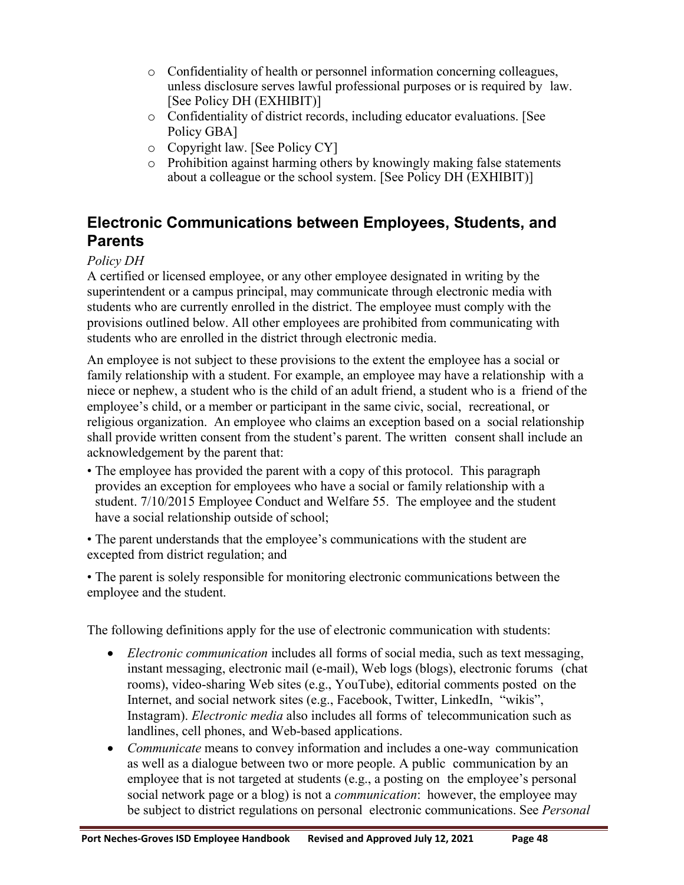- Confidentiality of health or personnel information concerning colleagues, unless disclosure serves lawful professional purposes or is required by law. [See Policy DH (EXHIBIT)]
- Confidentiality of district records, including educator evaluations. [See Policy GBA]
- Copyright law. [See Policy CY]
- Prohibition against harming others by knowingly making false statements about a colleague or the school system. [See Policy DH (EXHIBIT)]

## Electronic Communications between Employees, Students, and Parents

*Policy DH*

A certified or licensed employee, or any other employee designated in writing by the superintendent or a campus principal, may communicate through electronic media with students who are currently enrolled in the district. The employee must comply with the provisions outlined below. All other employees are prohibited from communicating with students who are enrolled in the district through electronic media.

An employee is not subject to these provisions to the extent the employee has a social or family relationship with a student. For example, an employee may have a relationship with a niece or nephew, a student who is the child of an adult friend, a student who is a friend of the employee's child, or a member or participant in the same civic, social, recreational, or religious organization. An employee who claims an exception based on a social relationship shall provide written consent from the student's parent. The written consent shall include an acknowledgement by the parent that:

- The employee has provided the parent with a copy of this protocol. This paragraph provides an exception for employees who have a social or family relationship with a student. 7/10/2015 Employee Conduct and Welfare 55. The employee and the student have a social relationship outside of school;
- The parent understands that the employee's communications with the student are excepted from district regulation; and
- The parent is solely responsible for monitoring electronic communications between the employee and the student.

The following definitions apply for the use of electronic communication with students:

- *Electronic communication* includes all forms of social media, such as text messaging, instant messaging, electronic mail (e-mail), Web logs (blogs), electronic forums (chat rooms), video-sharing Web sites (e.g., YouTube), editorial comments posted on the Internet, and social network sites (e.g., Facebook, Twitter, LinkedIn, "wikis", Instagram). *Electronic media* also includes all forms of telecommunication such as landlines, cell phones, and Web-based applications.
- *Communicate* means to convey information and includes a one-way communication as well as a dialogue between two or more people. A public communication by an employee that is not targeted at students (e.g., a posting on the employee's personal social network page or a blog) is not a *communication*: however, the employee may be subject to district regulations on personal electronic communications. See *Personal*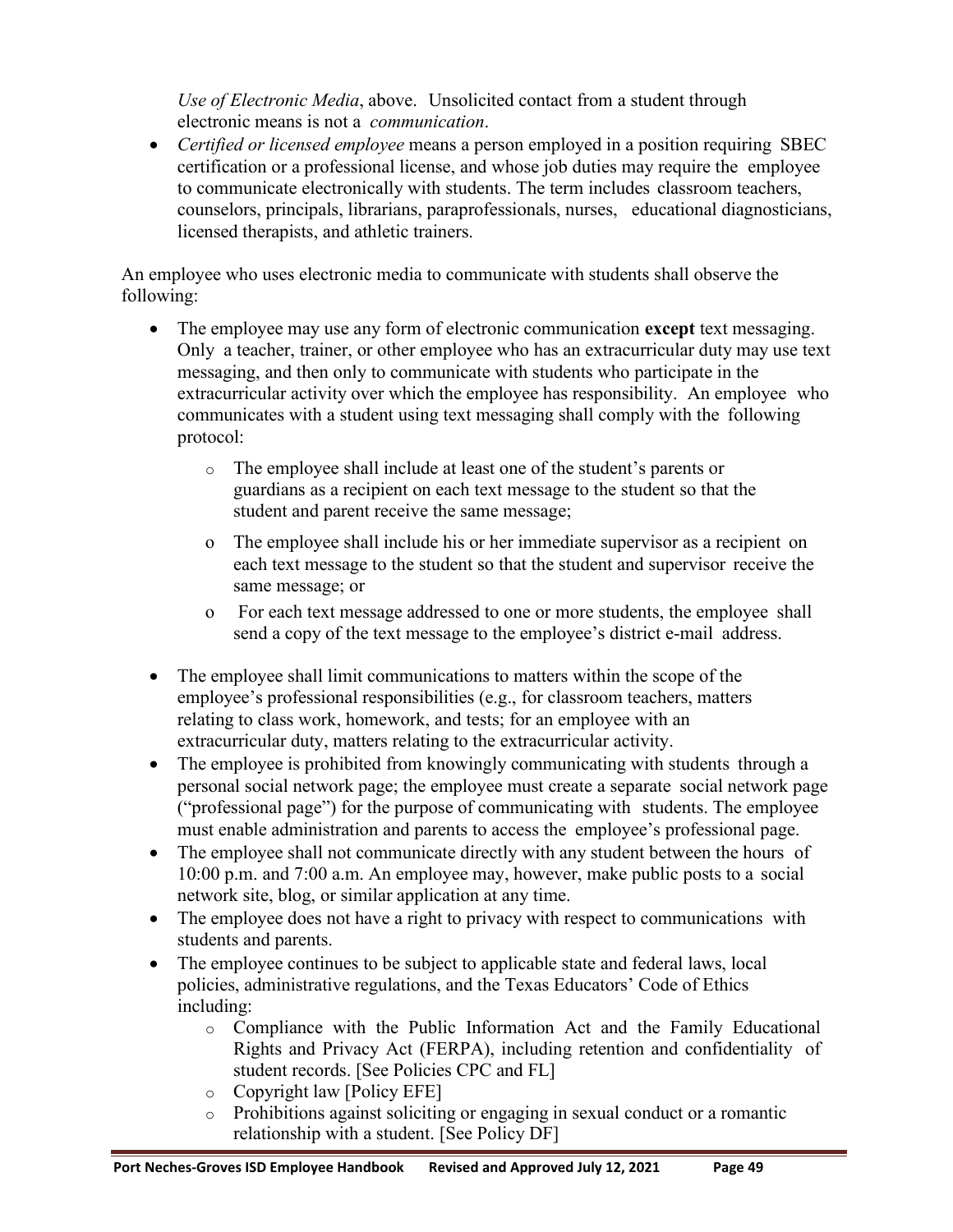*Use of Electronic Media*, above. Unsolicited contact from a student through electronic means is not a *communication*.

- *Certified or licensed employee* means a person employed in a position requiring SBEC certification or a professional license, and whose job duties may require the employee to communicate electronically with students. The term includes classroom teachers, counselors, principals, librarians, paraprofessionals, nurses, educational diagnosticians, licensed therapists, and athletic trainers.

An employee who uses electronic media to communicate with students shall observe the following:

- The employee may use any form of electronic communication **except** text messaging. Only a teacher, trainer, or other employee who has an extracurricular duty may use text messaging, and then only to communicate with students who participate in the extracurricular activity over which the employee has responsibility. An employee who communicates with a student using text messaging shall comply with the following protocol:
    - The employee shall include at least one of the student's parents or guardians as a recipient on each text message to the student so that the student and parent receive the same message;
    - The employee shall include his or her immediate supervisor as a recipient on each text message to the student so that the student and supervisor receive the same message; or
    - For each text message addressed to one or more students, the employee shall send a copy of the text message to the employee's district e-mail address.
- The employee shall limit communications to matters within the scope of the employee's professional responsibilities (e.g., for classroom teachers, matters relating to class work, homework, and tests; for an employee with an extracurricular duty, matters relating to the extracurricular activity.
- The employee is prohibited from knowingly communicating with students through a personal social network page; the employee must create a separate social network page ("professional page") for the purpose of communicating with students. The employee must enable administration and parents to access the employee's professional page.
- The employee shall not communicate directly with any student between the hours of 10:00 p.m. and 7:00 a.m. An employee may, however, make public posts to a social network site, blog, or similar application at any time.
- The employee does not have a right to privacy with respect to communications with students and parents.
- The employee continues to be subject to applicable state and federal laws, local policies, administrative regulations, and the Texas Educators' Code of Ethics including:
    - Compliance with the Public Information Act and the Family Educational Rights and Privacy Act (FERPA), including retention and confidentiality of student records. [See Policies CPC and FL]
    - Copyright law [Policy EFE]
    - Prohibitions against soliciting or engaging in sexual conduct or a romantic relationship with a student. [See Policy DF]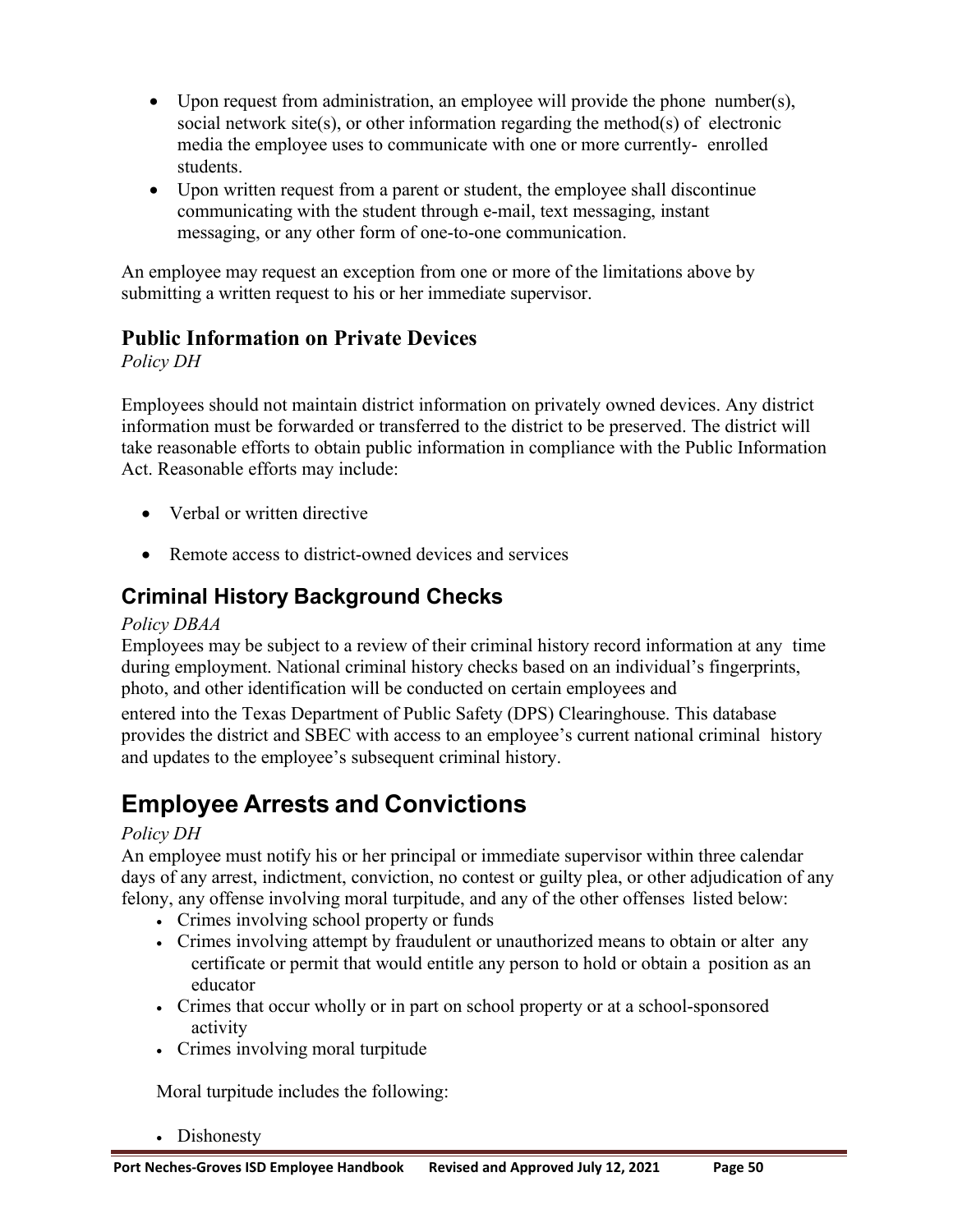- Upon request from administration, an employee will provide the phone number(s), social network site(s), or other information regarding the method(s) of electronic media the employee uses to communicate with one or more currently- enrolled students.
- Upon written request from a parent or student, the employee shall discontinue communicating with the student through e-mail, text messaging, instant messaging, or any other form of one-to-one communication.

An employee may request an exception from one or more of the limitations above by submitting a written request to his or her immediate supervisor.

### Public Information on Private Devices

*Policy DH*

Employees should not maintain district information on privately owned devices. Any district information must be forwarded or transferred to the district to be preserved. The district will take reasonable efforts to obtain public information in compliance with the Public Information Act. Reasonable efforts may include:

- Verbal or written directive
- Remote access to district-owned devices and services

### Criminal History Background Checks

*Policy DBAA*

Employees may be subject to a review of their criminal history record information at any time during employment. National criminal history checks based on an individual's fingerprints, photo, and other identification will be conducted on certain employees and entered into the Texas Department of Public Safety (DPS) Clearinghouse. This database provides the district and SBEC with access to an employee's current national criminal history and updates to the employee's subsequent criminal history.

## Employee Arrests and Convictions

*Policy DH*

An employee must notify his or her principal or immediate supervisor within three calendar days of any arrest, indictment, conviction, no contest or guilty plea, or other adjudication of any felony, any offense involving moral turpitude, and any of the other offenses listed below:

- Crimes involving school property or funds
- Crimes involving attempt by fraudulent or unauthorized means to obtain or alter any certificate or permit that would entitle any person to hold or obtain a position as an educator
- Crimes that occur wholly or in part on school property or at a school-sponsored activity
- Crimes involving moral turpitude

Moral turpitude includes the following:

- Dishonesty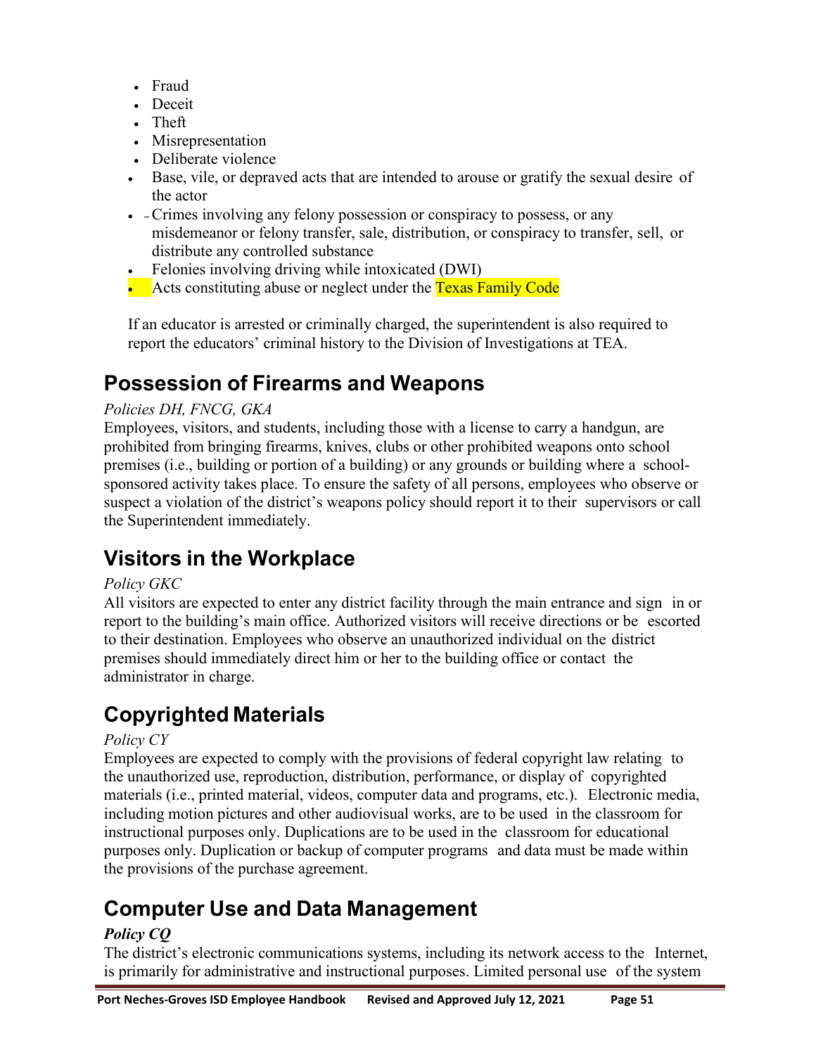- Fraud
- Deceit
- Theft
- Misrepresentation
- Deliberate violence
- Base, vile, or depraved acts that are intended to arouse or gratify the sexual desire of the actor
- Crimes involving any felony possession or conspiracy to possess, or any misdemeanor or felony transfer, sale, distribution, or conspiracy to transfer, sell, or distribute any controlled substance
- Felonies involving driving while intoxicated (DWI)
- Acts constituting abuse or neglect under the Texas Family Code

If an educator is arrested or criminally charged, the superintendent is also required to report the educators' criminal history to the Division of Investigations at TEA.

## Possession of Firearms and Weapons

*Policies DH, FNCG, GKA*

Employees, visitors, and students, including those with a license to carry a handgun, are prohibited from bringing firearms, knives, clubs or other prohibited weapons onto school premises (i.e., building or portion of a building) or any grounds or building where a school-sponsored activity takes place. To ensure the safety of all persons, employees who observe or suspect a violation of the district's weapons policy should report it to their supervisors or call the Superintendent immediately.

## Visitors in the Workplace

*Policy GKC*

All visitors are expected to enter any district facility through the main entrance and sign in or report to the building's main office. Authorized visitors will receive directions or be escorted to their destination. Employees who observe an unauthorized individual on the district premises should immediately direct him or her to the building office or contact the administrator in charge.

## Copyrighted Materials

*Policy CY*

Employees are expected to comply with the provisions of federal copyright law relating to the unauthorized use, reproduction, distribution, performance, or display of copyrighted materials (i.e., printed material, videos, computer data and programs, etc.). Electronic media, including motion pictures and other audiovisual works, are to be used in the classroom for instructional purposes only. Duplications are to be used in the classroom for educational purposes only. Duplication or backup of computer programs and data must be made within the provisions of the purchase agreement.

## Computer Use and Data Management

***Policy CQ***

The district's electronic communications systems, including its network access to the Internet, is primarily for administrative and instructional purposes. Limited personal use of the system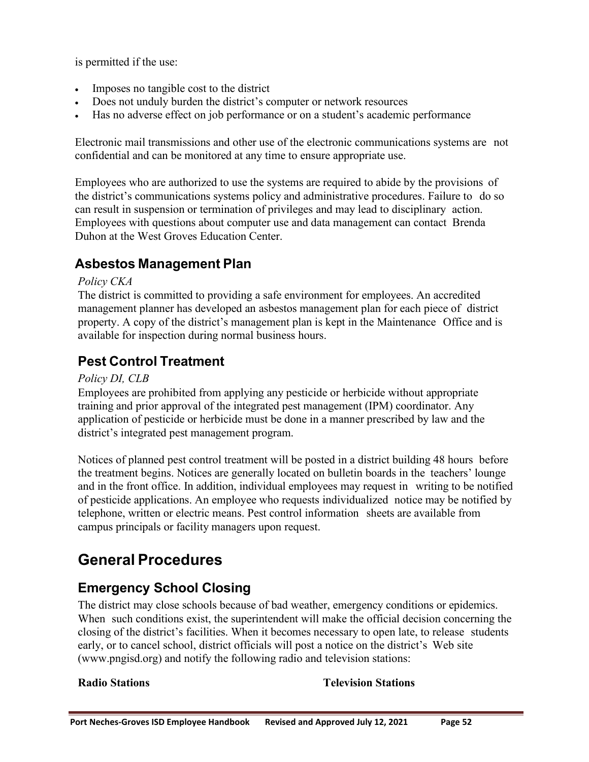is permitted if the use:

- Imposes no tangible cost to the district
- Does not unduly burden the district's computer or network resources
- Has no adverse effect on job performance or on a student's academic performance

Electronic mail transmissions and other use of the electronic communications systems are not confidential and can be monitored at any time to ensure appropriate use.

Employees who are authorized to use the systems are required to abide by the provisions of the district's communications systems policy and administrative procedures. Failure to do so can result in suspension or termination of privileges and may lead to disciplinary action. Employees with questions about computer use and data management can contact Brenda Duhon at the West Groves Education Center.

## Asbestos Management Plan

*Policy CKA*

The district is committed to providing a safe environment for employees. An accredited management planner has developed an asbestos management plan for each piece of district property. A copy of the district's management plan is kept in the Maintenance Office and is available for inspection during normal business hours.

## Pest Control Treatment

*Policy DI, CLB*

Employees are prohibited from applying any pesticide or herbicide without appropriate training and prior approval of the integrated pest management (IPM) coordinator. Any application of pesticide or herbicide must be done in a manner prescribed by law and the district's integrated pest management program.

Notices of planned pest control treatment will be posted in a district building 48 hours before the treatment begins. Notices are generally located on bulletin boards in the teachers' lounge and in the front office. In addition, individual employees may request in writing to be notified of pesticide applications. An employee who requests individualized notice may be notified by telephone, written or electric means. Pest control information sheets are available from campus principals or facility managers upon request.

# General Procedures

## Emergency School Closing

The district may close schools because of bad weather, emergency conditions or epidemics. When such conditions exist, the superintendent will make the official decision concerning the closing of the district's facilities. When it becomes necessary to open late, to release students early, or to cancel school, district officials will post a notice on the district's Web site (www.pngisd.org) and notify the following radio and television stations:

| **Radio Stations** | **Television Stations** |
| --- | --- |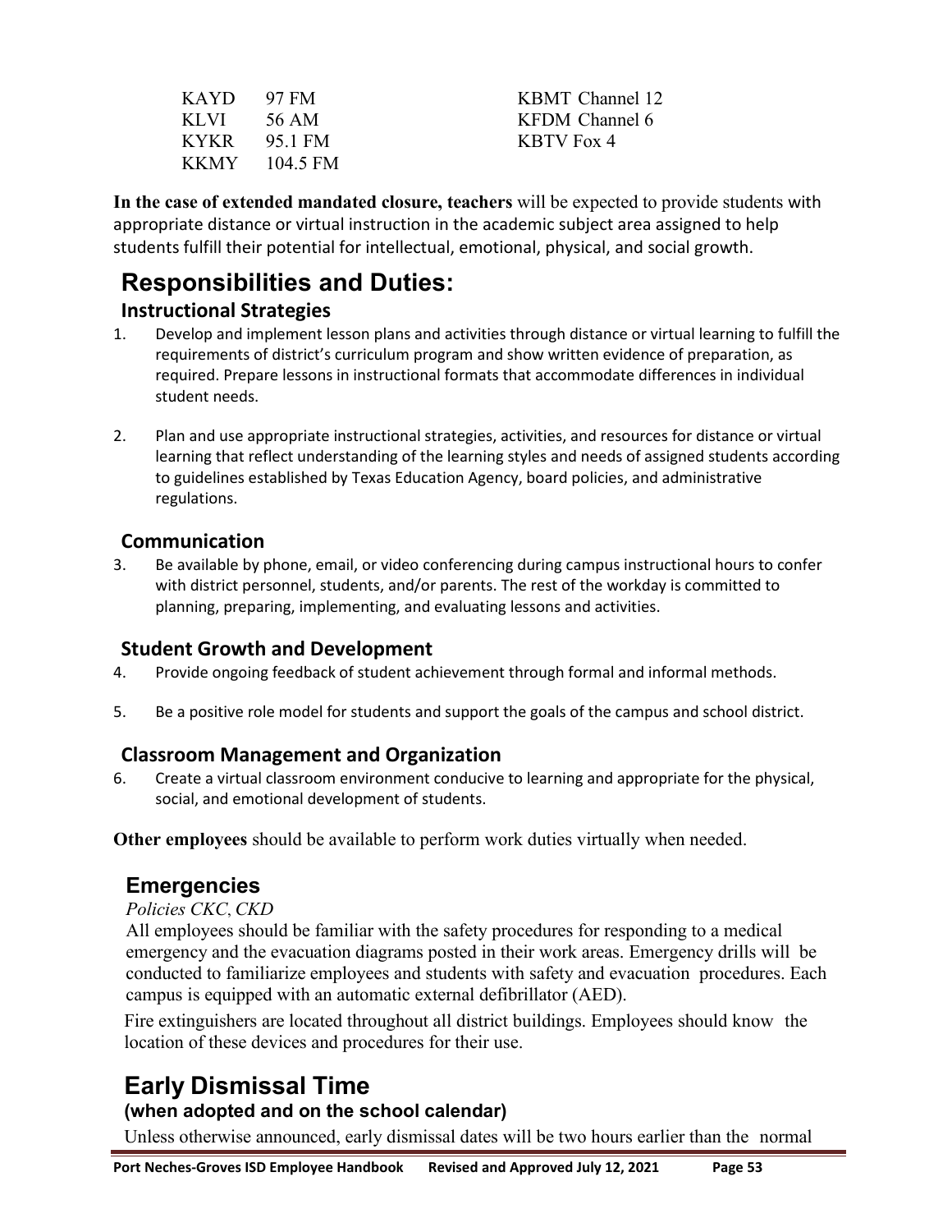| | | |
|---|---|---|
| KAYD | 97 FM | KBMT Channel 12 |
| KLVI | 56 AM | KFDM Channel 6 |
| KYKR | 95.1 FM | KBTV Fox 4 |
| KKMY | 104.5 FM | |

**In the case of extended mandated closure, teachers** will be expected to provide students with appropriate distance or virtual instruction in the academic subject area assigned to help students fulfill their potential for intellectual, emotional, physical, and social growth.

## Responsibilities and Duties:

### Instructional Strategies

1. Develop and implement lesson plans and activities through distance or virtual learning to fulfill the requirements of district's curriculum program and show written evidence of preparation, as required. Prepare lessons in instructional formats that accommodate differences in individual student needs.

2. Plan and use appropriate instructional strategies, activities, and resources for distance or virtual learning that reflect understanding of the learning styles and needs of assigned students according to guidelines established by Texas Education Agency, board policies, and administrative regulations.

### Communication

3. Be available by phone, email, or video conferencing during campus instructional hours to confer with district personnel, students, and/or parents. The rest of the workday is committed to planning, preparing, implementing, and evaluating lessons and activities.

### Student Growth and Development

4. Provide ongoing feedback of student achievement through formal and informal methods.

5. Be a positive role model for students and support the goals of the campus and school district.

### Classroom Management and Organization

6. Create a virtual classroom environment conducive to learning and appropriate for the physical, social, and emotional development of students.

**Other employees** should be available to perform work duties virtually when needed.

## Emergencies

*Policies CKC, CKD*

All employees should be familiar with the safety procedures for responding to a medical emergency and the evacuation diagrams posted in their work areas. Emergency drills will be conducted to familiarize employees and students with safety and evacuation procedures. Each campus is equipped with an automatic external defibrillator (AED).

Fire extinguishers are located throughout all district buildings. Employees should know the location of these devices and procedures for their use.

## Early Dismissal Time

### (when adopted and on the school calendar)

Unless otherwise announced, early dismissal dates will be two hours earlier than the normal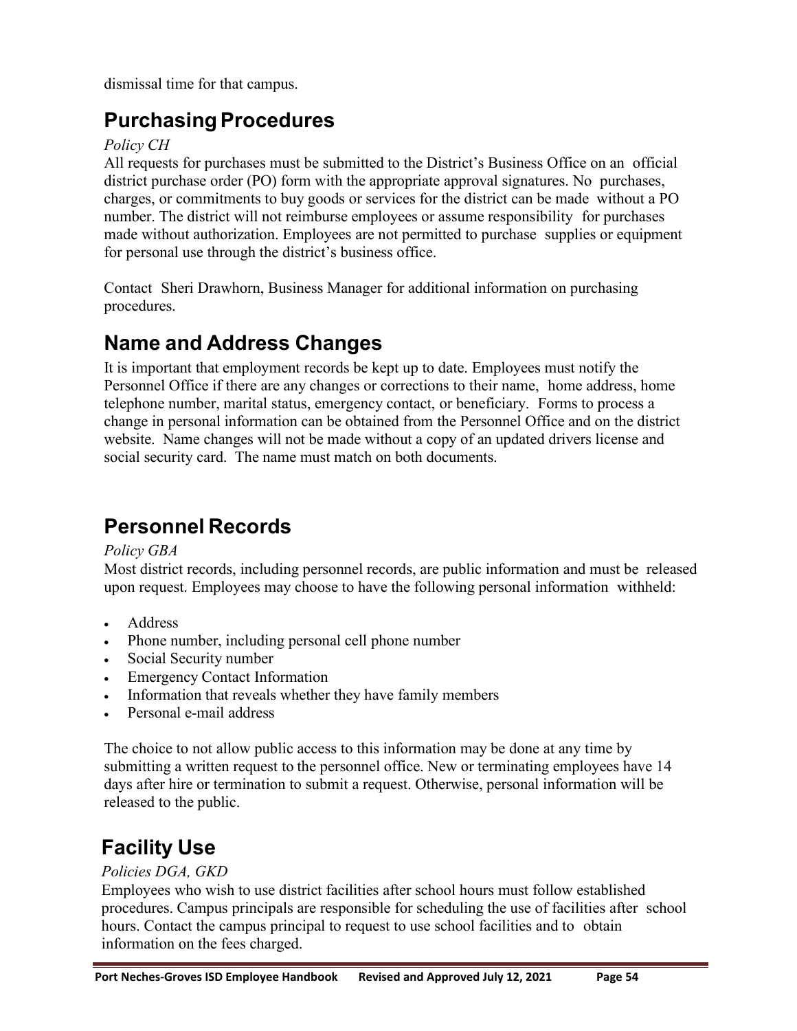dismissal time for that campus.

## Purchasing Procedures

*Policy CH*

All requests for purchases must be submitted to the District's Business Office on an official district purchase order (PO) form with the appropriate approval signatures. No purchases, charges, or commitments to buy goods or services for the district can be made without a PO number. The district will not reimburse employees or assume responsibility for purchases made without authorization. Employees are not permitted to purchase supplies or equipment for personal use through the district's business office.

Contact Sheri Drawhorn, Business Manager for additional information on purchasing procedures.

## Name and Address Changes

It is important that employment records be kept up to date. Employees must notify the Personnel Office if there are any changes or corrections to their name, home address, home telephone number, marital status, emergency contact, or beneficiary. Forms to process a change in personal information can be obtained from the Personnel Office and on the district website. Name changes will not be made without a copy of an updated drivers license and social security card. The name must match on both documents.

## Personnel Records

*Policy GBA*

Most district records, including personnel records, are public information and must be released upon request. Employees may choose to have the following personal information withheld:

- Address
- Phone number, including personal cell phone number
- Social Security number
- Emergency Contact Information
- Information that reveals whether they have family members
- Personal e-mail address

The choice to not allow public access to this information may be done at any time by submitting a written request to the personnel office. New or terminating employees have 14 days after hire or termination to submit a request. Otherwise, personal information will be released to the public.

## Facility Use

*Policies DGA, GKD*

Employees who wish to use district facilities after school hours must follow established procedures. Campus principals are responsible for scheduling the use of facilities after school hours. Contact the campus principal to request to use school facilities and to obtain information on the fees charged.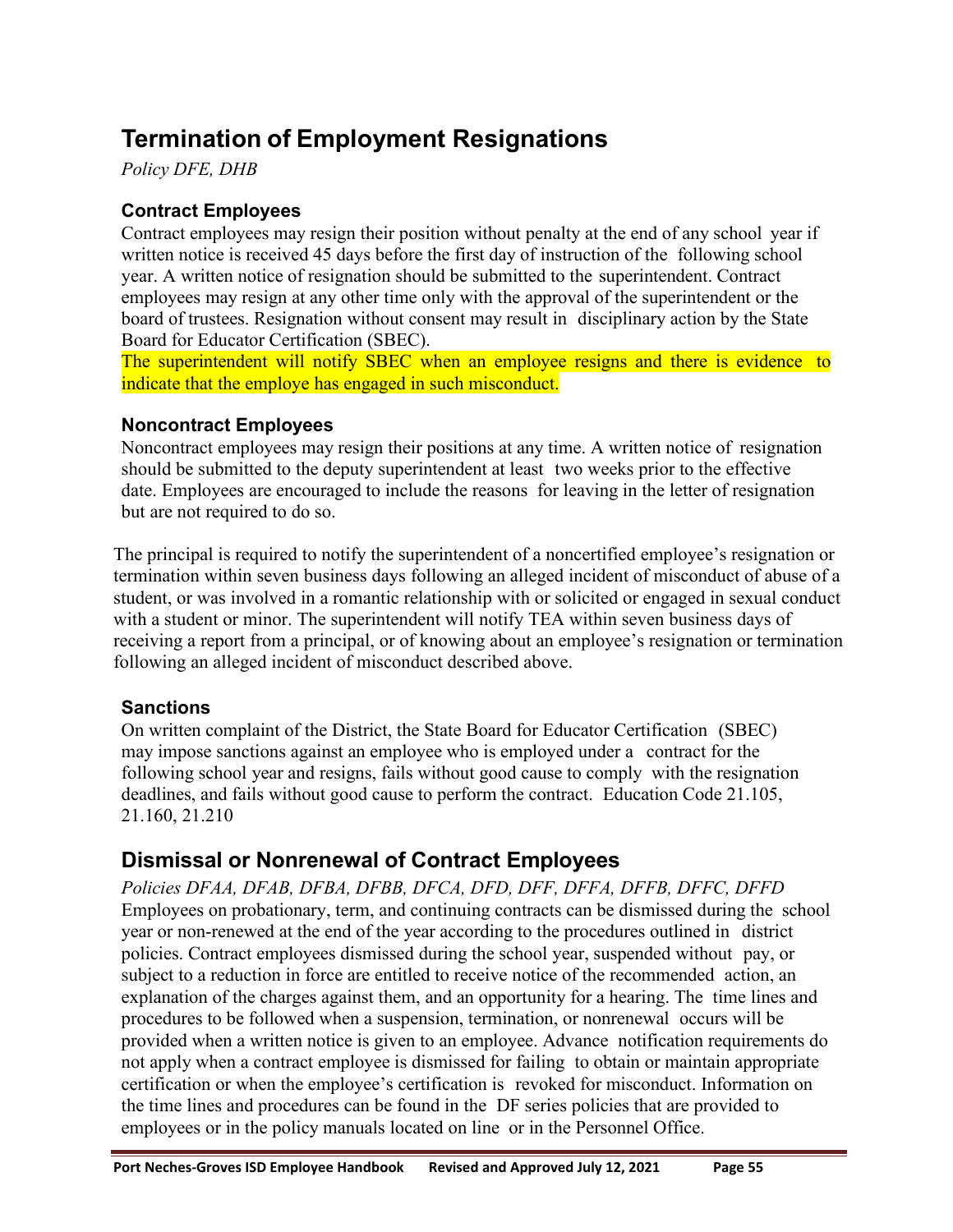## Termination of Employment Resignations

*Policy DFE, DHB*

### Contract Employees

Contract employees may resign their position without penalty at the end of any school year if written notice is received 45 days before the first day of instruction of the following school year. A written notice of resignation should be submitted to the superintendent. Contract employees may resign at any other time only with the approval of the superintendent or the board of trustees. Resignation without consent may result in disciplinary action by the State Board for Educator Certification (SBEC).

The superintendent will notify SBEC when an employee resigns and there is evidence to indicate that the employe has engaged in such misconduct.

### Noncontract Employees

Noncontract employees may resign their positions at any time. A written notice of resignation should be submitted to the deputy superintendent at least two weeks prior to the effective date. Employees are encouraged to include the reasons for leaving in the letter of resignation but are not required to do so.

The principal is required to notify the superintendent of a noncertified employee's resignation or termination within seven business days following an alleged incident of misconduct of abuse of a student, or was involved in a romantic relationship with or solicited or engaged in sexual conduct with a student or minor. The superintendent will notify TEA within seven business days of receiving a report from a principal, or of knowing about an employee's resignation or termination following an alleged incident of misconduct described above.

### Sanctions

On written complaint of the District, the State Board for Educator Certification (SBEC) may impose sanctions against an employee who is employed under a contract for the following school year and resigns, fails without good cause to comply with the resignation deadlines, and fails without good cause to perform the contract. Education Code 21.105, 21.160, 21.210

## Dismissal or Nonrenewal of Contract Employees

*Policies DFAA, DFAB, DFBA, DFBB, DFCA, DFD, DFF, DFFA, DFFB, DFFC, DFFD*

Employees on probationary, term, and continuing contracts can be dismissed during the school year or non-renewed at the end of the year according to the procedures outlined in district policies. Contract employees dismissed during the school year, suspended without pay, or subject to a reduction in force are entitled to receive notice of the recommended action, an explanation of the charges against them, and an opportunity for a hearing. The time lines and procedures to be followed when a suspension, termination, or nonrenewal occurs will be provided when a written notice is given to an employee. Advance notification requirements do not apply when a contract employee is dismissed for failing to obtain or maintain appropriate certification or when the employee's certification is revoked for misconduct. Information on the time lines and procedures can be found in the DF series policies that are provided to employees or in the policy manuals located on line or in the Personnel Office.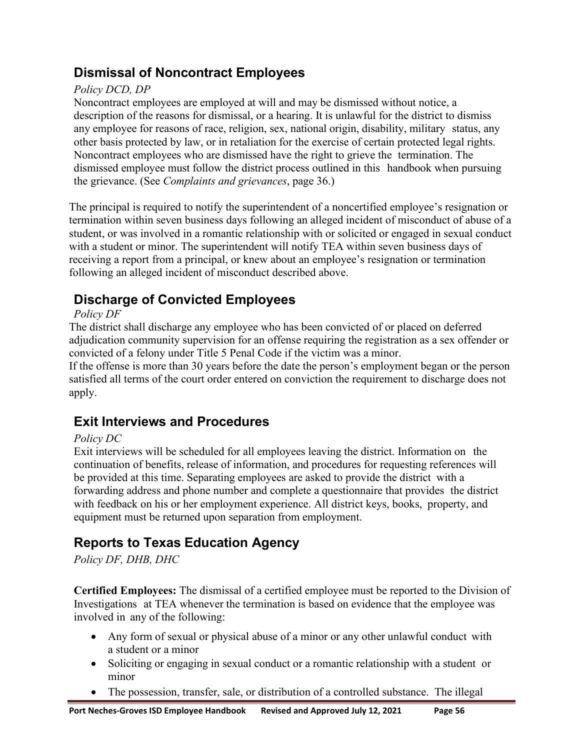## Dismissal of Noncontract Employees

*Policy DCD, DP*

Noncontract employees are employed at will and may be dismissed without notice, a description of the reasons for dismissal, or a hearing. It is unlawful for the district to dismiss any employee for reasons of race, religion, sex, national origin, disability, military status, any other basis protected by law, or in retaliation for the exercise of certain protected legal rights. Noncontract employees who are dismissed have the right to grieve the termination. The dismissed employee must follow the district process outlined in this handbook when pursuing the grievance. (See *Complaints and grievances*, page 36.)

The principal is required to notify the superintendent of a noncertified employee's resignation or termination within seven business days following an alleged incident of misconduct of abuse of a student, or was involved in a romantic relationship with or solicited or engaged in sexual conduct with a student or minor. The superintendent will notify TEA within seven business days of receiving a report from a principal, or knew about an employee's resignation or termination following an alleged incident of misconduct described above.

## Discharge of Convicted Employees

*Policy DF*

The district shall discharge any employee who has been convicted of or placed on deferred adjudication community supervision for an offense requiring the registration as a sex offender or convicted of a felony under Title 5 Penal Code if the victim was a minor.
If the offense is more than 30 years before the date the person's employment began or the person satisfied all terms of the court order entered on conviction the requirement to discharge does not apply.

## Exit Interviews and Procedures

*Policy DC*

Exit interviews will be scheduled for all employees leaving the district. Information on the continuation of benefits, release of information, and procedures for requesting references will be provided at this time. Separating employees are asked to provide the district with a forwarding address and phone number and complete a questionnaire that provides the district with feedback on his or her employment experience. All district keys, books, property, and equipment must be returned upon separation from employment.

## Reports to Texas Education Agency

*Policy DF, DHB, DHC*

**Certified Employees:** The dismissal of a certified employee must be reported to the Division of Investigations at TEA whenever the termination is based on evidence that the employee was involved in any of the following:

- Any form of sexual or physical abuse of a minor or any other unlawful conduct with a student or a minor
- Soliciting or engaging in sexual conduct or a romantic relationship with a student or minor
- The possession, transfer, sale, or distribution of a controlled substance. The illegal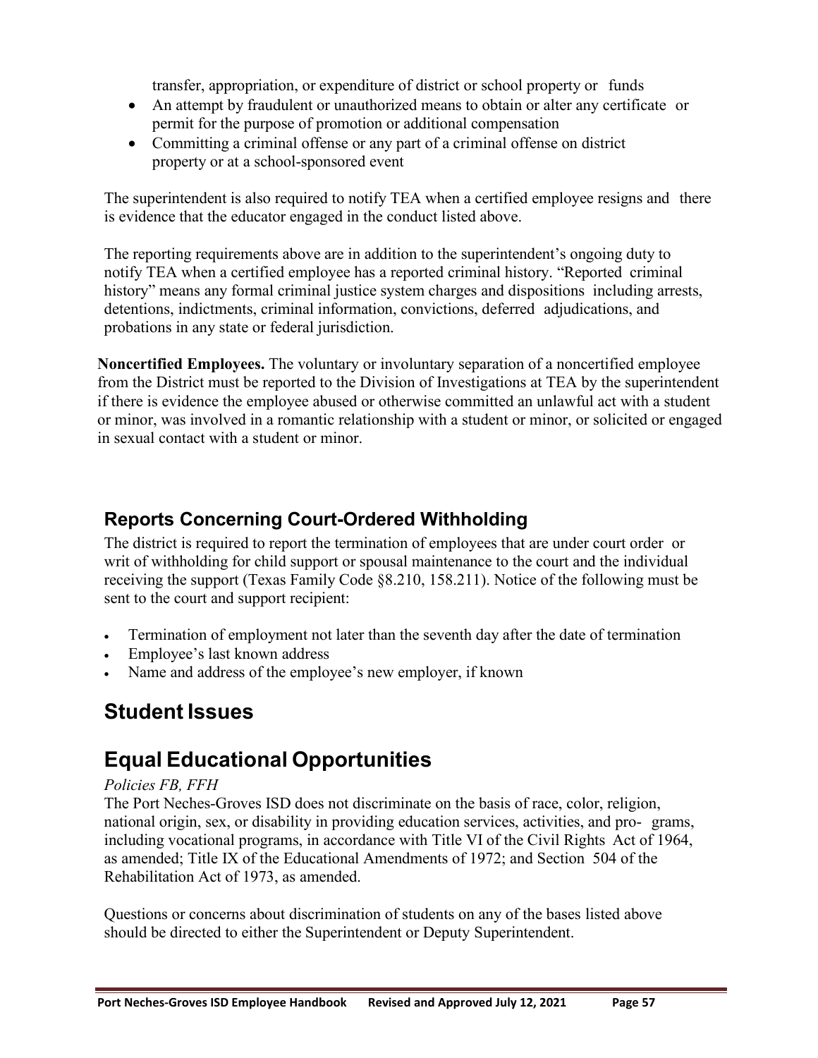transfer, appropriation, or expenditure of district or school property or funds

- An attempt by fraudulent or unauthorized means to obtain or alter any certificate or permit for the purpose of promotion or additional compensation
- Committing a criminal offense or any part of a criminal offense on district property or at a school-sponsored event

The superintendent is also required to notify TEA when a certified employee resigns and there is evidence that the educator engaged in the conduct listed above.

The reporting requirements above are in addition to the superintendent's ongoing duty to notify TEA when a certified employee has a reported criminal history. "Reported criminal history" means any formal criminal justice system charges and dispositions including arrests, detentions, indictments, criminal information, convictions, deferred adjudications, and probations in any state or federal jurisdiction.

**Noncertified Employees.** The voluntary or involuntary separation of a noncertified employee from the District must be reported to the Division of Investigations at TEA by the superintendent if there is evidence the employee abused or otherwise committed an unlawful act with a student or minor, was involved in a romantic relationship with a student or minor, or solicited or engaged in sexual contact with a student or minor.

## Reports Concerning Court-Ordered Withholding

The district is required to report the termination of employees that are under court order or writ of withholding for child support or spousal maintenance to the court and the individual receiving the support (Texas Family Code §8.210, 158.211). Notice of the following must be sent to the court and support recipient:

- Termination of employment not later than the seventh day after the date of termination
- Employee's last known address
- Name and address of the employee's new employer, if known

# Student Issues

# Equal Educational Opportunities

*Policies FB, FFH*

The Port Neches-Groves ISD does not discriminate on the basis of race, color, religion, national origin, sex, or disability in providing education services, activities, and programs, including vocational programs, in accordance with Title VI of the Civil Rights Act of 1964, as amended; Title IX of the Educational Amendments of 1972; and Section 504 of the Rehabilitation Act of 1973, as amended.

Questions or concerns about discrimination of students on any of the bases listed above should be directed to either the Superintendent or Deputy Superintendent.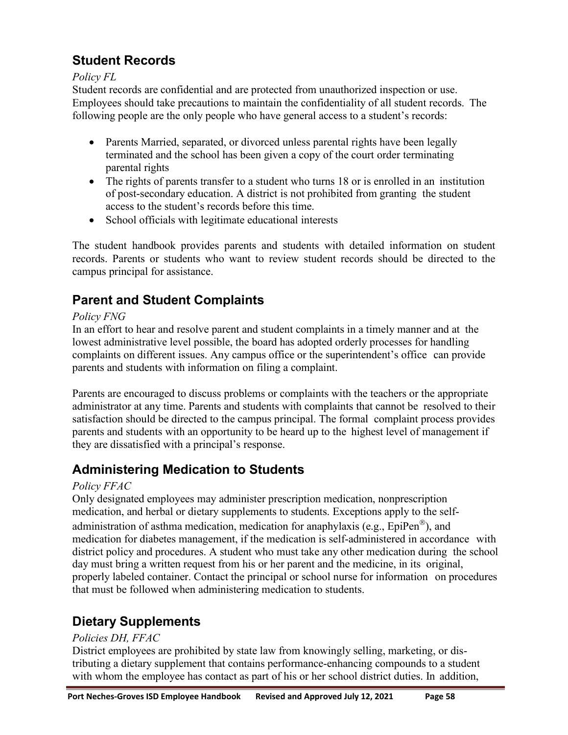## Student Records

*Policy FL*

Student records are confidential and are protected from unauthorized inspection or use. Employees should take precautions to maintain the confidentiality of all student records. The following people are the only people who have general access to a student's records:

- Parents Married, separated, or divorced unless parental rights have been legally terminated and the school has been given a copy of the court order terminating parental rights
- The rights of parents transfer to a student who turns 18 or is enrolled in an institution of post-secondary education. A district is not prohibited from granting the student access to the student's records before this time.
- School officials with legitimate educational interests

The student handbook provides parents and students with detailed information on student records. Parents or students who want to review student records should be directed to the campus principal for assistance.

## Parent and Student Complaints

*Policy FNG*

In an effort to hear and resolve parent and student complaints in a timely manner and at the lowest administrative level possible, the board has adopted orderly processes for handling complaints on different issues. Any campus office or the superintendent's office can provide parents and students with information on filing a complaint.

Parents are encouraged to discuss problems or complaints with the teachers or the appropriate administrator at any time. Parents and students with complaints that cannot be resolved to their satisfaction should be directed to the campus principal. The formal complaint process provides parents and students with an opportunity to be heard up to the highest level of management if they are dissatisfied with a principal's response.

## Administering Medication to Students

*Policy FFAC*

Only designated employees may administer prescription medication, nonprescription medication, and herbal or dietary supplements to students. Exceptions apply to the self-administration of asthma medication, medication for anaphylaxis (e.g., EpiPen®), and medication for diabetes management, if the medication is self-administered in accordance with district policy and procedures. A student who must take any other medication during the school day must bring a written request from his or her parent and the medicine, in its original, properly labeled container. Contact the principal or school nurse for information on procedures that must be followed when administering medication to students.

## Dietary Supplements

*Policies DH, FFAC*

District employees are prohibited by state law from knowingly selling, marketing, or distributing a dietary supplement that contains performance-enhancing compounds to a student with whom the employee has contact as part of his or her school district duties. In addition,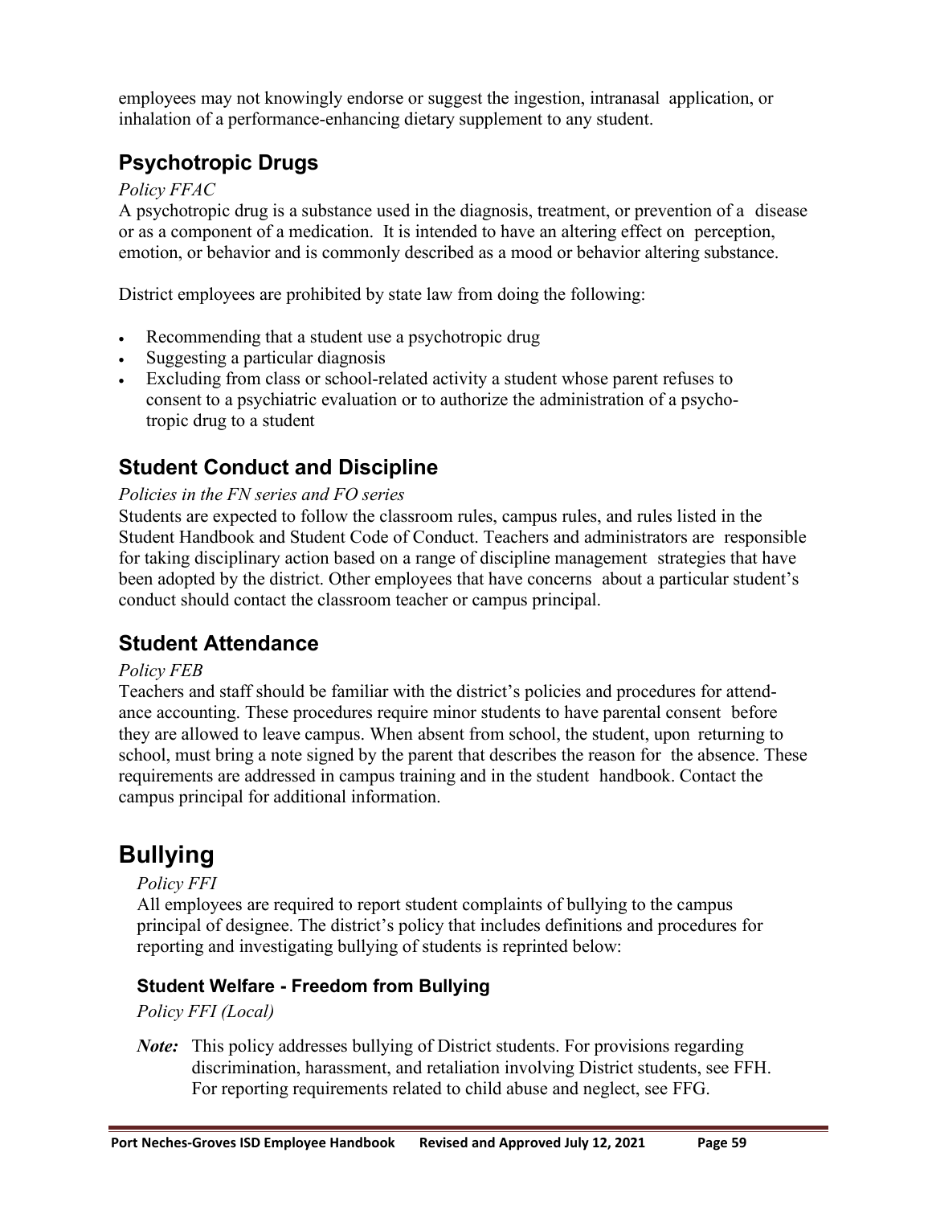employees may not knowingly endorse or suggest the ingestion, intranasal application, or inhalation of a performance-enhancing dietary supplement to any student.

## Psychotropic Drugs

*Policy FFAC*

A psychotropic drug is a substance used in the diagnosis, treatment, or prevention of a disease or as a component of a medication. It is intended to have an altering effect on perception, emotion, or behavior and is commonly described as a mood or behavior altering substance.

District employees are prohibited by state law from doing the following:

- Recommending that a student use a psychotropic drug
- Suggesting a particular diagnosis
- Excluding from class or school-related activity a student whose parent refuses to consent to a psychiatric evaluation or to authorize the administration of a psychotropic drug to a student

## Student Conduct and Discipline

*Policies in the FN series and FO series*

Students are expected to follow the classroom rules, campus rules, and rules listed in the Student Handbook and Student Code of Conduct. Teachers and administrators are responsible for taking disciplinary action based on a range of discipline management strategies that have been adopted by the district. Other employees that have concerns about a particular student's conduct should contact the classroom teacher or campus principal.

## Student Attendance

*Policy FEB*

Teachers and staff should be familiar with the district's policies and procedures for attendance accounting. These procedures require minor students to have parental consent before they are allowed to leave campus. When absent from school, the student, upon returning to school, must bring a note signed by the parent that describes the reason for the absence. These requirements are addressed in campus training and in the student handbook. Contact the campus principal for additional information.

# Bullying

*Policy FFI*

All employees are required to report student complaints of bullying to the campus principal of designee. The district's policy that includes definitions and procedures for reporting and investigating bullying of students is reprinted below:

### Student Welfare - Freedom from Bullying

*Policy FFI (Local)*

***Note:*** This policy addresses bullying of District students. For provisions regarding discrimination, harassment, and retaliation involving District students, see FFH. For reporting requirements related to child abuse and neglect, see FFG.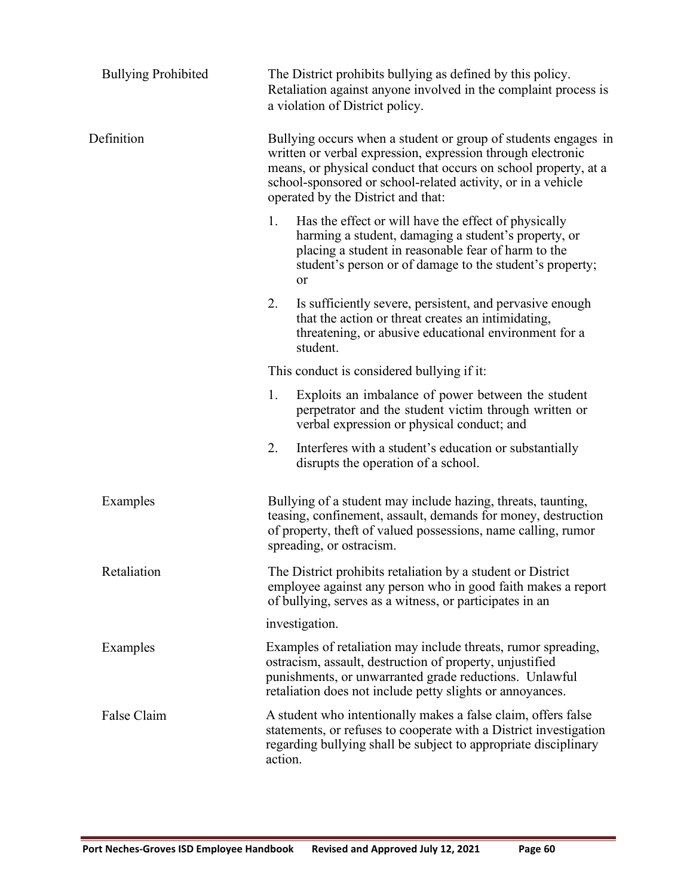## Bullying Prohibited

The District prohibits bullying as defined by this policy. Retaliation against anyone involved in the complaint process is a violation of District policy.

### Definition

Bullying occurs when a student or group of students engages in written or verbal expression, expression through electronic means, or physical conduct that occurs on school property, at a school-sponsored or school-related activity, or in a vehicle operated by the District and that:

1. Has the effect or will have the effect of physically harming a student, damaging a student's property, or placing a student in reasonable fear of harm to the student's person or of damage to the student's property; or
2. Is sufficiently severe, persistent, and pervasive enough that the action or threat creates an intimidating, threatening, or abusive educational environment for a student.

This conduct is considered bullying if it:

1. Exploits an imbalance of power between the student perpetrator and the student victim through written or verbal expression or physical conduct; and
2. Interferes with a student's education or substantially disrupts the operation of a school.

### Examples

Bullying of a student may include hazing, threats, taunting, teasing, confinement, assault, demands for money, destruction of property, theft of valued possessions, name calling, rumor spreading, or ostracism.

### Retaliation

The District prohibits retaliation by a student or District employee against any person who in good faith makes a report of bullying, serves as a witness, or participates in an investigation.

### Examples

Examples of retaliation may include threats, rumor spreading, ostracism, assault, destruction of property, unjustified punishments, or unwarranted grade reductions. Unlawful retaliation does not include petty slights or annoyances.

### False Claim

A student who intentionally makes a false claim, offers false statements, or refuses to cooperate with a District investigation regarding bullying shall be subject to appropriate disciplinary action.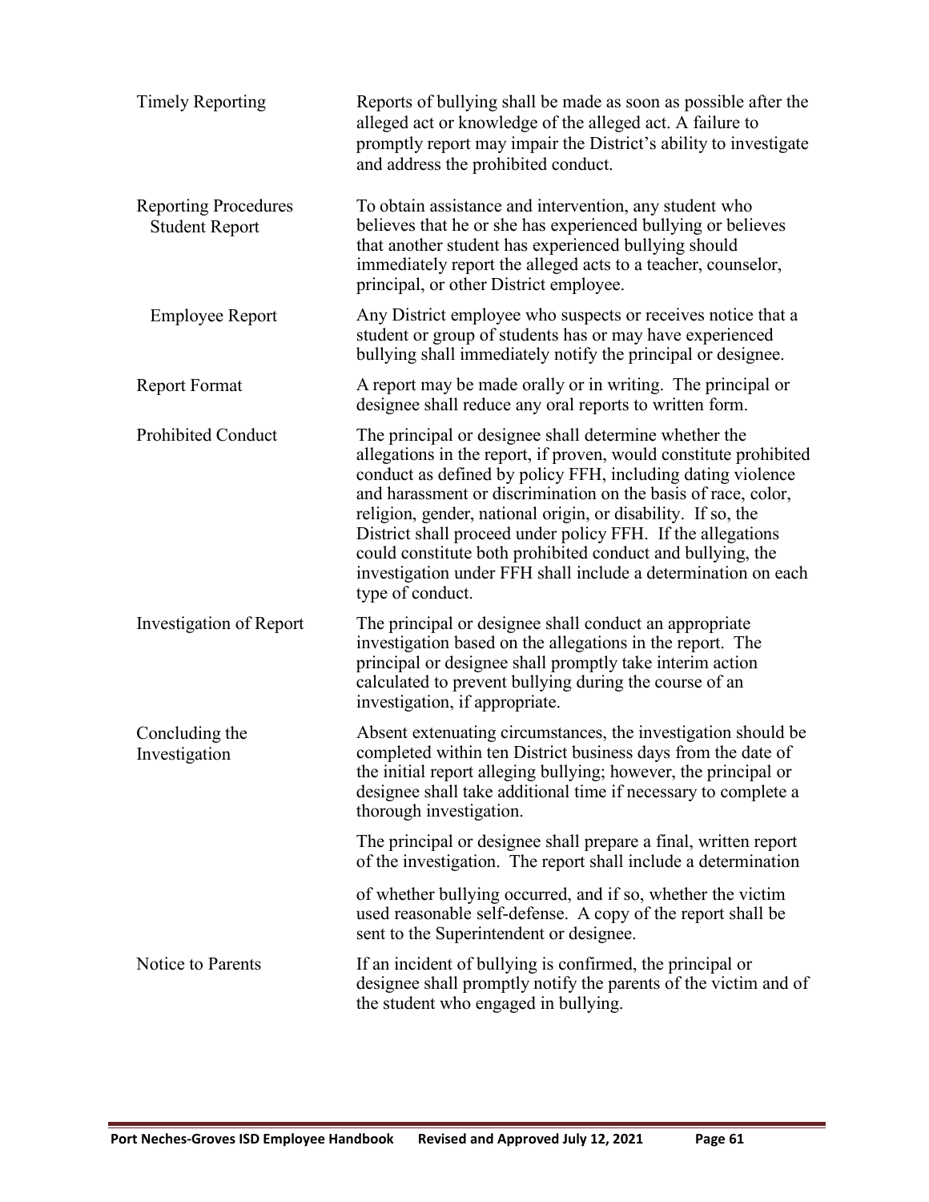**Timely Reporting**

Reports of bullying shall be made as soon as possible after the alleged act or knowledge of the alleged act. A failure to promptly report may impair the District's ability to investigate and address the prohibited conduct.

**Reporting Procedures**

**Student Report**

To obtain assistance and intervention, any student who believes that he or she has experienced bullying or believes that another student has experienced bullying should immediately report the alleged acts to a teacher, counselor, principal, or other District employee.

**Employee Report**

Any District employee who suspects or receives notice that a student or group of students has or may have experienced bullying shall immediately notify the principal or designee.

**Report Format**

A report may be made orally or in writing. The principal or designee shall reduce any oral reports to written form.

**Prohibited Conduct**

The principal or designee shall determine whether the allegations in the report, if proven, would constitute prohibited conduct as defined by policy FFH, including dating violence and harassment or discrimination on the basis of race, color, religion, gender, national origin, or disability. If so, the District shall proceed under policy FFH. If the allegations could constitute both prohibited conduct and bullying, the investigation under FFH shall include a determination on each type of conduct.

**Investigation of Report**

The principal or designee shall conduct an appropriate investigation based on the allegations in the report. The principal or designee shall promptly take interim action calculated to prevent bullying during the course of an investigation, if appropriate.

**Concluding the Investigation**

Absent extenuating circumstances, the investigation should be completed within ten District business days from the date of the initial report alleging bullying; however, the principal or designee shall take additional time if necessary to complete a thorough investigation.

The principal or designee shall prepare a final, written report of the investigation. The report shall include a determination of whether bullying occurred, and if so, whether the victim used reasonable self-defense. A copy of the report shall be sent to the Superintendent or designee.

**Notice to Parents**

If an incident of bullying is confirmed, the principal or designee shall promptly notify the parents of the victim and of the student who engaged in bullying.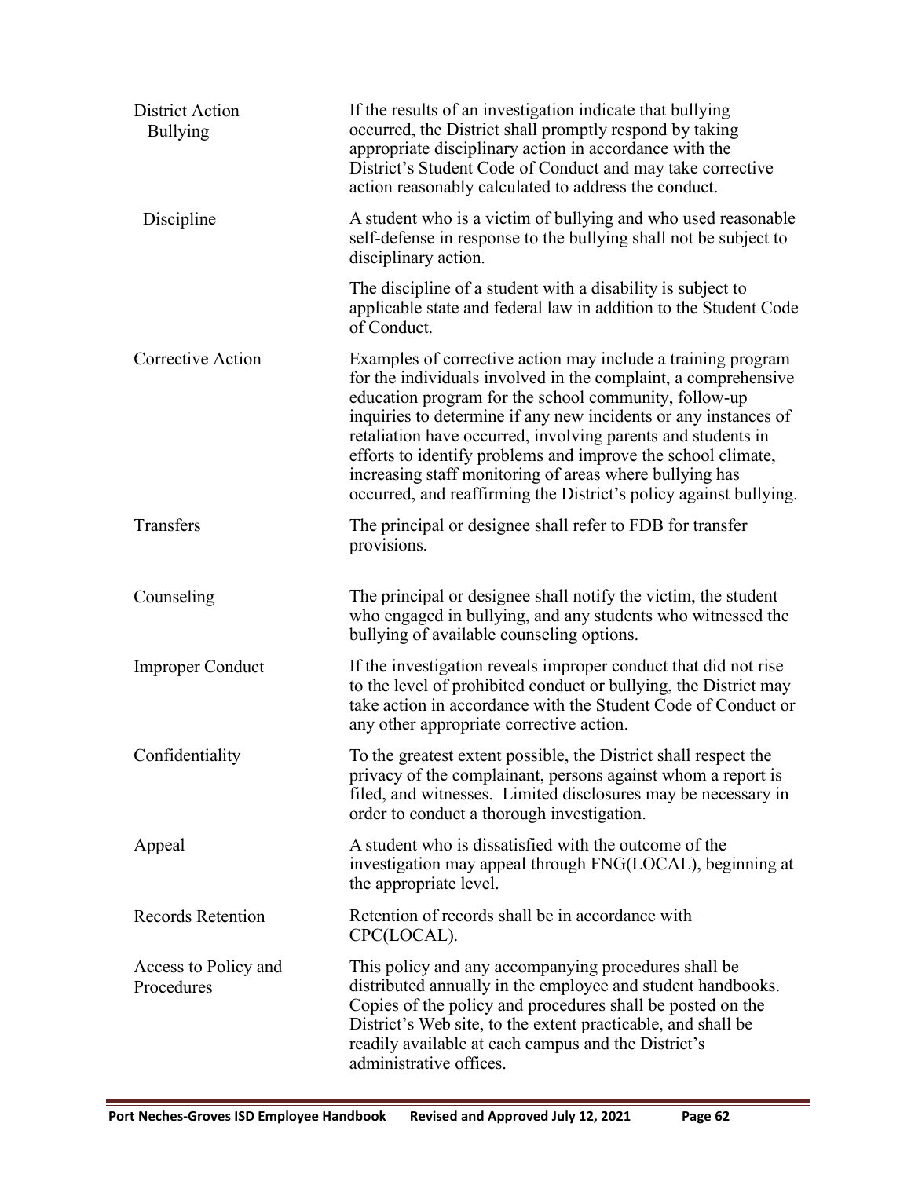**District Action**

**Bullying**

If the results of an investigation indicate that bullying occurred, the District shall promptly respond by taking appropriate disciplinary action in accordance with the District's Student Code of Conduct and may take corrective action reasonably calculated to address the conduct.

**Discipline**

A student who is a victim of bullying and who used reasonable self-defense in response to the bullying shall not be subject to disciplinary action.

The discipline of a student with a disability is subject to applicable state and federal law in addition to the Student Code of Conduct.

**Corrective Action**

Examples of corrective action may include a training program for the individuals involved in the complaint, a comprehensive education program for the school community, follow-up inquiries to determine if any new incidents or any instances of retaliation have occurred, involving parents and students in efforts to identify problems and improve the school climate, increasing staff monitoring of areas where bullying has occurred, and reaffirming the District's policy against bullying.

**Transfers**

The principal or designee shall refer to FDB for transfer provisions.

**Counseling**

The principal or designee shall notify the victim, the student who engaged in bullying, and any students who witnessed the bullying of available counseling options.

**Improper Conduct**

If the investigation reveals improper conduct that did not rise to the level of prohibited conduct or bullying, the District may take action in accordance with the Student Code of Conduct or any other appropriate corrective action.

**Confidentiality**

To the greatest extent possible, the District shall respect the privacy of the complainant, persons against whom a report is filed, and witnesses. Limited disclosures may be necessary in order to conduct a thorough investigation.

**Appeal**

A student who is dissatisfied with the outcome of the investigation may appeal through FNG(LOCAL), beginning at the appropriate level.

**Records Retention**

Retention of records shall be in accordance with CPC(LOCAL).

**Access to Policy and Procedures**

This policy and any accompanying procedures shall be distributed annually in the employee and student handbooks. Copies of the policy and procedures shall be posted on the District's Web site, to the extent practicable, and shall be readily available at each campus and the District's administrative offices.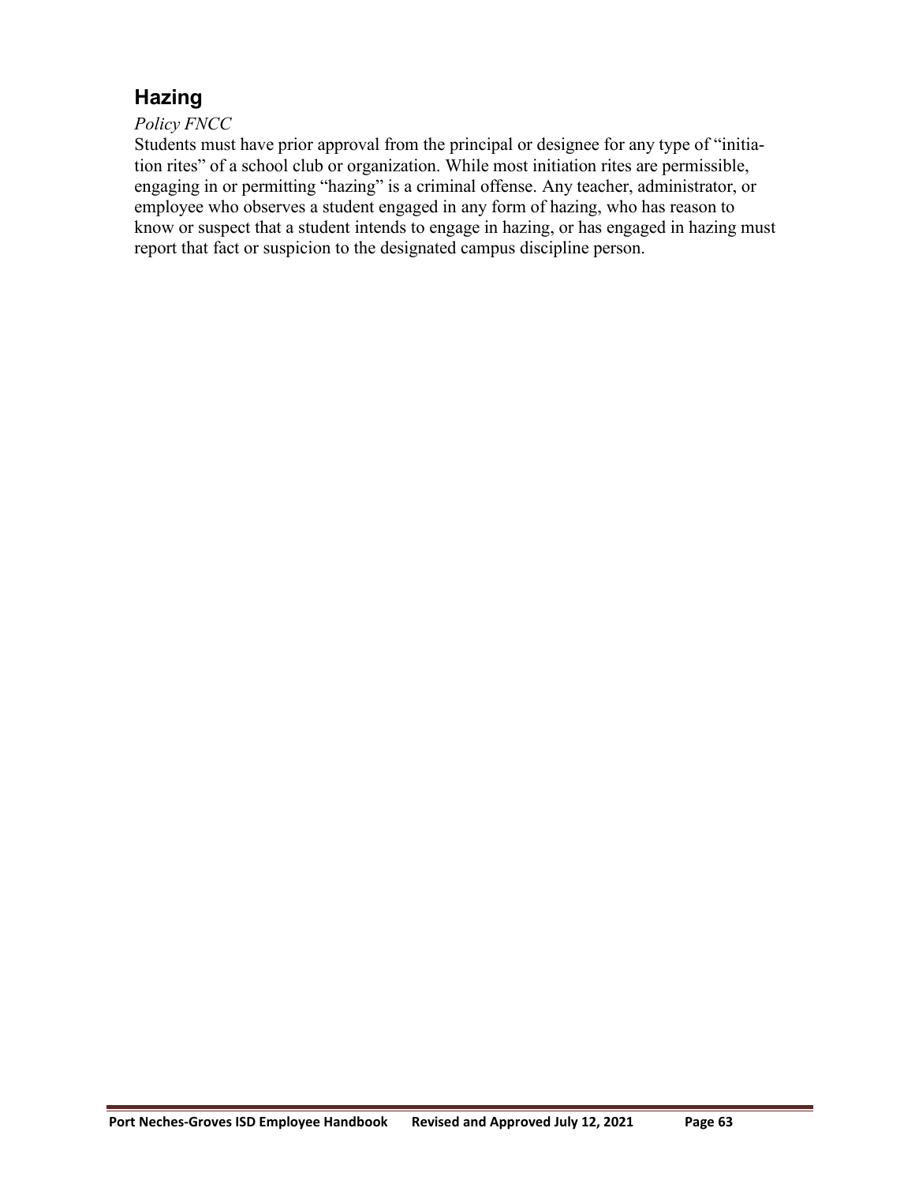## Hazing

*Policy FNCC*

Students must have prior approval from the principal or designee for any type of "initiation rites" of a school club or organization. While most initiation rites are permissible, engaging in or permitting "hazing" is a criminal offense. Any teacher, administrator, or employee who observes a student engaged in any form of hazing, who has reason to know or suspect that a student intends to engage in hazing, or has engaged in hazing must report that fact or suspicion to the designated campus discipline person.